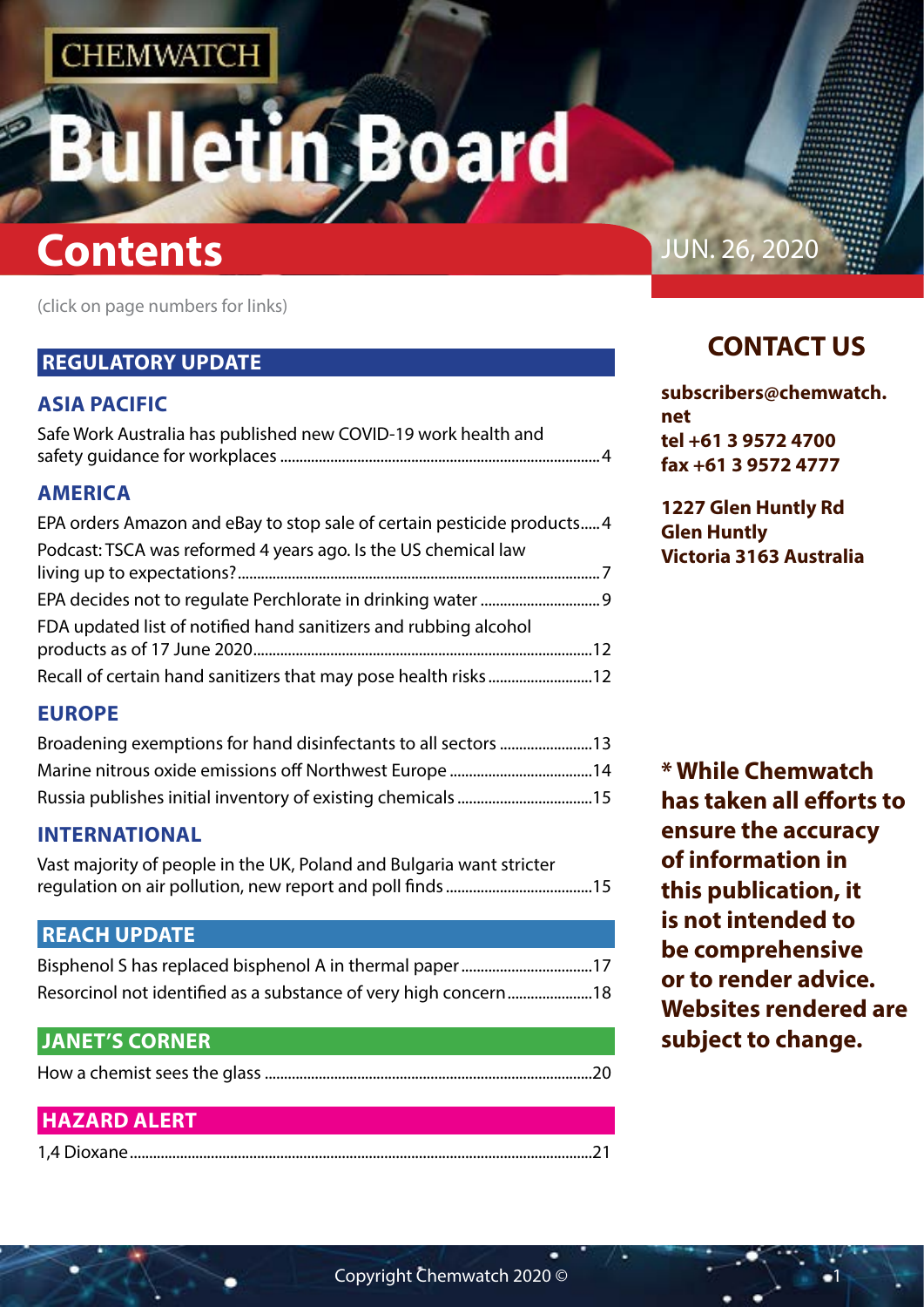CHEMWATCH

# Bulletin Board

# Contents

JUN. 26, 2020

(click on page numbers for links)

## REGULATORY UPDATE

### ASIA PACIFIC

Safe Work Australia has published new COVID-19 work health and safety guidance for workplaces ..... 4

### AMERICA

EPA orders Amazon and eBay to stop sale of certain pesticide products..... 4

Podcast: TSCA was reformed 4 years ago. Is the US chemical law living up to expectations? ..... 7

EPA decides not to regulate Perchlorate in drinking water ..... 9

FDA updated list of notified hand sanitizers and rubbing alcohol products as of 17 June 2020..... 12

Recall of certain hand sanitizers that may pose health risks ..... 12

### EUROPE

Broadening exemptions for hand disinfectants to all sectors ..... 13

Marine nitrous oxide emissions off Northwest Europe ..... 14

Russia publishes initial inventory of existing chemicals ..... 15

### INTERNATIONAL

Vast majority of people in the UK, Poland and Bulgaria want stricter regulation on air pollution, new report and poll finds ..... 15

## REACH UPDATE

Bisphenol S has replaced bisphenol A in thermal paper ..... 17

Resorcinol not identified as a substance of very high concern ..... 18

## JANET'S CORNER

How a chemist sees the glass ..... 20

## HAZARD ALERT

1,4 Dioxane ..... 21

## CONTACT US

**subscribers@chemwatch.net**
**tel +61 3 9572 4700**
**fax +61 3 9572 4777**

**1227 Glen Huntly Rd**
**Glen Huntly**
**Victoria 3163 Australia**

**\* While Chemwatch has taken all efforts to ensure the accuracy of information in this publication, it is not intended to be comprehensive or to render advice. Websites rendered are subject to change.**

Copyright Chemwatch 2020 ©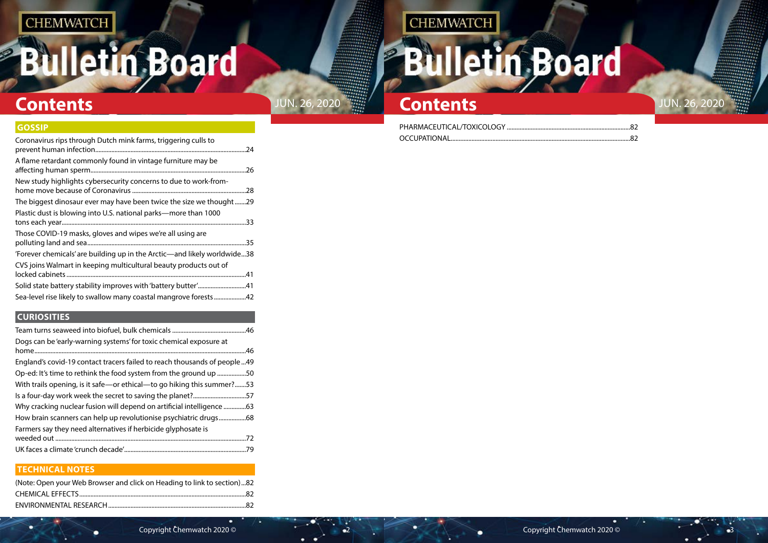# Contents

JUN. 26, 2020

## GOSSIP

Coronavirus rips through Dutch mink farms, triggering culls to prevent human infection.....24

A flame retardant commonly found in vintage furniture may be affecting human sperm.....26

New study highlights cybersecurity concerns to due to work-from-home move because of Coronavirus.....28

The biggest dinosaur ever may have been twice the size we thought.....29

Plastic dust is blowing into U.S. national parks—more than 1000 tons each year.....33

Those COVID-19 masks, gloves and wipes we're all using are polluting land and sea.....35

'Forever chemicals' are building up in the Arctic—and likely worldwide...38

CVS joins Walmart in keeping multicultural beauty products out of locked cabinets.....41

Solid state battery stability improves with 'battery butter'.....41

Sea-level rise likely to swallow many coastal mangrove forests.....42

## CURIOSITIES

Team turns seaweed into biofuel, bulk chemicals.....46

Dogs can be 'early-warning systems' for toxic chemical exposure at home.....46

England's covid-19 contact tracers failed to reach thousands of people...49

Op-ed: It's time to rethink the food system from the ground up.....50

With trails opening, is it safe—or ethical—to go hiking this summer?.....53

Is a four-day work week the secret to saving the planet?.....57

Why cracking nuclear fusion will depend on artificial intelligence.....63

How brain scanners can help up revolutionise psychiatric drugs.....68

Farmers say they need alternatives if herbicide glyphosate is weeded out.....72

UK faces a climate 'crunch decade'.....79

## TECHNICAL NOTES

(Note: Open your Web Browser and click on Heading to link to section)...82

CHEMICAL EFFECTS.....82

ENVIRONMENTAL RESEARCH.....82

PHARMACEUTICAL/TOXICOLOGY.....82

OCCUPATIONAL.....82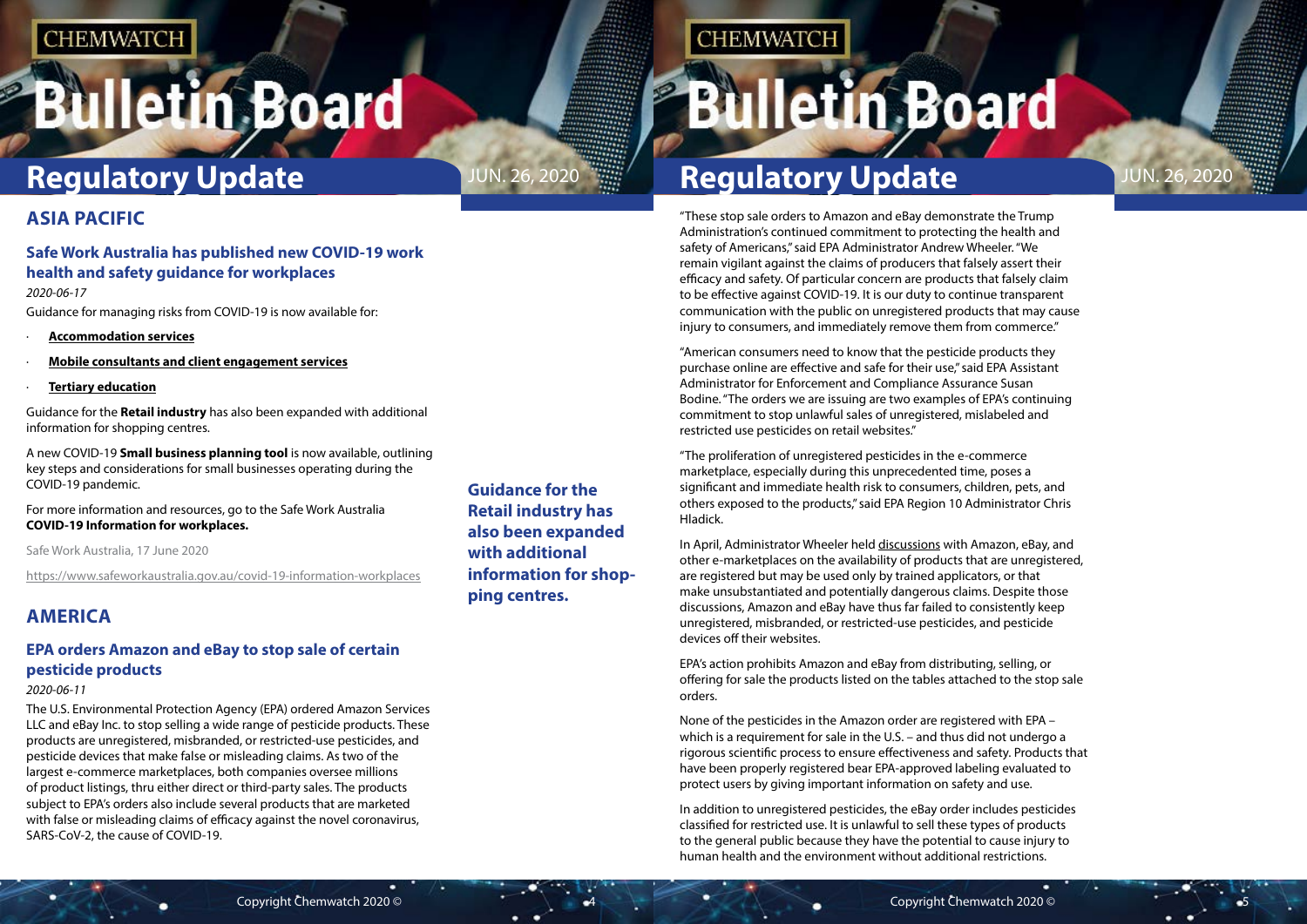## ASIA PACIFIC

### Safe Work Australia has published new COVID-19 work health and safety guidance for workplaces

*2020-06-17*

Guidance for managing risks from COVID-19 is now available for:

- **Accommodation services**
- **Mobile consultants and client engagement services**
- **Tertiary education**

Guidance for the **Retail industry** has also been expanded with additional information for shopping centres.

A new COVID-19 **Small business planning tool** is now available, outlining key steps and considerations for small businesses operating during the COVID-19 pandemic.

For more information and resources, go to the Safe Work Australia **COVID-19 Information for workplaces.**

Safe Work Australia, 17 June 2020

https://www.safeworkaustralia.gov.au/covid-19-information-workplaces

**Guidance for the Retail industry has also been expanded with additional information for shopping centres.**

## AMERICA

### EPA orders Amazon and eBay to stop sale of certain pesticide products

*2020-06-11*

The U.S. Environmental Protection Agency (EPA) ordered Amazon Services LLC and eBay Inc. to stop selling a wide range of pesticide products. These products are unregistered, misbranded, or restricted-use pesticides, and pesticide devices that make false or misleading claims. As two of the largest e-commerce marketplaces, both companies oversee millions of product listings, thru either direct or third-party sales. The products subject to EPA's orders also include several products that are marketed with false or misleading claims of efficacy against the novel coronavirus, SARS-CoV-2, the cause of COVID-19.

"These stop sale orders to Amazon and eBay demonstrate the Trump Administration's continued commitment to protecting the health and safety of Americans," said EPA Administrator Andrew Wheeler. "We remain vigilant against the claims of producers that falsely assert their efficacy and safety. Of particular concern are products that falsely claim to be effective against COVID-19. It is our duty to continue transparent communication with the public on unregistered products that may cause injury to consumers, and immediately remove them from commerce."

"American consumers need to know that the pesticide products they purchase online are effective and safe for their use," said EPA Assistant Administrator for Enforcement and Compliance Assurance Susan Bodine. "The orders we are issuing are two examples of EPA's continuing commitment to stop unlawful sales of unregistered, mislabeled and restricted use pesticides on retail websites."

"The proliferation of unregistered pesticides in the e-commerce marketplace, especially during this unprecedented time, poses a significant and immediate health risk to consumers, children, pets, and others exposed to the products," said EPA Region 10 Administrator Chris Hladick.

In April, Administrator Wheeler held discussions with Amazon, eBay, and other e-marketplaces on the availability of products that are unregistered, are registered but may be used only by trained applicators, or that make unsubstantiated and potentially dangerous claims. Despite those discussions, Amazon and eBay have thus far failed to consistently keep unregistered, misbranded, or restricted-use pesticides, and pesticide devices off their websites.

EPA's action prohibits Amazon and eBay from distributing, selling, or offering for sale the products listed on the tables attached to the stop sale orders.

None of the pesticides in the Amazon order are registered with EPA – which is a requirement for sale in the U.S. – and thus did not undergo a rigorous scientific process to ensure effectiveness and safety. Products that have been properly registered bear EPA-approved labeling evaluated to protect users by giving important information on safety and use.

In addition to unregistered pesticides, the eBay order includes pesticides classified for restricted use. It is unlawful to sell these types of products to the general public because they have the potential to cause injury to human health and the environment without additional restrictions.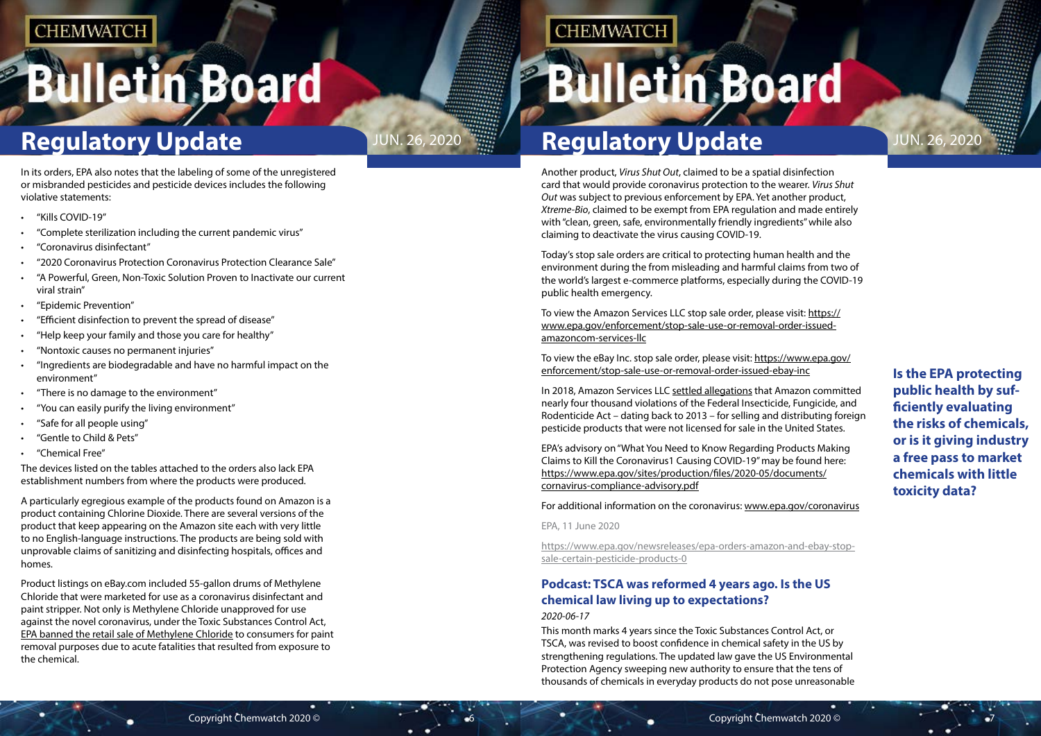In its orders, EPA also notes that the labeling of some of the unregistered or misbranded pesticides and pesticide devices includes the following violative statements:

- "Kills COVID-19"
- "Complete sterilization including the current pandemic virus"
- "Coronavirus disinfectant"
- "2020 Coronavirus Protection Coronavirus Protection Clearance Sale"
- "A Powerful, Green, Non-Toxic Solution Proven to Inactivate our current viral strain"
- "Epidemic Prevention"
- "Efficient disinfection to prevent the spread of disease"
- "Help keep your family and those you care for healthy"
- "Nontoxic causes no permanent injuries"
- "Ingredients are biodegradable and have no harmful impact on the environment"
- "There is no damage to the environment"
- "You can easily purify the living environment"
- "Safe for all people using"
- "Gentle to Child & Pets"
- "Chemical Free"

The devices listed on the tables attached to the orders also lack EPA establishment numbers from where the products were produced.

A particularly egregious example of the products found on Amazon is a product containing Chlorine Dioxide. There are several versions of the product that keep appearing on the Amazon site each with very little to no English-language instructions. The products are being sold with unprovable claims of sanitizing and disinfecting hospitals, offices and homes.

Product listings on eBay.com included 55-gallon drums of Methylene Chloride that were marketed for use as a coronavirus disinfectant and paint stripper. Not only is Methylene Chloride unapproved for use against the novel coronavirus, under the Toxic Substances Control Act, EPA banned the retail sale of Methylene Chloride to consumers for paint removal purposes due to acute fatalities that resulted from exposure to the chemical.

Another product, *Virus Shut Out*, claimed to be a spatial disinfection card that would provide coronavirus protection to the wearer. *Virus Shut Out* was subject to previous enforcement by EPA. Yet another product, *Xtreme-Bio*, claimed to be exempt from EPA regulation and made entirely with "clean, green, safe, environmentally friendly ingredients" while also claiming to deactivate the virus causing COVID-19.

Today's stop sale orders are critical to protecting human health and the environment during the from misleading and harmful claims from two of the world's largest e-commerce platforms, especially during the COVID-19 public health emergency.

To view the Amazon Services LLC stop sale order, please visit: https://www.epa.gov/enforcement/stop-sale-use-or-removal-order-issued-amazoncom-services-llc

To view the eBay Inc. stop sale order, please visit: https://www.epa.gov/enforcement/stop-sale-use-or-removal-order-issued-ebay-inc

In 2018, Amazon Services LLC settled allegations that Amazon committed nearly four thousand violations of the Federal Insecticide, Fungicide, and Rodenticide Act – dating back to 2013 – for selling and distributing foreign pesticide products that were not licensed for sale in the United States.

EPA's advisory on "What You Need to Know Regarding Products Making Claims to Kill the Coronavirus1 Causing COVID-19" may be found here: https://www.epa.gov/sites/production/files/2020-05/documents/cornavirus-compliance-advisory.pdf

For additional information on the coronavirus: www.epa.gov/coronavirus

EPA, 11 June 2020

https://www.epa.gov/newsreleases/epa-orders-amazon-and-ebay-stop-sale-certain-pesticide-products-0

### Podcast: TSCA was reformed 4 years ago. Is the US chemical law living up to expectations?

*2020-06-17*

**Is the EPA protecting public health by sufficiently evaluating the risks of chemicals, or is it giving industry a free pass to market chemicals with little toxicity data?**

This month marks 4 years since the Toxic Substances Control Act, or TSCA, was revised to boost confidence in chemical safety in the US by strengthening regulations. The updated law gave the US Environmental Protection Agency sweeping new authority to ensure that the tens of thousands of chemicals in everyday products do not pose unreasonable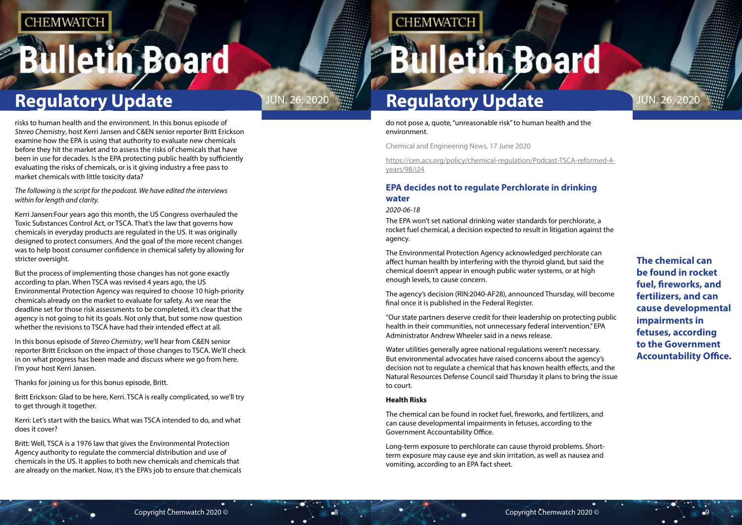risks to human health and the environment. In this bonus episode of *Stereo Chemistry*, host Kerri Jansen and C&EN senior reporter Britt Erickson examine how the EPA is using that authority to evaluate new chemicals before they hit the market and to assess the risks of chemicals that have been in use for decades. Is the EPA protecting public health by sufficiently evaluating the risks of chemicals, or is it giving industry a free pass to market chemicals with little toxicity data?

*The following is the script for the podcast. We have edited the interviews within for length and clarity.*

Kerri Jansen:Four years ago this month, the US Congress overhauled the Toxic Substances Control Act, or TSCA. That's the law that governs how chemicals in everyday products are regulated in the US. It was originally designed to protect consumers. And the goal of the more recent changes was to help boost consumer confidence in chemical safety by allowing for stricter oversight.

But the process of implementing those changes has not gone exactly according to plan. When TSCA was revised 4 years ago, the US Environmental Protection Agency was required to choose 10 high-priority chemicals already on the market to evaluate for safety. As we near the deadline set for those risk assessments to be completed, it's clear that the agency is not going to hit its goals. Not only that, but some now question whether the revisions to TSCA have had their intended effect at all.

In this bonus episode of *Stereo Chemistry*, we'll hear from C&EN senior reporter Britt Erickson on the impact of those changes to TSCA. We'll check in on what progress has been made and discuss where we go from here. I'm your host Kerri Jansen.

Thanks for joining us for this bonus episode, Britt.

Britt Erickson: Glad to be here, Kerri. TSCA is really complicated, so we'll try to get through it together.

Kerri: Let's start with the basics. What was TSCA intended to do, and what does it cover?

Britt: Well, TSCA is a 1976 law that gives the Environmental Protection Agency authority to regulate the commercial distribution and use of chemicals in the US. It applies to both new chemicals and chemicals that are already on the market. Now, it's the EPA's job to ensure that chemicals do not pose a, quote, "unreasonable risk" to human health and the environment.

Chemical and Engineering News, 17 June 2020

https://cen.acs.org/policy/chemical-regulation/Podcast-TSCA-reformed-4-years/98/i24

## EPA decides not to regulate Perchlorate in drinking water

*2020-06-18*

The EPA won't set national drinking water standards for perchlorate, a rocket fuel chemical, a decision expected to result in litigation against the agency.

The Environmental Protection Agency acknowledged perchlorate can affect human health by interfering with the thyroid gland, but said the chemical doesn't appear in enough public water systems, or at high enough levels, to cause concern.

The agency's decision (RIN:2040-AF28), announced Thursday, will become final once it is published in the Federal Register.

"Our state partners deserve credit for their leadership on protecting public health in their communities, not unnecessary federal intervention." EPA Administrator Andrew Wheeler said in a news release.

Water utilities generally agree national regulations weren't necessary. But environmental advocates have raised concerns about the agency's decision not to regulate a chemical that has known health effects, and the Natural Resources Defense Council said Thursday it plans to bring the issue to court.

**Health Risks**

The chemical can be found in rocket fuel, fireworks, and fertilizers, and can cause developmental impairments in fetuses, according to the Government Accountability Office.

Long-term exposure to perchlorate can cause thyroid problems. Short-term exposure may cause eye and skin irritation, as well as nausea and vomiting, according to an EPA fact sheet.

**The chemical can be found in rocket fuel, fireworks, and fertilizers, and can cause developmental impairments in fetuses, according to the Government Accountability Office.**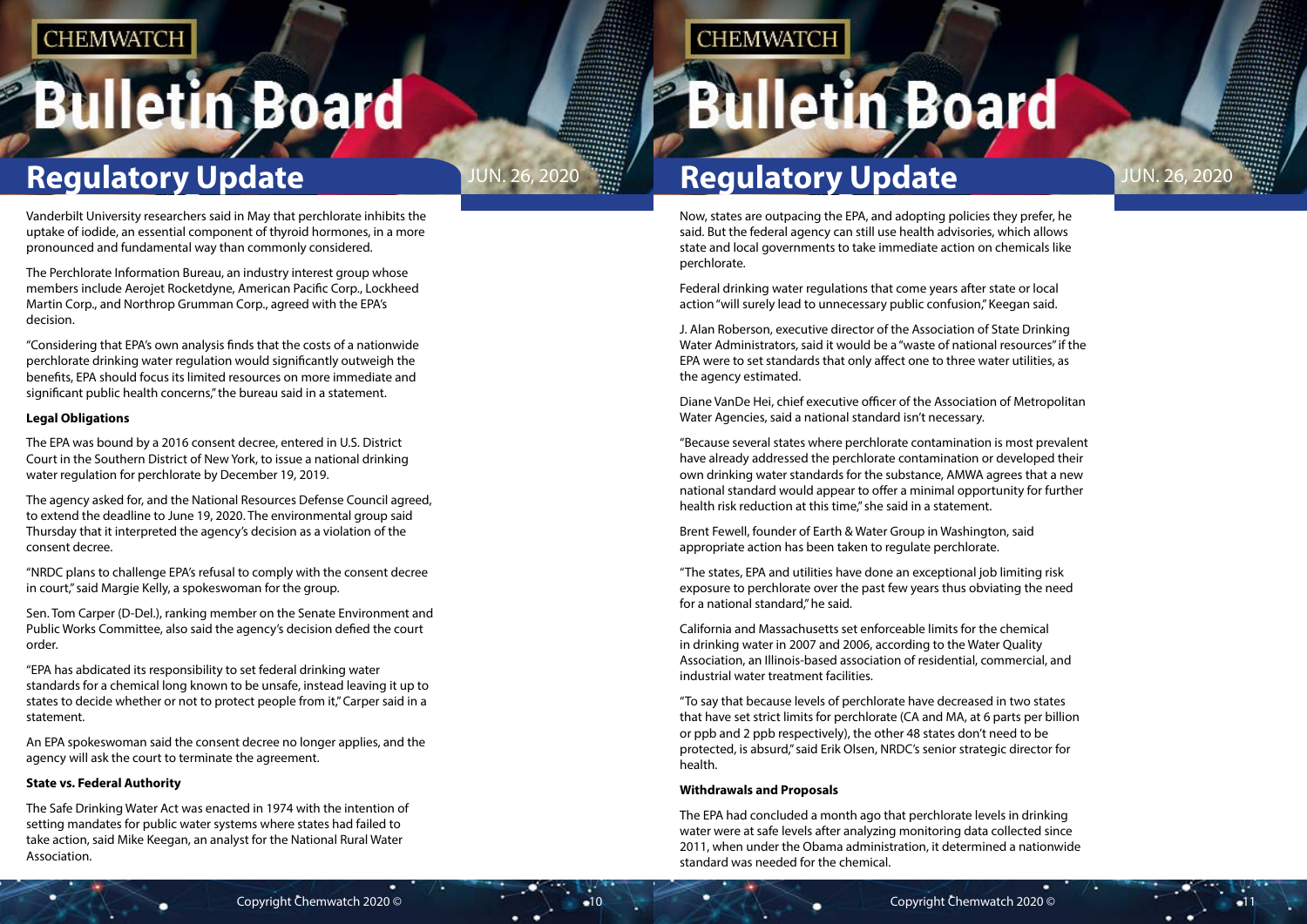Vanderbilt University researchers said in May that perchlorate inhibits the uptake of iodide, an essential component of thyroid hormones, in a more pronounced and fundamental way than commonly considered.

The Perchlorate Information Bureau, an industry interest group whose members include Aerojet Rocketdyne, American Pacific Corp., Lockheed Martin Corp., and Northrop Grumman Corp., agreed with the EPA's decision.

"Considering that EPA's own analysis finds that the costs of a nationwide perchlorate drinking water regulation would significantly outweigh the benefits, EPA should focus its limited resources on more immediate and significant public health concerns," the bureau said in a statement.

**Legal Obligations**

The EPA was bound by a 2016 consent decree, entered in U.S. District Court in the Southern District of New York, to issue a national drinking water regulation for perchlorate by December 19, 2019.

The agency asked for, and the National Resources Defense Council agreed, to extend the deadline to June 19, 2020. The environmental group said Thursday that it interpreted the agency's decision as a violation of the consent decree.

"NRDC plans to challenge EPA's refusal to comply with the consent decree in court," said Margie Kelly, a spokeswoman for the group.

Sen. Tom Carper (D-Del.), ranking member on the Senate Environment and Public Works Committee, also said the agency's decision defied the court order.

"EPA has abdicated its responsibility to set federal drinking water standards for a chemical long known to be unsafe, instead leaving it up to states to decide whether or not to protect people from it," Carper said in a statement.

An EPA spokeswoman said the consent decree no longer applies, and the agency will ask the court to terminate the agreement.

**State vs. Federal Authority**

The Safe Drinking Water Act was enacted in 1974 with the intention of setting mandates for public water systems where states had failed to take action, said Mike Keegan, an analyst for the National Rural Water Association.

Now, states are outpacing the EPA, and adopting policies they prefer, he said. But the federal agency can still use health advisories, which allows state and local governments to take immediate action on chemicals like perchlorate.

Federal drinking water regulations that come years after state or local action "will surely lead to unnecessary public confusion," Keegan said.

J. Alan Roberson, executive director of the Association of State Drinking Water Administrators, said it would be a "waste of national resources" if the EPA were to set standards that only affect one to three water utilities, as the agency estimated.

Diane VanDe Hei, chief executive officer of the Association of Metropolitan Water Agencies, said a national standard isn't necessary.

"Because several states where perchlorate contamination is most prevalent have already addressed the perchlorate contamination or developed their own drinking water standards for the substance, AMWA agrees that a new national standard would appear to offer a minimal opportunity for further health risk reduction at this time," she said in a statement.

Brent Fewell, founder of Earth & Water Group in Washington, said appropriate action has been taken to regulate perchlorate.

"The states, EPA and utilities have done an exceptional job limiting risk exposure to perchlorate over the past few years thus obviating the need for a national standard," he said.

California and Massachusetts set enforceable limits for the chemical in drinking water in 2007 and 2006, according to the Water Quality Association, an Illinois-based association of residential, commercial, and industrial water treatment facilities.

"To say that because levels of perchlorate have decreased in two states that have set strict limits for perchlorate (CA and MA, at 6 parts per billion or ppb and 2 ppb respectively), the other 48 states don't need to be protected, is absurd," said Erik Olsen, NRDC's senior strategic director for health.

**Withdrawals and Proposals**

The EPA had concluded a month ago that perchlorate levels in drinking water were at safe levels after analyzing monitoring data collected since 2011, when under the Obama administration, it determined a nationwide standard was needed for the chemical.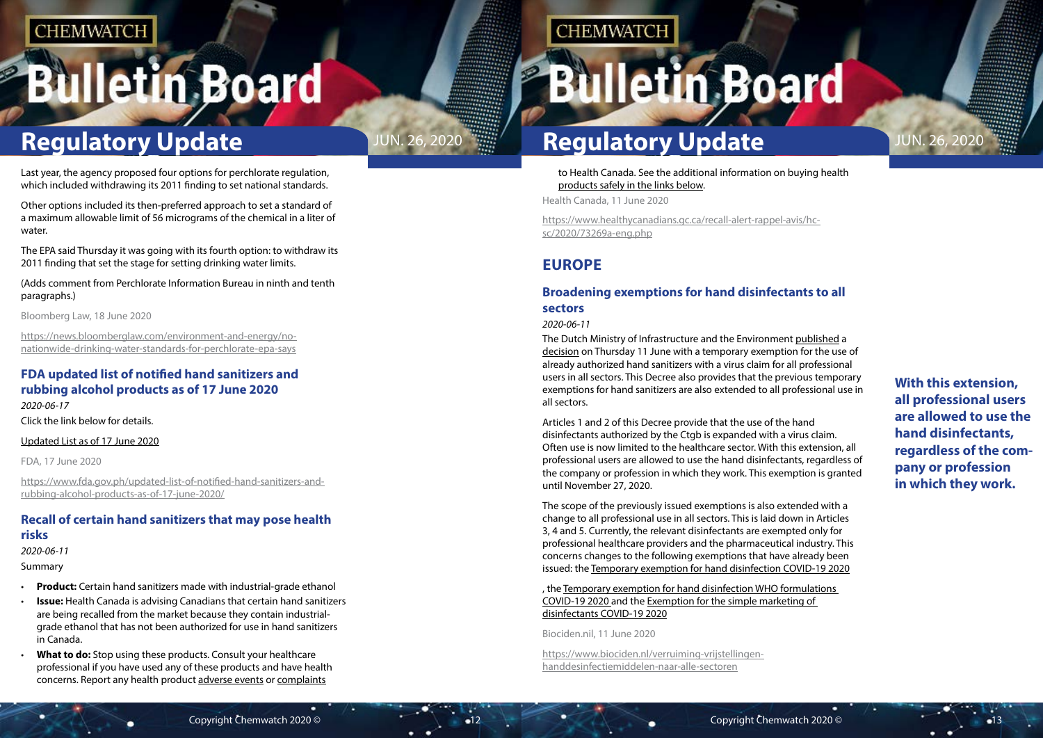Last year, the agency proposed four options for perchlorate regulation, which included withdrawing its 2011 finding to set national standards.

Other options included its then-preferred approach to set a standard of a maximum allowable limit of 56 micrograms of the chemical in a liter of water.

The EPA said Thursday it was going with its fourth option: to withdraw its 2011 finding that set the stage for setting drinking water limits.

(Adds comment from Perchlorate Information Bureau in ninth and tenth paragraphs.)

Bloomberg Law, 18 June 2020

https://news.bloomberglaw.com/environment-and-energy/no-nationwide-drinking-water-standards-for-perchlorate-epa-says

### FDA updated list of notified hand sanitizers and rubbing alcohol products as of 17 June 2020

*2020-06-17*

Click the link below for details.

Updated List as of 17 June 2020

FDA, 17 June 2020

https://www.fda.gov.ph/updated-list-of-notified-hand-sanitizers-and-rubbing-alcohol-products-as-of-17-june-2020/

### Recall of certain hand sanitizers that may pose health risks

*2020-06-11*

Summary

- **Product:** Certain hand sanitizers made with industrial-grade ethanol
- **Issue:** Health Canada is advising Canadians that certain hand sanitizers are being recalled from the market because they contain industrial-grade ethanol that has not been authorized for use in hand sanitizers in Canada.
- **What to do:** Stop using these products. Consult your healthcare professional if you have used any of these products and have health concerns. Report any health product adverse events or complaints to Health Canada. See the additional information on buying health products safely in the links below.

Health Canada, 11 June 2020

https://www.healthycanadians.gc.ca/recall-alert-rappel-avis/hc-sc/2020/73269a-eng.php

## EUROPE

### Broadening exemptions for hand disinfectants to all sectors

*2020-06-11*

The Dutch Ministry of Infrastructure and the Environment published a decision on Thursday 11 June with a temporary exemption for the use of already authorized hand sanitizers with a virus claim for all professional users in all sectors. This Decree also provides that the previous temporary exemptions for hand sanitizers are also extended to all professional use in all sectors.

Articles 1 and 2 of this Decree provide that the use of the hand disinfectants authorized by the Ctgb is expanded with a virus claim. Often use is now limited to the healthcare sector. With this extension, all professional users are allowed to use the hand disinfectants, regardless of the company or profession in which they work. This exemption is granted until November 27, 2020.

**With this extension, all professional users are allowed to use the hand disinfectants, regardless of the company or profession in which they work.**

The scope of the previously issued exemptions is also extended with a change to all professional use in all sectors. This is laid down in Articles 3, 4 and 5. Currently, the relevant disinfectants are exempted only for professional healthcare providers and the pharmaceutical industry. This concerns changes to the following exemptions that have already been issued: the Temporary exemption for hand disinfection COVID-19 2020

, the Temporary exemption for hand disinfection WHO formulations COVID-19 2020 and the Exemption for the simple marketing of disinfectants COVID-19 2020

Biociden.nil, 11 June 2020

https://www.biociden.nl/verruiming-vrijstellingen-handdesinfectiemiddelen-naar-alle-sectoren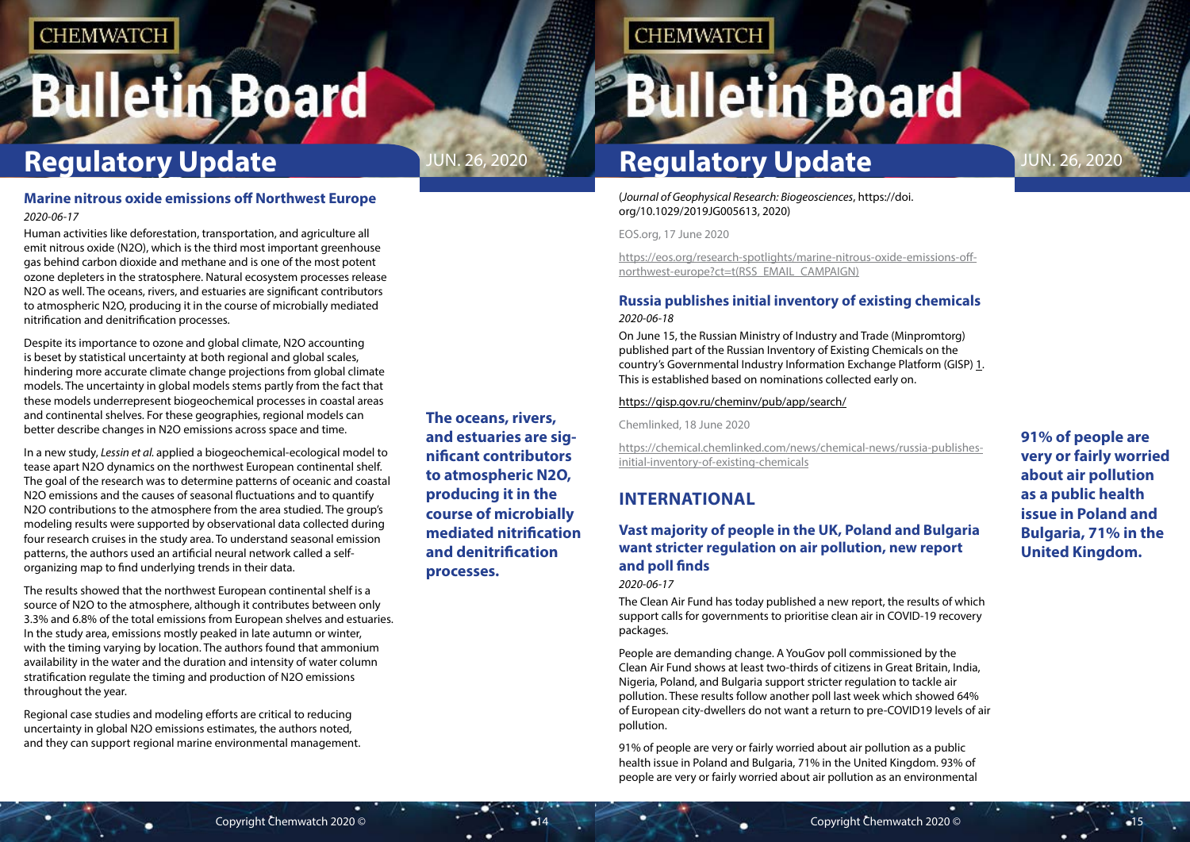### Marine nitrous oxide emissions off Northwest Europe

*2020-06-17*

Human activities like deforestation, transportation, and agriculture all emit nitrous oxide (N2O), which is the third most important greenhouse gas behind carbon dioxide and methane and is one of the most potent ozone depleters in the stratosphere. Natural ecosystem processes release N2O as well. The oceans, rivers, and estuaries are significant contributors to atmospheric N2O, producing it in the course of microbially mediated nitrification and denitrification processes.

Despite its importance to ozone and global climate, N2O accounting is beset by statistical uncertainty at both regional and global scales, hindering more accurate climate change projections from global climate models. The uncertainty in global models stems partly from the fact that these models underrepresent biogeochemical processes in coastal areas and continental shelves. For these geographies, regional models can better describe changes in N2O emissions across space and time.

**The oceans, rivers, and estuaries are significant contributors to atmospheric N2O, producing it in the course of microbially mediated nitrification and denitrification processes.**

In a new study, *Lessin et al.* applied a biogeochemical-ecological model to tease apart N2O dynamics on the northwest European continental shelf. The goal of the research was to determine patterns of oceanic and coastal N2O emissions and the causes of seasonal fluctuations and to quantify N2O contributions to the atmosphere from the area studied. The group's modeling results were supported by observational data collected during four research cruises in the study area. To understand seasonal emission patterns, the authors used an artificial neural network called a self-organizing map to find underlying trends in their data.

The results showed that the northwest European continental shelf is a source of N2O to the atmosphere, although it contributes between only 3.3% and 6.8% of the total emissions from European shelves and estuaries. In the study area, emissions mostly peaked in late autumn or winter, with the timing varying by location. The authors found that ammonium availability in the water and the duration and intensity of water column stratification regulate the timing and production of N2O emissions throughout the year.

Regional case studies and modeling efforts are critical to reducing uncertainty in global N2O emissions estimates, the authors noted, and they can support regional marine environmental management.

(*Journal of Geophysical Research: Biogeosciences*, https://doi.org/10.1029/2019JG005613, 2020)

EOS.org, 17 June 2020

https://eos.org/research-spotlights/marine-nitrous-oxide-emissions-off-northwest-europe?ct=t(RSS_EMAIL_CAMPAIGN)

### Russia publishes initial inventory of existing chemicals

*2020-06-18*

On June 15, the Russian Ministry of Industry and Trade (Minpromtorg) published part of the Russian Inventory of Existing Chemicals on the country's Governmental Industry Information Exchange Platform (GISP) 1. This is established based on nominations collected early on.

https://gisp.gov.ru/cheminv/pub/app/search/

Chemlinked, 18 June 2020

https://chemical.chemlinked.com/news/chemical-news/russia-publishes-initial-inventory-of-existing-chemicals

## INTERNATIONAL

### Vast majority of people in the UK, Poland and Bulgaria want stricter regulation on air pollution, new report and poll finds

*2020-06-17*

The Clean Air Fund has today published a new report, the results of which support calls for governments to prioritise clean air in COVID-19 recovery packages.

People are demanding change. A YouGov poll commissioned by the Clean Air Fund shows at least two-thirds of citizens in Great Britain, India, Nigeria, Poland, and Bulgaria support stricter regulation to tackle air pollution. These results follow another poll last week which showed 64% of European city-dwellers do not want a return to pre-COVID19 levels of air pollution.

**91% of people are very or fairly worried about air pollution as a public health issue in Poland and Bulgaria, 71% in the United Kingdom.**

91% of people are very or fairly worried about air pollution as a public health issue in Poland and Bulgaria, 71% in the United Kingdom. 93% of people are very or fairly worried about air pollution as an environmental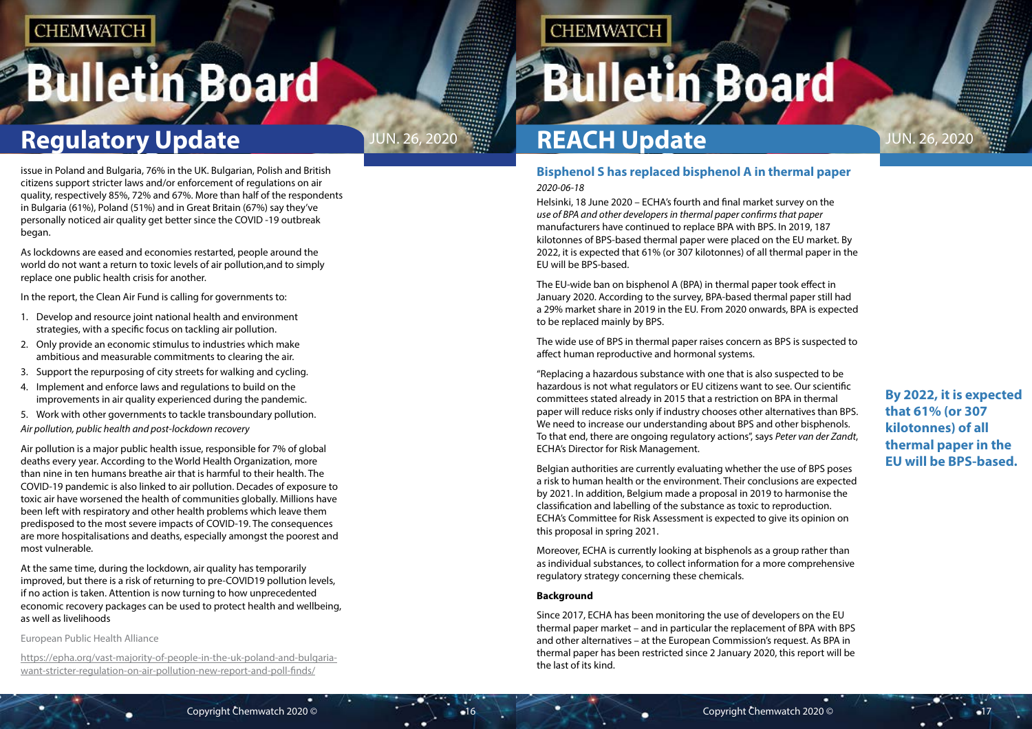issue in Poland and Bulgaria, 76% in the UK. Bulgarian, Polish and British citizens support stricter laws and/or enforcement of regulations on air quality, respectively 85%, 72% and 67%. More than half of the respondents in Bulgaria (61%), Poland (51%) and in Great Britain (67%) say they've personally noticed air quality get better since the COVID -19 outbreak began.

As lockdowns are eased and economies restarted, people around the world do not want a return to toxic levels of air pollution,and to simply replace one public health crisis for another.

In the report, the Clean Air Fund is calling for governments to:

1. Develop and resource joint national health and environment strategies, with a specific focus on tackling air pollution.
2. Only provide an economic stimulus to industries which make ambitious and measurable commitments to clearing the air.
3. Support the repurposing of city streets for walking and cycling.
4. Implement and enforce laws and regulations to build on the improvements in air quality experienced during the pandemic.
5. Work with other governments to tackle transboundary pollution.

*Air pollution, public health and post-lockdown recovery*

Air pollution is a major public health issue, responsible for 7% of global deaths every year. According to the World Health Organization, more than nine in ten humans breathe air that is harmful to their health. The COVID-19 pandemic is also linked to air pollution. Decades of exposure to toxic air have worsened the health of communities globally. Millions have been left with respiratory and other health problems which leave them predisposed to the most severe impacts of COVID-19. The consequences are more hospitalisations and deaths, especially amongst the poorest and most vulnerable.

At the same time, during the lockdown, air quality has temporarily improved, but there is a risk of returning to pre-COVID19 pollution levels, if no action is taken. Attention is now turning to how unprecedented economic recovery packages can be used to protect health and wellbeing, as well as livelihoods

European Public Health Alliance

https://epha.org/vast-majority-of-people-in-the-uk-poland-and-bulgaria-want-stricter-regulation-on-air-pollution-new-report-and-poll-finds/

# REACH Update

## Bisphenol S has replaced bisphenol A in thermal paper

*2020-06-18*

Helsinki, 18 June 2020 – ECHA's fourth and final market survey on the *use of BPA and other developers in thermal paper confirms that paper* manufacturers have continued to replace BPA with BPS. In 2019, 187 kilotonnes of BPS-based thermal paper were placed on the EU market. By 2022, it is expected that 61% (or 307 kilotonnes) of all thermal paper in the EU will be BPS-based.

The EU-wide ban on bisphenol A (BPA) in thermal paper took effect in January 2020. According to the survey, BPA-based thermal paper still had a 29% market share in 2019 in the EU. From 2020 onwards, BPA is expected to be replaced mainly by BPS.

The wide use of BPS in thermal paper raises concern as BPS is suspected to affect human reproductive and hormonal systems.

"Replacing a hazardous substance with one that is also suspected to be hazardous is not what regulators or EU citizens want to see. Our scientific committees stated already in 2015 that a restriction on BPA in thermal paper will reduce risks only if industry chooses other alternatives than BPS. We need to increase our understanding about BPS and other bisphenols. To that end, there are ongoing regulatory actions", says *Peter van der Zandt*, ECHA's Director for Risk Management.

Belgian authorities are currently evaluating whether the use of BPS poses a risk to human health or the environment. Their conclusions are expected by 2021. In addition, Belgium made a proposal in 2019 to harmonise the classification and labelling of the substance as toxic to reproduction. ECHA's Committee for Risk Assessment is expected to give its opinion on this proposal in spring 2021.

Moreover, ECHA is currently looking at bisphenols as a group rather than as individual substances, to collect information for a more comprehensive regulatory strategy concerning these chemicals.

**Background**

Since 2017, ECHA has been monitoring the use of developers on the EU thermal paper market – and in particular the replacement of BPA with BPS and other alternatives – at the European Commission's request. As BPA in thermal paper has been restricted since 2 January 2020, this report will be the last of its kind.

**By 2022, it is expected that 61% (or 307 kilotonnes) of all thermal paper in the EU will be BPS-based.**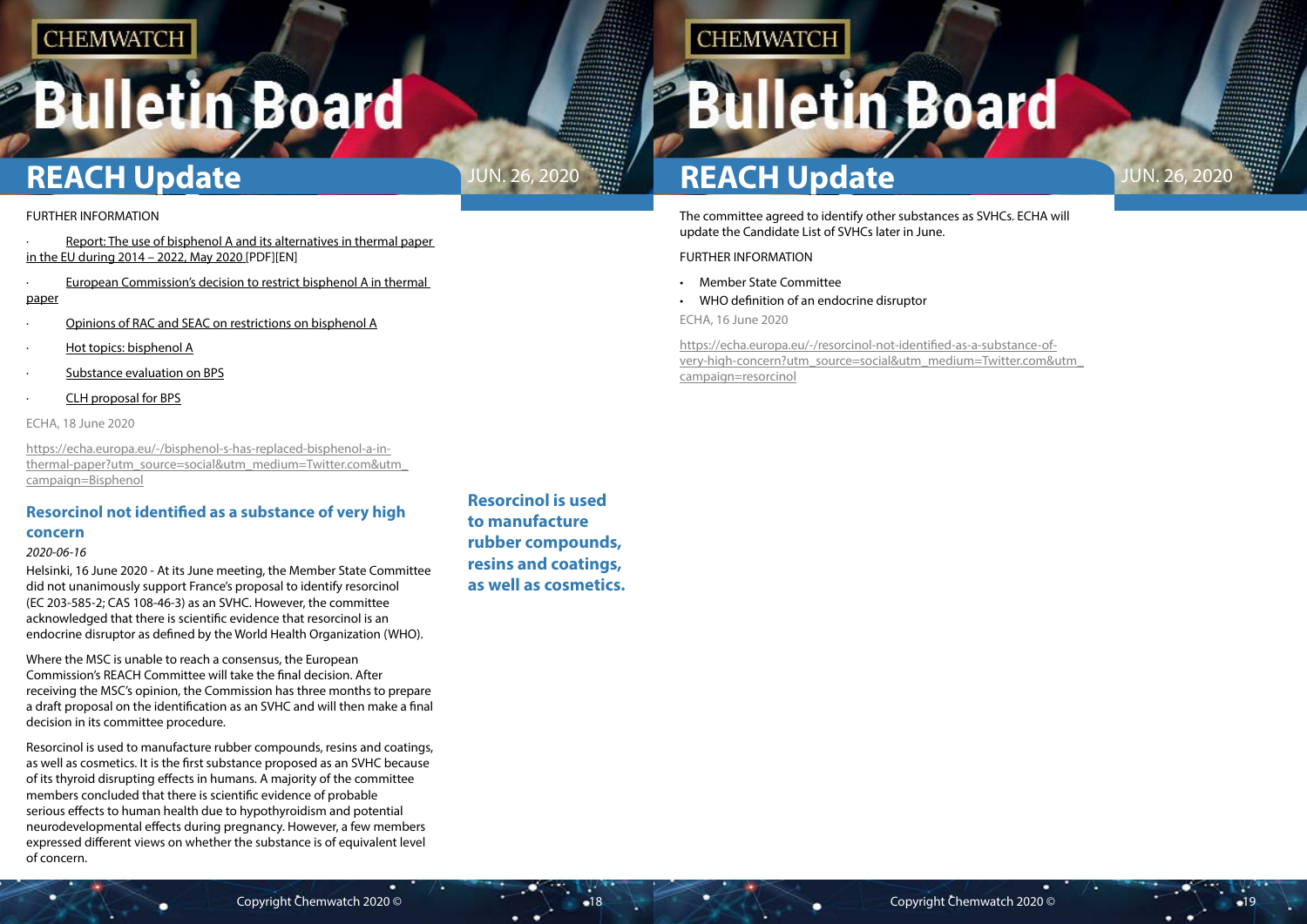FURTHER INFORMATION

- Report: The use of bisphenol A and its alternatives in thermal paper in the EU during 2014 – 2022, May 2020 [PDF][EN]
- European Commission's decision to restrict bisphenol A in thermal paper
- Opinions of RAC and SEAC on restrictions on bisphenol A
- Hot topics: bisphenol A
- Substance evaluation on BPS
- CLH proposal for BPS

ECHA, 18 June 2020

https://echa.europa.eu/-/bisphenol-s-has-replaced-bisphenol-a-in-thermal-paper?utm_source=social&utm_medium=Twitter.com&utm_campaign=Bisphenol

## Resorcinol not identified as a substance of very high concern

*2020-06-16*

Helsinki, 16 June 2020 - At its June meeting, the Member State Committee did not unanimously support France's proposal to identify resorcinol (EC 203-585-2; CAS 108-46-3) as an SVHC. However, the committee acknowledged that there is scientific evidence that resorcinol is an endocrine disruptor as defined by the World Health Organization (WHO).

Where the MSC is unable to reach a consensus, the European Commission's REACH Committee will take the final decision. After receiving the MSC's opinion, the Commission has three months to prepare a draft proposal on the identification as an SVHC and will then make a final decision in its committee procedure.

**Resorcinol is used to manufacture rubber compounds, resins and coatings, as well as cosmetics.**

Resorcinol is used to manufacture rubber compounds, resins and coatings, as well as cosmetics. It is the first substance proposed as an SVHC because of its thyroid disrupting effects in humans. A majority of the committee members concluded that there is scientific evidence of probable serious effects to human health due to hypothyroidism and potential neurodevelopmental effects during pregnancy. However, a few members expressed different views on whether the substance is of equivalent level of concern.

The committee agreed to identify other substances as SVHCs. ECHA will update the Candidate List of SVHCs later in June.

FURTHER INFORMATION

- Member State Committee
- WHO definition of an endocrine disruptor

ECHA, 16 June 2020

https://echa.europa.eu/-/resorcinol-not-identified-as-a-substance-of-very-high-concern?utm_source=social&utm_medium=Twitter.com&utm_campaign=resorcinol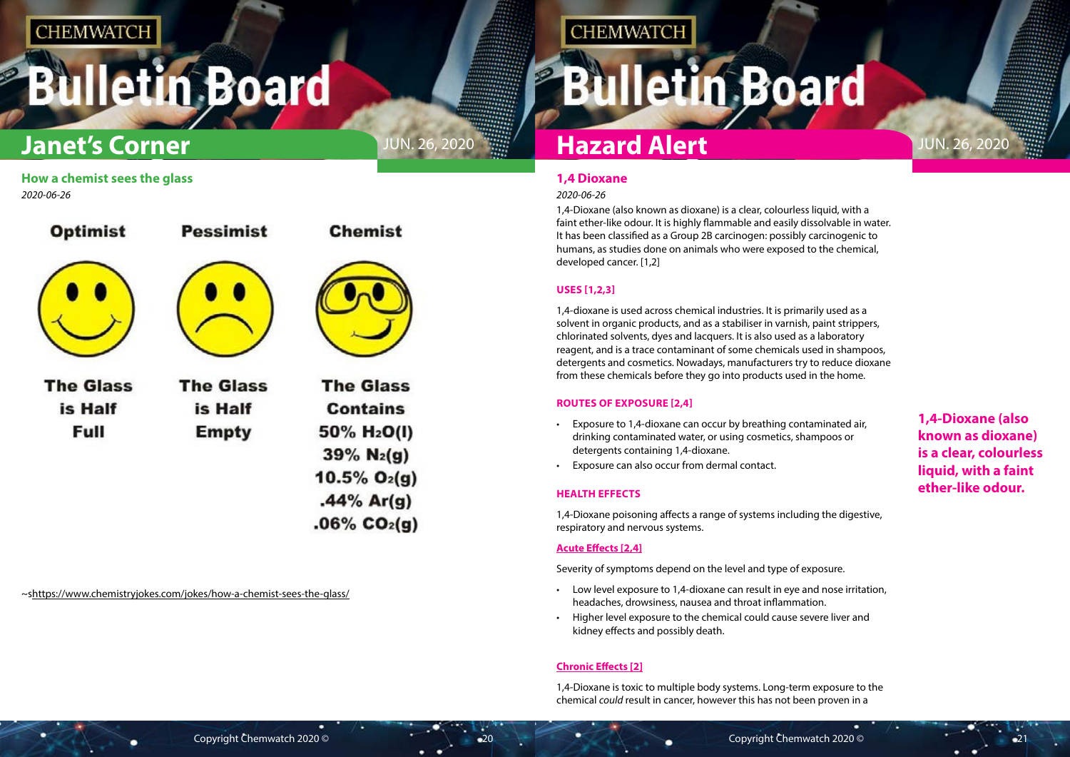## Janet's Corner

### How a chemist sees the glass

*2020-06-26*

| Optimist | Pessimist | Chemist |
|---|---|---|
| The Glass is Half Full | The Glass is Half Empty | The Glass Contains 50% $H_2O(l)$ 39% $N_2(g)$ 10.5% $O_2(g)$ .44% $Ar(g)$ .06% $CO_2(g)$ |

~shttps://www.chemistryjokes.com/jokes/how-a-chemist-sees-the-glass/

## Hazard Alert

### 1,4 Dioxane

*2020-06-26*

1,4-Dioxane (also known as dioxane) is a clear, colourless liquid, with a faint ether-like odour. It is highly flammable and easily dissolvable in water. It has been classified as a Group 2B carcinogen: possibly carcinogenic to humans, as studies done on animals who were exposed to the chemical, developed cancer. [1,2]

#### USES [1,2,3]

1,4-dioxane is used across chemical industries. It is primarily used as a solvent in organic products, and as a stabiliser in varnish, paint strippers, chlorinated solvents, dyes and lacquers. It is also used as a laboratory reagent, and is a trace contaminant of some chemicals used in shampoos, detergents and cosmetics. Nowadays, manufacturers try to reduce dioxane from these chemicals before they go into products used in the home.

#### ROUTES OF EXPOSURE [2,4]

- Exposure to 1,4-dioxane can occur by breathing contaminated air, drinking contaminated water, or using cosmetics, shampoos or detergents containing 1,4-dioxane.
- Exposure can also occur from dermal contact.

#### HEALTH EFFECTS

1,4-Dioxane poisoning affects a range of systems including the digestive, respiratory and nervous systems.

**Acute Effects [2,4]**

Severity of symptoms depend on the level and type of exposure.

- Low level exposure to 1,4-dioxane can result in eye and nose irritation, headaches, drowsiness, nausea and throat inflammation.
- Higher level exposure to the chemical could cause severe liver and kidney effects and possibly death.

**Chronic Effects [2]**

1,4-Dioxane is toxic to multiple body systems. Long-term exposure to the chemical *could* result in cancer, however this has not been proven in a

**1,4-Dioxane (also known as dioxane) is a clear, colourless liquid, with a faint ether-like odour.**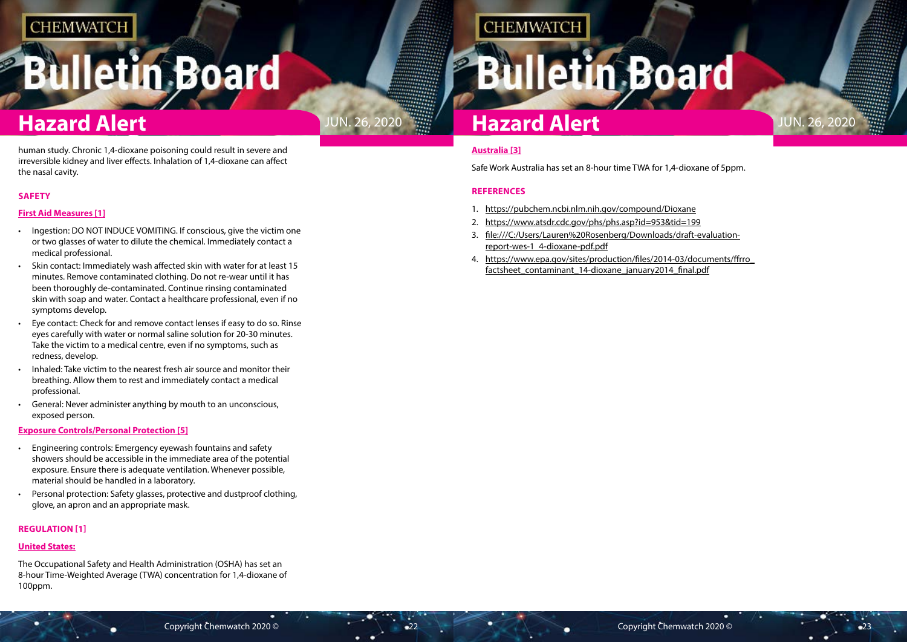human study. Chronic 1,4-dioxane poisoning could result in severe and irreversible kidney and liver effects. Inhalation of 1,4-dioxane can affect the nasal cavity.

### SAFETY

#### First Aid Measures [1]

- Ingestion: DO NOT INDUCE VOMITING. If conscious, give the victim one or two glasses of water to dilute the chemical. Immediately contact a medical professional.
- Skin contact: Immediately wash affected skin with water for at least 15 minutes. Remove contaminated clothing. Do not re-wear until it has been thoroughly de-contaminated. Continue rinsing contaminated skin with soap and water. Contact a healthcare professional, even if no symptoms develop.
- Eye contact: Check for and remove contact lenses if easy to do so. Rinse eyes carefully with water or normal saline solution for 20-30 minutes. Take the victim to a medical centre, even if no symptoms, such as redness, develop.
- Inhaled: Take victim to the nearest fresh air source and monitor their breathing. Allow them to rest and immediately contact a medical professional.
- General: Never administer anything by mouth to an unconscious, exposed person.

#### Exposure Controls/Personal Protection [5]

- Engineering controls: Emergency eyewash fountains and safety showers should be accessible in the immediate area of the potential exposure. Ensure there is adequate ventilation. Whenever possible, material should be handled in a laboratory.
- Personal protection: Safety glasses, protective and dustproof clothing, glove, an apron and an appropriate mask.

### REGULATION [1]

#### United States:

The Occupational Safety and Health Administration (OSHA) has set an 8-hour Time-Weighted Average (TWA) concentration for 1,4-dioxane of 100ppm.

#### Australia [3]

Safe Work Australia has set an 8-hour time TWA for 1,4-dioxane of 5ppm.

### REFERENCES

1. https://pubchem.ncbi.nlm.nih.gov/compound/Dioxane
2. https://www.atsdr.cdc.gov/phs/phs.asp?id=953&tid=199
3. file:///C:/Users/Lauren%20Rosenberg/Downloads/draft-evaluation-report-wes-1_4-dioxane-pdf.pdf
4. https://www.epa.gov/sites/production/files/2014-03/documents/ffrro_factsheet_contaminant_14-dioxane_january2014_final.pdf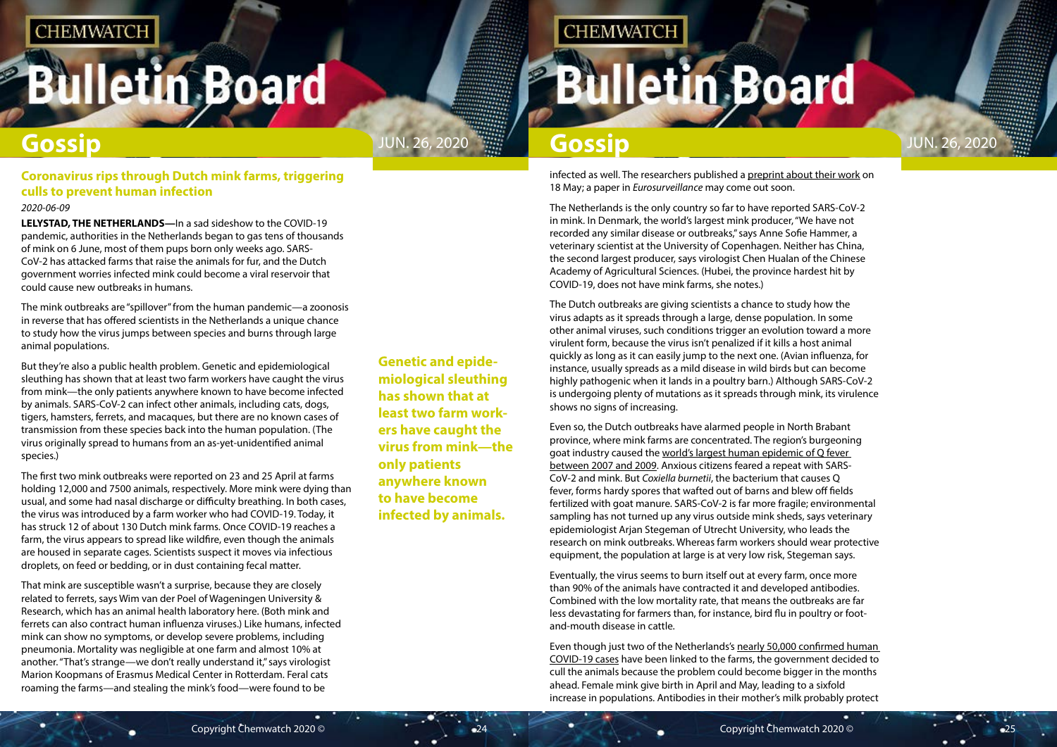## Coronavirus rips through Dutch mink farms, triggering culls to prevent human infection

*2020-06-09*

**LELYSTAD, THE NETHERLANDS—**In a sad sideshow to the COVID-19 pandemic, authorities in the Netherlands began to gas tens of thousands of mink on 6 June, most of them pups born only weeks ago. SARS-CoV-2 has attacked farms that raise the animals for fur, and the Dutch government worries infected mink could become a viral reservoir that could cause new outbreaks in humans.

The mink outbreaks are "spillover" from the human pandemic—a zoonosis in reverse that has offered scientists in the Netherlands a unique chance to study how the virus jumps between species and burns through large animal populations.

But they're also a public health problem. Genetic and epidemiological sleuthing has shown that at least two farm workers have caught the virus from mink—the only patients anywhere known to have become infected by animals. SARS-CoV-2 can infect other animals, including cats, dogs, tigers, hamsters, ferrets, and macaques, but there are no known cases of transmission from these species back into the human population. (The virus originally spread to humans from an as-yet-unidentified animal species.)

The first two mink outbreaks were reported on 23 and 25 April at farms holding 12,000 and 7500 animals, respectively. More mink were dying than usual, and some had nasal discharge or difficulty breathing. In both cases, the virus was introduced by a farm worker who had COVID-19. Today, it has struck 12 of about 130 Dutch mink farms. Once COVID-19 reaches a farm, the virus appears to spread like wildfire, even though the animals are housed in separate cages. Scientists suspect it moves via infectious droplets, on feed or bedding, or in dust containing fecal matter.

That mink are susceptible wasn't a surprise, because they are closely related to ferrets, says Wim van der Poel of Wageningen University & Research, which has an animal health laboratory here. (Both mink and ferrets can also contract human influenza viruses.) Like humans, infected mink can show no symptoms, or develop severe problems, including pneumonia. Mortality was negligible at one farm and almost 10% at another. "That's strange—we don't really understand it," says virologist Marion Koopmans of Erasmus Medical Center in Rotterdam. Feral cats roaming the farms—and stealing the mink's food—were found to be infected as well. The researchers published a preprint about their work on 18 May; a paper in *Eurosurveillance* may come out soon.

**Genetic and epidemiological sleuthing has shown that at least two farm workers have caught the virus from mink—the only patients anywhere known to have become infected by animals.**

The Netherlands is the only country so far to have reported SARS-CoV-2 in mink. In Denmark, the world's largest mink producer, "We have not recorded any similar disease or outbreaks," says Anne Sofie Hammer, a veterinary scientist at the University of Copenhagen. Neither has China, the second largest producer, says virologist Chen Hualan of the Chinese Academy of Agricultural Sciences. (Hubei, the province hardest hit by COVID-19, does not have mink farms, she notes.)

The Dutch outbreaks are giving scientists a chance to study how the virus adapts as it spreads through a large, dense population. In some other animal viruses, such conditions trigger an evolution toward a more virulent form, because the virus isn't penalized if it kills a host animal quickly as long as it can easily jump to the next one. (Avian influenza, for instance, usually spreads as a mild disease in wild birds but can become highly pathogenic when it lands in a poultry barn.) Although SARS-CoV-2 is undergoing plenty of mutations as it spreads through mink, its virulence shows no signs of increasing.

Even so, the Dutch outbreaks have alarmed people in North Brabant province, where mink farms are concentrated. The region's burgeoning goat industry caused the world's largest human epidemic of Q fever between 2007 and 2009. Anxious citizens feared a repeat with SARS-CoV-2 and mink. But *Coxiella burnetii*, the bacterium that causes Q fever, forms hardy spores that wafted out of barns and blew off fields fertilized with goat manure. SARS-CoV-2 is far more fragile; environmental sampling has not turned up any virus outside mink sheds, says veterinary epidemiologist Arjan Stegeman of Utrecht University, who leads the research on mink outbreaks. Whereas farm workers should wear protective equipment, the population at large is at very low risk, Stegeman says.

Eventually, the virus seems to burn itself out at every farm, once more than 90% of the animals have contracted it and developed antibodies. Combined with the low mortality rate, that means the outbreaks are far less devastating for farmers than, for instance, bird flu in poultry or foot-and-mouth disease in cattle.

Even though just two of the Netherlands's nearly 50,000 confirmed human COVID-19 cases have been linked to the farms, the government decided to cull the animals because the problem could become bigger in the months ahead. Female mink give birth in April and May, leading to a sixfold increase in populations. Antibodies in their mother's milk probably protect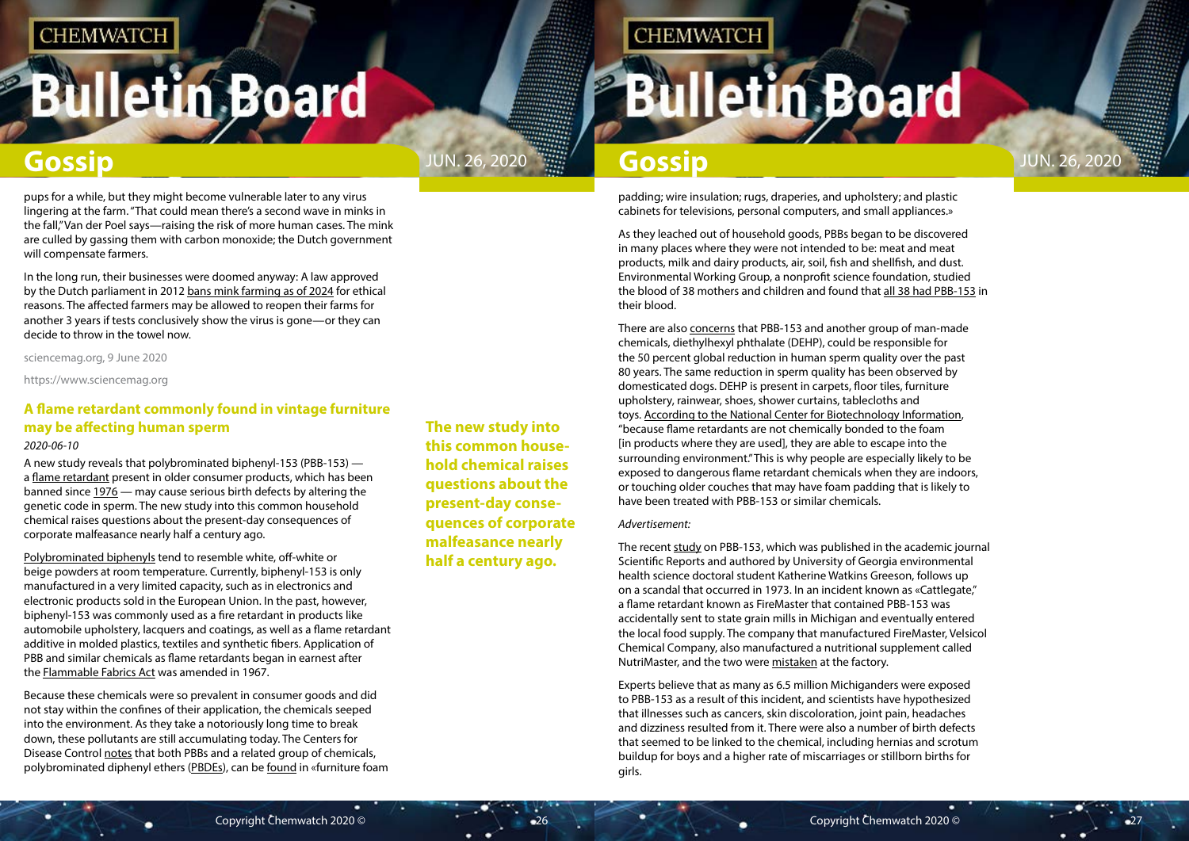pups for a while, but they might become vulnerable later to any virus lingering at the farm. "That could mean there's a second wave in minks in the fall," Van der Poel says—raising the risk of more human cases. The mink are culled by gassing them with carbon monoxide; the Dutch government will compensate farmers.

In the long run, their businesses were doomed anyway: A law approved by the Dutch parliament in 2012 bans mink farming as of 2024 for ethical reasons. The affected farmers may be allowed to reopen their farms for another 3 years if tests conclusively show the virus is gone—or they can decide to throw in the towel now.

sciencemag.org, 9 June 2020

https://www.sciencemag.org

### A flame retardant commonly found in vintage furniture may be affecting human sperm

*2020-06-10*

A new study reveals that polybrominated biphenyl-153 (PBB-153) — a flame retardant present in older consumer products, which has been banned since 1976 — may cause serious birth defects by altering the genetic code in sperm. The new study into this common household chemical raises questions about the present-day consequences of corporate malfeasance nearly half a century ago.

**The new study into this common household chemical raises questions about the present-day consequences of corporate malfeasance nearly half a century ago.**

Polybrominated biphenyls tend to resemble white, off-white or beige powders at room temperature. Currently, biphenyl-153 is only manufactured in a very limited capacity, such as in electronics and electronic products sold in the European Union. In the past, however, biphenyl-153 was commonly used as a fire retardant in products like automobile upholstery, lacquers and coatings, as well as a flame retardant additive in molded plastics, textiles and synthetic fibers. Application of PBB and similar chemicals as flame retardants began in earnest after the Flammable Fabrics Act was amended in 1967.

Because these chemicals were so prevalent in consumer goods and did not stay within the confines of their application, the chemicals seeped into the environment. As they take a notoriously long time to break down, these pollutants are still accumulating today. The Centers for Disease Control notes that both PBBs and a related group of chemicals, polybrominated diphenyl ethers (PBDEs), can be found in «furniture foam padding; wire insulation; rugs, draperies, and upholstery; and plastic cabinets for televisions, personal computers, and small appliances.»

As they leached out of household goods, PBBs began to be discovered in many places where they were not intended to be: meat and meat products, milk and dairy products, air, soil, fish and shellfish, and dust. Environmental Working Group, a nonprofit science foundation, studied the blood of 38 mothers and children and found that all 38 had PBB-153 in their blood.

There are also concerns that PBB-153 and another group of man-made chemicals, diethylhexyl phthalate (DEHP), could be responsible for the 50 percent global reduction in human sperm quality over the past 80 years. The same reduction in sperm quality has been observed by domesticated dogs. DEHP is present in carpets, floor tiles, furniture upholstery, rainwear, shoes, shower curtains, tablecloths and toys. According to the National Center for Biotechnology Information, "because flame retardants are not chemically bonded to the foam [in products where they are used], they are able to escape into the surrounding environment." This is why people are especially likely to be exposed to dangerous flame retardant chemicals when they are indoors, or touching older couches that may have foam padding that is likely to have been treated with PBB-153 or similar chemicals.

*Advertisement:*

The recent study on PBB-153, which was published in the academic journal Scientific Reports and authored by University of Georgia environmental health science doctoral student Katherine Watkins Greeson, follows up on a scandal that occurred in 1973. In an incident known as «Cattlegate," a flame retardant known as FireMaster that contained PBB-153 was accidentally sent to state grain mills in Michigan and eventually entered the local food supply. The company that manufactured FireMaster, Velsicol Chemical Company, also manufactured a nutritional supplement called NutriMaster, and the two were mistaken at the factory.

Experts believe that as many as 6.5 million Michiganders were exposed to PBB-153 as a result of this incident, and scientists have hypothesized that illnesses such as cancers, skin discoloration, joint pain, headaches and dizziness resulted from it. There were also a number of birth defects that seemed to be linked to the chemical, including hernias and scrotum buildup for boys and a higher rate of miscarriages or stillborn births for girls.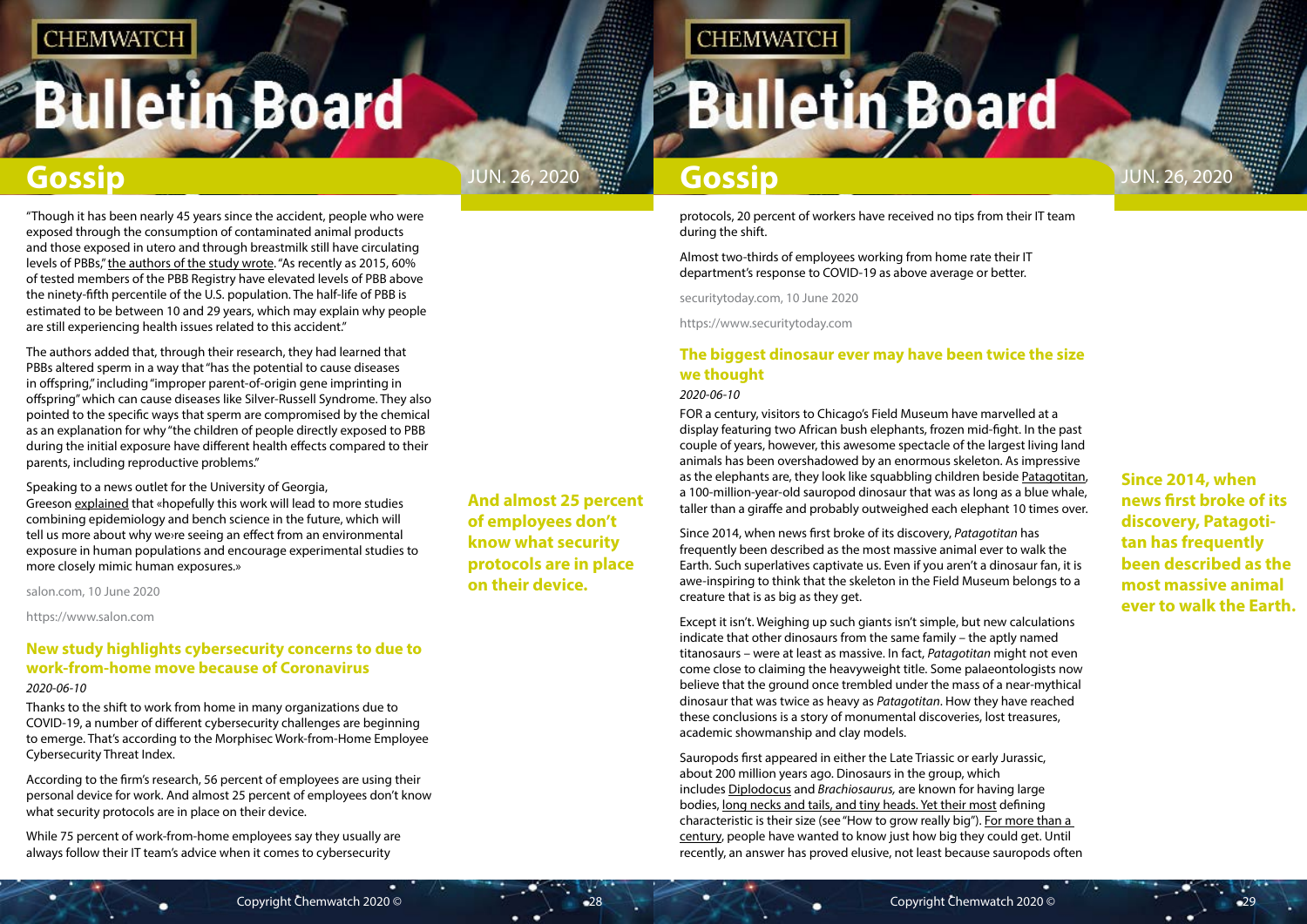"Though it has been nearly 45 years since the accident, people who were exposed through the consumption of contaminated animal products and those exposed in utero and through breastmilk still have circulating levels of PBBs," the authors of the study wrote. "As recently as 2015, 60% of tested members of the PBB Registry have elevated levels of PBB above the ninety-fifth percentile of the U.S. population. The half-life of PBB is estimated to be between 10 and 29 years, which may explain why people are still experiencing health issues related to this accident."

The authors added that, through their research, they had learned that PBBs altered sperm in a way that "has the potential to cause diseases in offspring," including "improper parent-of-origin gene imprinting in offspring" which can cause diseases like Silver-Russell Syndrome. They also pointed to the specific ways that sperm are compromised by the chemical as an explanation for why "the children of people directly exposed to PBB during the initial exposure have different health effects compared to their parents, including reproductive problems."

Speaking to a news outlet for the University of Georgia, Greeson explained that «hopefully this work will lead to more studies combining epidemiology and bench science in the future, which will tell us more about why we›re seeing an effect from an environmental exposure in human populations and encourage experimental studies to more closely mimic human exposures.»

salon.com, 10 June 2020

https://www.salon.com

## New study highlights cybersecurity concerns to due to work-from-home move because of Coronavirus

*2020-06-10*

Thanks to the shift to work from home in many organizations due to COVID-19, a number of different cybersecurity challenges are beginning to emerge. That's according to the Morphisec Work-from-Home Employee Cybersecurity Threat Index.

According to the firm's research, 56 percent of employees are using their personal device for work. And almost 25 percent of employees don't know what security protocols are in place on their device.

While 75 percent of work-from-home employees say they usually are always follow their IT team's advice when it comes to cybersecurity protocols, 20 percent of workers have received no tips from their IT team during the shift.

Almost two-thirds of employees working from home rate their IT department's response to COVID-19 as above average or better.

securitytoday.com, 10 June 2020

https://www.securitytoday.com

## The biggest dinosaur ever may have been twice the size we thought

*2020-06-10*

FOR a century, visitors to Chicago's Field Museum have marvelled at a display featuring two African bush elephants, frozen mid-fight. In the past couple of years, however, this awesome spectacle of the largest living land animals has been overshadowed by an enormous skeleton. As impressive as the elephants are, they look like squabbling children beside Patagotitan, a 100-million-year-old sauropod dinosaur that was as long as a blue whale, taller than a giraffe and probably outweighed each elephant 10 times over.

Since 2014, when news first broke of its discovery, *Patagotitan* has frequently been described as the most massive animal ever to walk the Earth. Such superlatives captivate us. Even if you aren't a dinosaur fan, it is awe-inspiring to think that the skeleton in the Field Museum belongs to a creature that is as big as they get.

Except it isn't. Weighing up such giants isn't simple, but new calculations indicate that other dinosaurs from the same family – the aptly named titanosaurs – were at least as massive. In fact, *Patagotitan* might not even come close to claiming the heavyweight title. Some palaeontologists now believe that the ground once trembled under the mass of a near-mythical dinosaur that was twice as heavy as *Patagotitan*. How they have reached these conclusions is a story of monumental discoveries, lost treasures, academic showmanship and clay models.

Sauropods first appeared in either the Late Triassic or early Jurassic, about 200 million years ago. Dinosaurs in the group, which includes Diplodocus and *Brachiosaurus,* are known for having large bodies, long necks and tails, and tiny heads. Yet their most defining characteristic is their size (see "How to grow really big"). For more than a century, people have wanted to know just how big they could get. Until recently, an answer has proved elusive, not least because sauropods often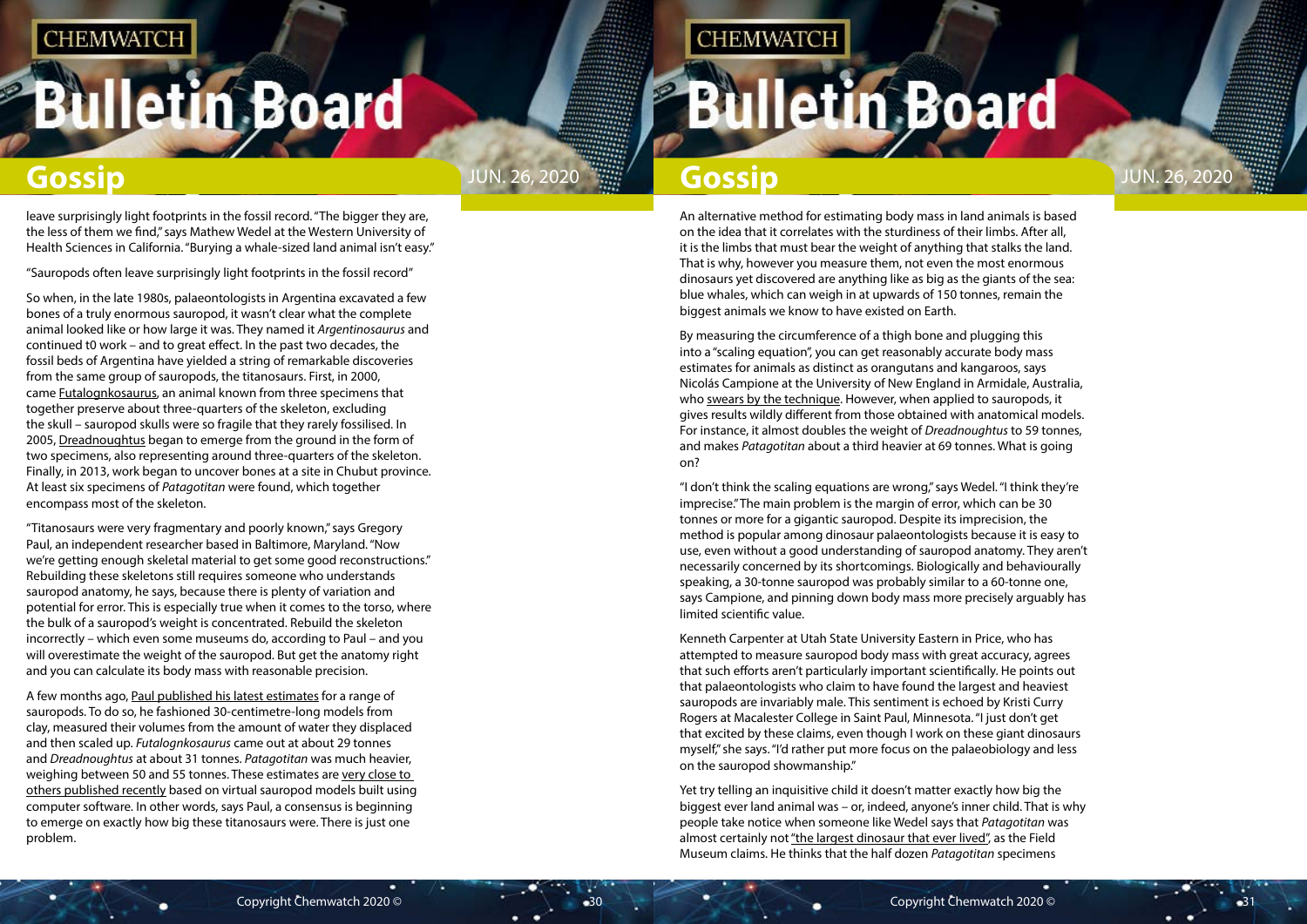leave surprisingly light footprints in the fossil record. "The bigger they are, the less of them we find," says Mathew Wedel at the Western University of Health Sciences in California. "Burying a whale-sized land animal isn't easy."

"Sauropods often leave surprisingly light footprints in the fossil record"

So when, in the late 1980s, palaeontologists in Argentina excavated a few bones of a truly enormous sauropod, it wasn't clear what the complete animal looked like or how large it was. They named it *Argentinosaurus* and continued t0 work – and to great effect. In the past two decades, the fossil beds of Argentina have yielded a string of remarkable discoveries from the same group of sauropods, the titanosaurs. First, in 2000, came Futalognkosaurus, an animal known from three specimens that together preserve about three-quarters of the skeleton, excluding the skull – sauropod skulls were so fragile that they rarely fossilised. In 2005, Dreadnoughtus began to emerge from the ground in the form of two specimens, also representing around three-quarters of the skeleton. Finally, in 2013, work began to uncover bones at a site in Chubut province. At least six specimens of *Patagotitan* were found, which together encompass most of the skeleton.

"Titanosaurs were very fragmentary and poorly known," says Gregory Paul, an independent researcher based in Baltimore, Maryland. "Now we're getting enough skeletal material to get some good reconstructions." Rebuilding these skeletons still requires someone who understands sauropod anatomy, he says, because there is plenty of variation and potential for error. This is especially true when it comes to the torso, where the bulk of a sauropod's weight is concentrated. Rebuild the skeleton incorrectly – which even some museums do, according to Paul – and you will overestimate the weight of the sauropod. But get the anatomy right and you can calculate its body mass with reasonable precision.

A few months ago, Paul published his latest estimates for a range of sauropods. To do so, he fashioned 30-centimetre-long models from clay, measured their volumes from the amount of water they displaced and then scaled up. *Futalognkosaurus* came out at about 29 tonnes and *Dreadnoughtus* at about 31 tonnes. *Patagotitan* was much heavier, weighing between 50 and 55 tonnes. These estimates are very close to others published recently based on virtual sauropod models built using computer software. In other words, says Paul, a consensus is beginning to emerge on exactly how big these titanosaurs were. There is just one problem.

An alternative method for estimating body mass in land animals is based on the idea that it correlates with the sturdiness of their limbs. After all, it is the limbs that must bear the weight of anything that stalks the land. That is why, however you measure them, not even the most enormous dinosaurs yet discovered are anything like as big as the giants of the sea: blue whales, which can weigh in at upwards of 150 tonnes, remain the biggest animals we know to have existed on Earth.

By measuring the circumference of a thigh bone and plugging this into a "scaling equation", you can get reasonably accurate body mass estimates for animals as distinct as orangutans and kangaroos, says Nicolás Campione at the University of New England in Armidale, Australia, who swears by the technique. However, when applied to sauropods, it gives results wildly different from those obtained with anatomical models. For instance, it almost doubles the weight of *Dreadnoughtus* to 59 tonnes, and makes *Patagotitan* about a third heavier at 69 tonnes. What is going on?

"I don't think the scaling equations are wrong," says Wedel. "I think they're imprecise." The main problem is the margin of error, which can be 30 tonnes or more for a gigantic sauropod. Despite its imprecision, the method is popular among dinosaur palaeontologists because it is easy to use, even without a good understanding of sauropod anatomy. They aren't necessarily concerned by its shortcomings. Biologically and behaviourally speaking, a 30-tonne sauropod was probably similar to a 60-tonne one, says Campione, and pinning down body mass more precisely arguably has limited scientific value.

Kenneth Carpenter at Utah State University Eastern in Price, who has attempted to measure sauropod body mass with great accuracy, agrees that such efforts aren't particularly important scientifically. He points out that palaeontologists who claim to have found the largest and heaviest sauropods are invariably male. This sentiment is echoed by Kristi Curry Rogers at Macalester College in Saint Paul, Minnesota. "I just don't get that excited by these claims, even though I work on these giant dinosaurs myself," she says. "I'd rather put more focus on the palaeobiology and less on the sauropod showmanship."

Yet try telling an inquisitive child it doesn't matter exactly how big the biggest ever land animal was – or, indeed, anyone's inner child. That is why people take notice when someone like Wedel says that *Patagotitan* was almost certainly not "the largest dinosaur that ever lived", as the Field Museum claims. He thinks that the half dozen *Patagotitan* specimens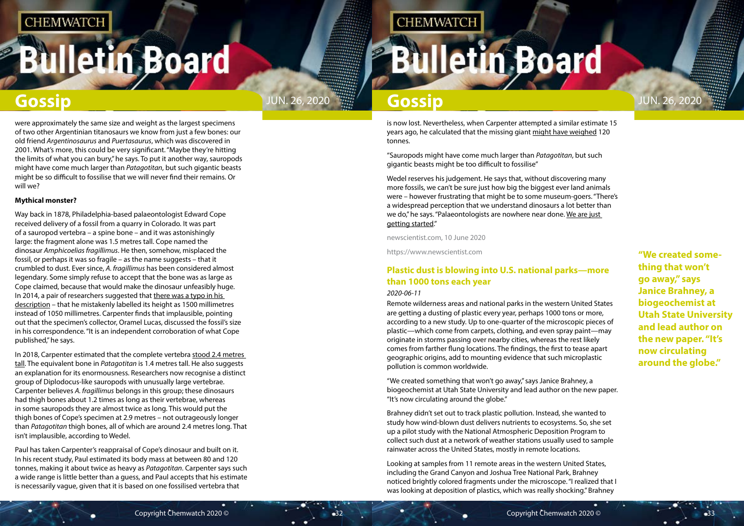were approximately the same size and weight as the largest specimens of two other Argentinian titanosaurs we know from just a few bones: our old friend *Argentinosaurus* and *Puertasaurus*, which was discovered in 2001. What's more, this could be very significant. "Maybe they're hitting the limits of what you can bury," he says. To put it another way, sauropods might have come much larger than *Patagotitan*, but such gigantic beasts might be so difficult to fossilise that we will never find their remains. Or will we?

**Mythical monster?**

Way back in 1878, Philadelphia-based palaeontologist Edward Cope received delivery of a fossil from a quarry in Colorado. It was part of a sauropod vertebra – a spine bone – and it was astonishingly large: the fragment alone was 1.5 metres tall. Cope named the dinosaur *Amphicoelias fragillimus*. He then, somehow, misplaced the fossil, or perhaps it was so fragile – as the name suggests – that it crumbled to dust. Ever since, *A. fragillimus* has been considered almost legendary. Some simply refuse to accept that the bone was as large as Cope claimed, because that would make the dinosaur unfeasibly huge. In 2014, a pair of researchers suggested that there was a typo in his description – that he mistakenly labelled its height as 1500 millimetres instead of 1050 millimetres. Carpenter finds that implausible, pointing out that the specimen's collector, Oramel Lucas, discussed the fossil's size in his correspondence. "It is an independent corroboration of what Cope published," he says.

In 2018, Carpenter estimated that the complete vertebra stood 2.4 metres tall. The equivalent bone in *Patagotitan* is 1.4 metres tall. He also suggests an explanation for its enormousness. Researchers now recognise a distinct group of Diplodocus-like sauropods with unusually large vertebrae. Carpenter believes *A. fragillimus* belongs in this group; these dinosaurs had thigh bones about 1.2 times as long as their vertebrae, whereas in some sauropods they are almost twice as long. This would put the thigh bones of Cope's specimen at 2.9 metres – not outrageously longer than *Patagotitan* thigh bones, all of which are around 2.4 metres long. That isn't implausible, according to Wedel.

Paul has taken Carpenter's reappraisal of Cope's dinosaur and built on it. In his recent study, Paul estimated its body mass at between 80 and 120 tonnes, making it about twice as heavy as *Patagotitan*. Carpenter says such a wide range is little better than a guess, and Paul accepts that his estimate is necessarily vague, given that it is based on one fossilised vertebra that is now lost. Nevertheless, when Carpenter attempted a similar estimate 15 years ago, he calculated that the missing giant might have weighed 120 tonnes.

"Sauropods might have come much larger than *Patagotitan*, but such gigantic beasts might be too difficult to fossilise"

Wedel reserves his judgement. He says that, without discovering many more fossils, we can't be sure just how big the biggest ever land animals were – however frustrating that might be to some museum-goers. "There's a widespread perception that we understand dinosaurs a lot better than we do," he says. "Palaeontologists are nowhere near done. We are just getting started."

newscientist.com, 10 June 2020

https://www.newscientist.com

### Plastic dust is blowing into U.S. national parks—more than 1000 tons each year

*2020-06-11*

Remote wilderness areas and national parks in the western United States are getting a dusting of plastic every year, perhaps 1000 tons or more, according to a new study. Up to one-quarter of the microscopic pieces of plastic—which come from carpets, clothing, and even spray paint—may originate in storms passing over nearby cities, whereas the rest likely comes from farther flung locations. The findings, the first to tease apart geographic origins, add to mounting evidence that such microplastic pollution is common worldwide.

"We created something that won't go away," says Janice Brahney, a biogeochemist at Utah State University and lead author on the new paper. "It's now circulating around the globe."

Brahney didn't set out to track plastic pollution. Instead, she wanted to study how wind-blown dust delivers nutrients to ecosystems. So, she set up a pilot study with the National Atmospheric Deposition Program to collect such dust at a network of weather stations usually used to sample rainwater across the United States, mostly in remote locations.

Looking at samples from 11 remote areas in the western United States, including the Grand Canyon and Joshua Tree National Park, Brahney noticed brightly colored fragments under the microscope. "I realized that I was looking at deposition of plastics, which was really shocking." Brahney

**"We created something that won't go away," says Janice Brahney, a biogeochemist at Utah State University and lead author on the new paper. "It's now circulating around the globe."**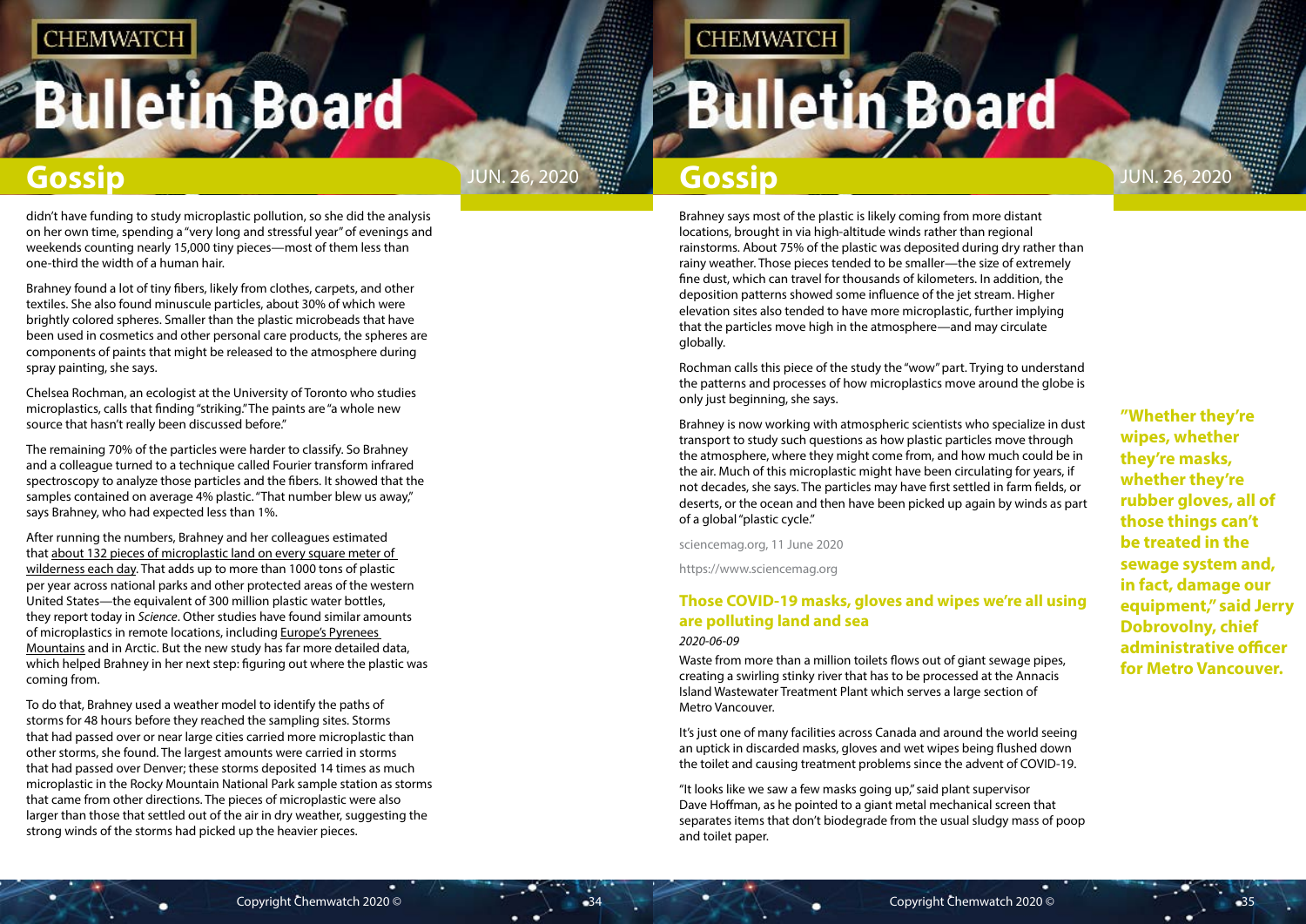didn't have funding to study microplastic pollution, so she did the analysis on her own time, spending a "very long and stressful year" of evenings and weekends counting nearly 15,000 tiny pieces—most of them less than one-third the width of a human hair.

Brahney found a lot of tiny fibers, likely from clothes, carpets, and other textiles. She also found minuscule particles, about 30% of which were brightly colored spheres. Smaller than the plastic microbeads that have been used in cosmetics and other personal care products, the spheres are components of paints that might be released to the atmosphere during spray painting, she says.

Chelsea Rochman, an ecologist at the University of Toronto who studies microplastics, calls that finding "striking." The paints are "a whole new source that hasn't really been discussed before."

The remaining 70% of the particles were harder to classify. So Brahney and a colleague turned to a technique called Fourier transform infrared spectroscopy to analyze those particles and the fibers. It showed that the samples contained on average 4% plastic. "That number blew us away," says Brahney, who had expected less than 1%.

After running the numbers, Brahney and her colleagues estimated that about 132 pieces of microplastic land on every square meter of wilderness each day. That adds up to more than 1000 tons of plastic per year across national parks and other protected areas of the western United States—the equivalent of 300 million plastic water bottles, they report today in *Science*. Other studies have found similar amounts of microplastics in remote locations, including Europe's Pyrenees Mountains and in Arctic. But the new study has far more detailed data, which helped Brahney in her next step: figuring out where the plastic was coming from.

To do that, Brahney used a weather model to identify the paths of storms for 48 hours before they reached the sampling sites. Storms that had passed over or near large cities carried more microplastic than other storms, she found. The largest amounts were carried in storms that had passed over Denver; these storms deposited 14 times as much microplastic in the Rocky Mountain National Park sample station as storms that came from other directions. The pieces of microplastic were also larger than those that settled out of the air in dry weather, suggesting the strong winds of the storms had picked up the heavier pieces.

Brahney says most of the plastic is likely coming from more distant locations, brought in via high-altitude winds rather than regional rainstorms. About 75% of the plastic was deposited during dry rather than rainy weather. Those pieces tended to be smaller—the size of extremely fine dust, which can travel for thousands of kilometers. In addition, the deposition patterns showed some influence of the jet stream. Higher elevation sites also tended to have more microplastic, further implying that the particles move high in the atmosphere—and may circulate globally.

Rochman calls this piece of the study the "wow" part. Trying to understand the patterns and processes of how microplastics move around the globe is only just beginning, she says.

Brahney is now working with atmospheric scientists who specialize in dust transport to study such questions as how plastic particles move through the atmosphere, where they might come from, and how much could be in the air. Much of this microplastic might have been circulating for years, if not decades, she says. The particles may have first settled in farm fields, or deserts, or the ocean and then have been picked up again by winds as part of a global "plastic cycle."

sciencemag.org, 11 June 2020

https://www.sciencemag.org

## Those COVID-19 masks, gloves and wipes we're all using are polluting land and sea

*2020-06-09*

Waste from more than a million toilets flows out of giant sewage pipes, creating a swirling stinky river that has to be processed at the Annacis Island Wastewater Treatment Plant which serves a large section of Metro Vancouver.

It's just one of many facilities across Canada and around the world seeing an uptick in discarded masks, gloves and wet wipes being flushed down the toilet and causing treatment problems since the advent of COVID-19.

"It looks like we saw a few masks going up," said plant supervisor Dave Hoffman, as he pointed to a giant metal mechanical screen that separates items that don't biodegrade from the usual sludgy mass of poop and toilet paper.

**"Whether they're wipes, whether they're masks, whether they're rubber gloves, all of those things can't be treated in the sewage system and, in fact, damage our equipment," said Jerry Dobrovolny, chief administrative officer for Metro Vancouver.**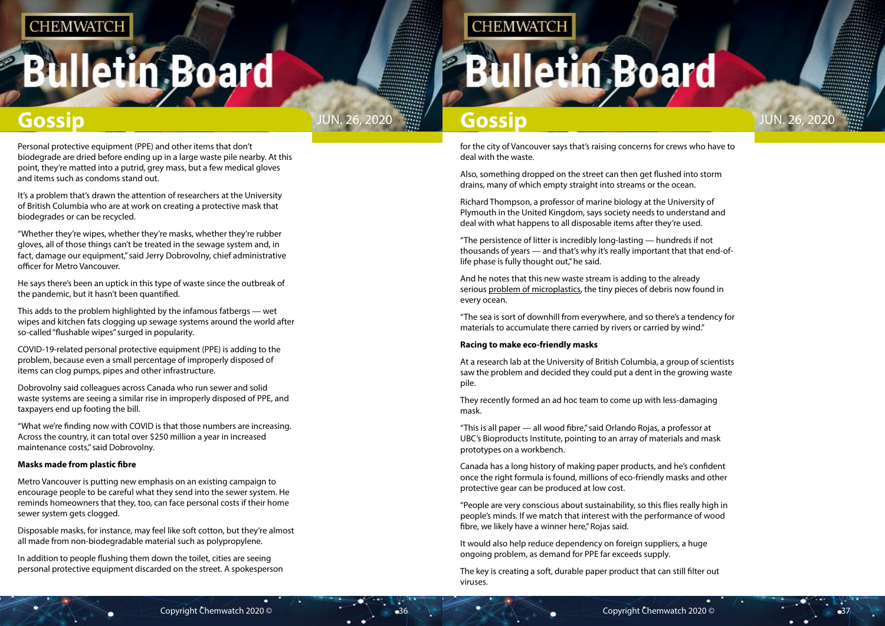Personal protective equipment (PPE) and other items that don't biodegrade are dried before ending up in a large waste pile nearby. At this point, they're matted into a putrid, grey mass, but a few medical gloves and items such as condoms stand out.

It's a problem that's drawn the attention of researchers at the University of British Columbia who are at work on creating a protective mask that biodegrades or can be recycled.

"Whether they're wipes, whether they're masks, whether they're rubber gloves, all of those things can't be treated in the sewage system and, in fact, damage our equipment," said Jerry Dobrovolny, chief administrative officer for Metro Vancouver.

He says there's been an uptick in this type of waste since the outbreak of the pandemic, but it hasn't been quantified.

This adds to the problem highlighted by the infamous fatbergs — wet wipes and kitchen fats clogging up sewage systems around the world after so-called "flushable wipes" surged in popularity.

COVID-19-related personal protective equipment (PPE) is adding to the problem, because even a small percentage of improperly disposed of items can clog pumps, pipes and other infrastructure.

Dobrovolny said colleagues across Canada who run sewer and solid waste systems are seeing a similar rise in improperly disposed of PPE, and taxpayers end up footing the bill.

"What we're finding now with COVID is that those numbers are increasing. Across the country, it can total over $250 million a year in increased maintenance costs," said Dobrovolny.

**Masks made from plastic fibre**

Metro Vancouver is putting new emphasis on an existing campaign to encourage people to be careful what they send into the sewer system. He reminds homeowners that they, too, can face personal costs if their home sewer system gets clogged.

Disposable masks, for instance, may feel like soft cotton, but they're almost all made from non-biodegradable material such as polypropylene.

In addition to people flushing them down the toilet, cities are seeing personal protective equipment discarded on the street. A spokesperson for the city of Vancouver says that's raising concerns for crews who have to deal with the waste.

Also, something dropped on the street can then get flushed into storm drains, many of which empty straight into streams or the ocean.

Richard Thompson, a professor of marine biology at the University of Plymouth in the United Kingdom, says society needs to understand and deal with what happens to all disposable items after they're used.

"The persistence of litter is incredibly long-lasting — hundreds if not thousands of years — and that's why it's really important that that end-of-life phase is fully thought out," he said.

And he notes that this new waste stream is adding to the already serious problem of microplastics, the tiny pieces of debris now found in every ocean.

"The sea is sort of downhill from everywhere, and so there's a tendency for materials to accumulate there carried by rivers or carried by wind."

**Racing to make eco-friendly masks**

At a research lab at the University of British Columbia, a group of scientists saw the problem and decided they could put a dent in the growing waste pile.

They recently formed an ad hoc team to come up with less-damaging mask.

"This is all paper — all wood fibre," said Orlando Rojas, a professor at UBC's Bioproducts Institute, pointing to an array of materials and mask prototypes on a workbench.

Canada has a long history of making paper products, and he's confident once the right formula is found, millions of eco-friendly masks and other protective gear can be produced at low cost.

"People are very conscious about sustainability, so this flies really high in people's minds. If we match that interest with the performance of wood fibre, we likely have a winner here," Rojas said.

It would also help reduce dependency on foreign suppliers, a huge ongoing problem, as demand for PPE far exceeds supply.

The key is creating a soft, durable paper product that can still filter out viruses.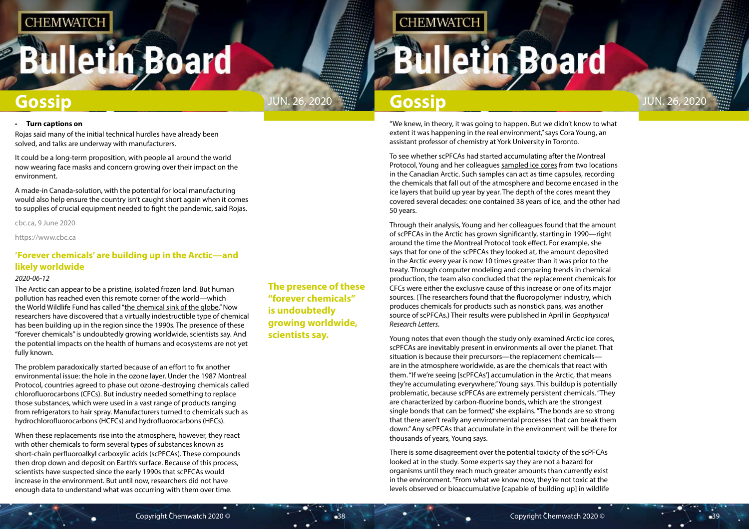- **Turn captions on**

Rojas said many of the initial technical hurdles have already been solved, and talks are underway with manufacturers.

It could be a long-term proposition, with people all around the world now wearing face masks and concern growing over their impact on the environment.

A made-in Canada-solution, with the potential for local manufacturing would also help ensure the country isn't caught short again when it comes to supplies of crucial equipment needed to fight the pandemic, said Rojas.

cbc.ca, 9 June 2020

https://www.cbc.ca

## 'Forever chemicals' are building up in the Arctic—and likely worldwide

*2020-06-12*

The Arctic can appear to be a pristine, isolated frozen land. But human pollution has reached even this remote corner of the world—which the World Wildlife Fund has called "the chemical sink of the globe." Now researchers have discovered that a virtually indestructible type of chemical has been building up in the region since the 1990s. The presence of these "forever chemicals" is undoubtedly growing worldwide, scientists say. And the potential impacts on the health of humans and ecosystems are not yet fully known.

**The presence of these "forever chemicals" is undoubtedly growing worldwide, scientists say.**

The problem paradoxically started because of an effort to fix another environmental issue: the hole in the ozone layer. Under the 1987 Montreal Protocol, countries agreed to phase out ozone-destroying chemicals called chlorofluorocarbons (CFCs). But industry needed something to replace those substances, which were used in a vast range of products ranging from refrigerators to hair spray. Manufacturers turned to chemicals such as hydrochlorofluorocarbons (HCFCs) and hydrofluorocarbons (HFCs).

When these replacements rise into the atmosphere, however, they react with other chemicals to form several types of substances known as short-chain perfluoroalkyl carboxylic acids (scPFCAs). These compounds then drop down and deposit on Earth's surface. Because of this process, scientists have suspected since the early 1990s that scPFCAs would increase in the environment. But until now, researchers did not have enough data to understand what was occurring with them over time.

"We knew, in theory, it was going to happen. But we didn't know to what extent it was happening in the real environment," says Cora Young, an assistant professor of chemistry at York University in Toronto.

To see whether scPFCAs had started accumulating after the Montreal Protocol, Young and her colleagues sampled ice cores from two locations in the Canadian Arctic. Such samples can act as time capsules, recording the chemicals that fall out of the atmosphere and become encased in the ice layers that build up year by year. The depth of the cores meant they covered several decades: one contained 38 years of ice, and the other had 50 years.

Through their analysis, Young and her colleagues found that the amount of scPFCAs in the Arctic has grown significantly, starting in 1990—right around the time the Montreal Protocol took effect. For example, she says that for one of the scPFCAs they looked at, the amount deposited in the Arctic every year is now 10 times greater than it was prior to the treaty. Through computer modeling and comparing trends in chemical production, the team also concluded that the replacement chemicals for CFCs were either the exclusive cause of this increase or one of its major sources. (The researchers found that the fluoropolymer industry, which produces chemicals for products such as nonstick pans, was another source of scPFCAs.) Their results were published in April in *Geophysical Research Letters*.

Young notes that even though the study only examined Arctic ice cores, scPFCAs are inevitably present in environments all over the planet. That situation is because their precursors—the replacement chemicals—are in the atmosphere worldwide, as are the chemicals that react with them. "If we're seeing [scPFCAs'] accumulation in the Arctic, that means they're accumulating everywhere," Young says. This buildup is potentially problematic, because scPFCAs are extremely persistent chemicals. "They are characterized by carbon-fluorine bonds, which are the strongest single bonds that can be formed," she explains. "The bonds are so strong that there aren't really any environmental processes that can break them down." Any scPFCAs that accumulate in the environment will be there for thousands of years, Young says.

There is some disagreement over the potential toxicity of the scPFCAs looked at in the study. Some experts say they are not a hazard for organisms until they reach much greater amounts than currently exist in the environment. "From what we know now, they're not toxic at the levels observed or bioaccumulative [capable of building up] in wildlife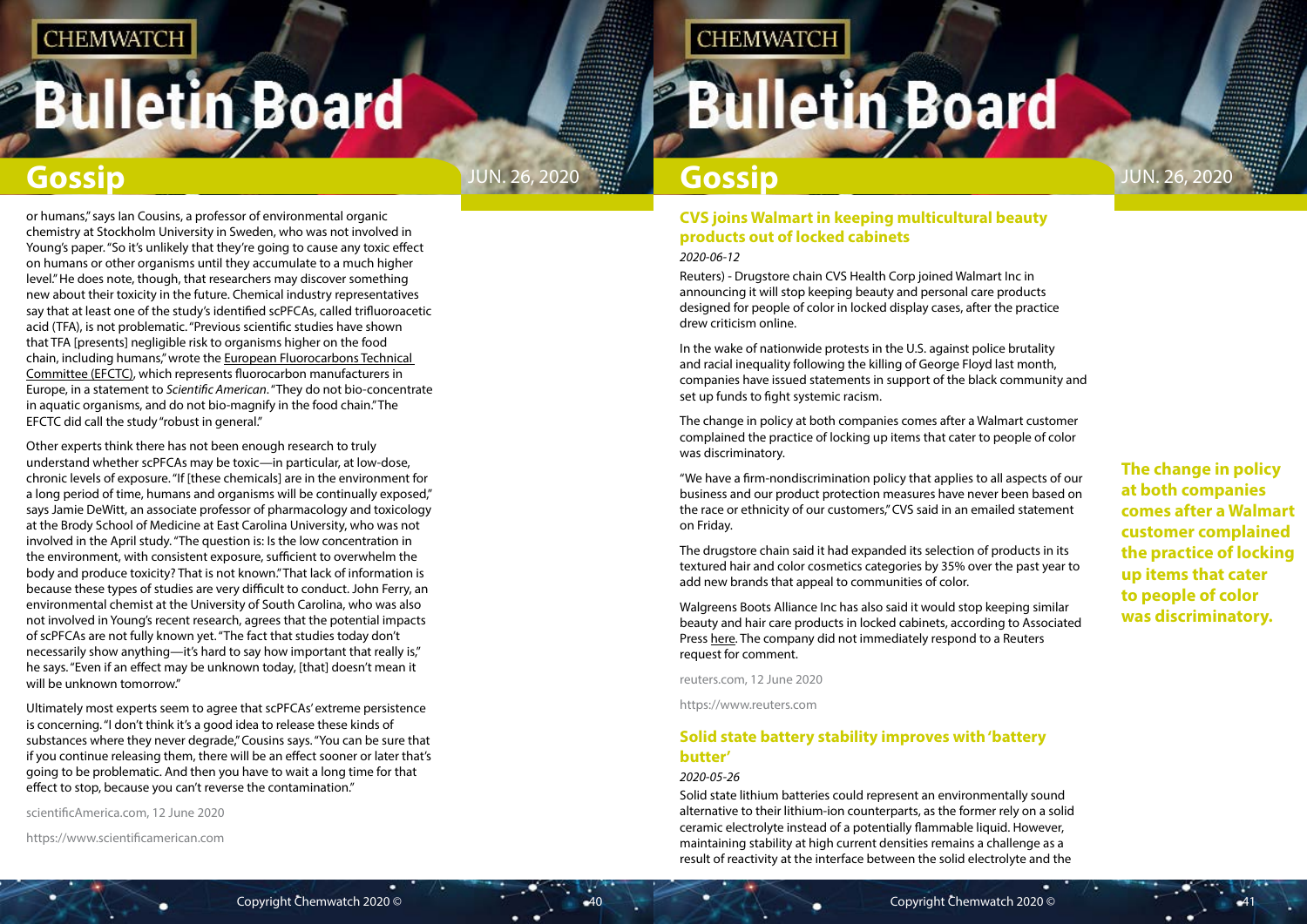or humans," says Ian Cousins, a professor of environmental organic chemistry at Stockholm University in Sweden, who was not involved in Young's paper. "So it's unlikely that they're going to cause any toxic effect on humans or other organisms until they accumulate to a much higher level." He does note, though, that researchers may discover something new about their toxicity in the future. Chemical industry representatives say that at least one of the study's identified scPFCAs, called trifluoroacetic acid (TFA), is not problematic. "Previous scientific studies have shown that TFA [presents] negligible risk to organisms higher on the food chain, including humans," wrote the European Fluorocarbons Technical Committee (EFCTC), which represents fluorocarbon manufacturers in Europe, in a statement to *Scientific American*. "They do not bio-concentrate in aquatic organisms, and do not bio-magnify in the food chain." The EFCTC did call the study "robust in general."

Other experts think there has not been enough research to truly understand whether scPFCAs may be toxic—in particular, at low-dose, chronic levels of exposure. "If [these chemicals] are in the environment for a long period of time, humans and organisms will be continually exposed," says Jamie DeWitt, an associate professor of pharmacology and toxicology at the Brody School of Medicine at East Carolina University, who was not involved in the April study. "The question is: Is the low concentration in the environment, with consistent exposure, sufficient to overwhelm the body and produce toxicity? That is not known." That lack of information is because these types of studies are very difficult to conduct. John Ferry, an environmental chemist at the University of South Carolina, who was also not involved in Young's recent research, agrees that the potential impacts of scPFCAs are not fully known yet. "The fact that studies today don't necessarily show anything—it's hard to say how important that really is," he says. "Even if an effect may be unknown today, [that] doesn't mean it will be unknown tomorrow."

Ultimately most experts seem to agree that scPFCAs' extreme persistence is concerning. "I don't think it's a good idea to release these kinds of substances where they never degrade," Cousins says. "You can be sure that if you continue releasing them, there will be an effect sooner or later that's going to be problematic. And then you have to wait a long time for that effect to stop, because you can't reverse the contamination."

scientificAmerica.com, 12 June 2020

https://www.scientificamerican.com

## CVS joins Walmart in keeping multicultural beauty products out of locked cabinets

*2020-06-12*

Reuters) - Drugstore chain CVS Health Corp joined Walmart Inc in announcing it will stop keeping beauty and personal care products designed for people of color in locked display cases, after the practice drew criticism online.

In the wake of nationwide protests in the U.S. against police brutality and racial inequality following the killing of George Floyd last month, companies have issued statements in support of the black community and set up funds to fight systemic racism.

The change in policy at both companies comes after a Walmart customer complained the practice of locking up items that cater to people of color was discriminatory.

**The change in policy at both companies comes after a Walmart customer complained the practice of locking up items that cater to people of color was discriminatory.**

"We have a firm-nondiscrimination policy that applies to all aspects of our business and our product protection measures have never been based on the race or ethnicity of our customers," CVS said in an emailed statement on Friday.

The drugstore chain said it had expanded its selection of products in its textured hair and color cosmetics categories by 35% over the past year to add new brands that appeal to communities of color.

Walgreens Boots Alliance Inc has also said it would stop keeping similar beauty and hair care products in locked cabinets, according to Associated Press here. The company did not immediately respond to a Reuters request for comment.

reuters.com, 12 June 2020

https://www.reuters.com

## Solid state battery stability improves with 'battery butter'

*2020-05-26*

Solid state lithium batteries could represent an environmentally sound alternative to their lithium-ion counterparts, as the former rely on a solid ceramic electrolyte instead of a potentially flammable liquid. However, maintaining stability at high current densities remains a challenge as a result of reactivity at the interface between the solid electrolyte and the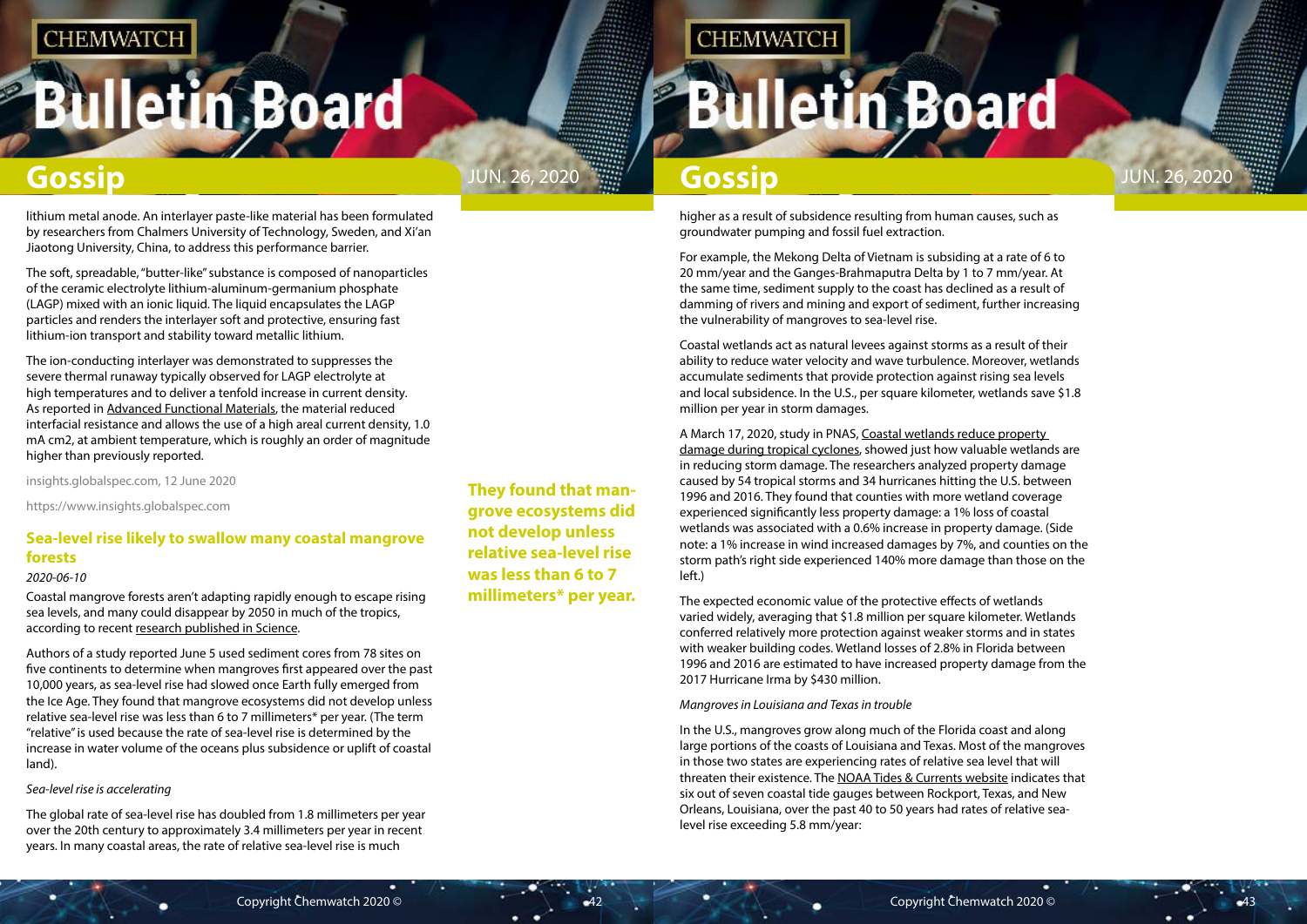lithium metal anode. An interlayer paste-like material has been formulated by researchers from Chalmers University of Technology, Sweden, and Xi'an Jiaotong University, China, to address this performance barrier.

The soft, spreadable, "butter-like" substance is composed of nanoparticles of the ceramic electrolyte lithium-aluminum-germanium phosphate (LAGP) mixed with an ionic liquid. The liquid encapsulates the LAGP particles and renders the interlayer soft and protective, ensuring fast lithium-ion transport and stability toward metallic lithium.

The ion-conducting interlayer was demonstrated to suppresses the severe thermal runaway typically observed for LAGP electrolyte at high temperatures and to deliver a tenfold increase in current density. As reported in Advanced Functional Materials, the material reduced interfacial resistance and allows the use of a high areal current density, 1.0 mA cm2, at ambient temperature, which is roughly an order of magnitude higher than previously reported.

insights.globalspec.com, 12 June 2020

https://www.insights.globalspec.com

## Sea-level rise likely to swallow many coastal mangrove forests

*2020-06-10*

Coastal mangrove forests aren't adapting rapidly enough to escape rising sea levels, and many could disappear by 2050 in much of the tropics, according to recent research published in Science.

Authors of a study reported June 5 used sediment cores from 78 sites on five continents to determine when mangroves first appeared over the past 10,000 years, as sea-level rise had slowed once Earth fully emerged from the Ice Age. They found that mangrove ecosystems did not develop unless relative sea-level rise was less than 6 to 7 millimeters* per year. (The term "relative" is used because the rate of sea-level rise is determined by the increase in water volume of the oceans plus subsidence or uplift of coastal land).

**They found that mangrove ecosystems did not develop unless relative sea-level rise was less than 6 to 7 millimeters* per year.**

*Sea-level rise is accelerating*

The global rate of sea-level rise has doubled from 1.8 millimeters per year over the 20th century to approximately 3.4 millimeters per year in recent years. In many coastal areas, the rate of relative sea-level rise is much higher as a result of subsidence resulting from human causes, such as groundwater pumping and fossil fuel extraction.

For example, the Mekong Delta of Vietnam is subsiding at a rate of 6 to 20 mm/year and the Ganges-Brahmaputra Delta by 1 to 7 mm/year. At the same time, sediment supply to the coast has declined as a result of damming of rivers and mining and export of sediment, further increasing the vulnerability of mangroves to sea-level rise.

Coastal wetlands act as natural levees against storms as a result of their ability to reduce water velocity and wave turbulence. Moreover, wetlands accumulate sediments that provide protection against rising sea levels and local subsidence. In the U.S., per square kilometer, wetlands save $1.8 million per year in storm damages.

A March 17, 2020, study in PNAS, Coastal wetlands reduce property damage during tropical cyclones, showed just how valuable wetlands are in reducing storm damage. The researchers analyzed property damage caused by 54 tropical storms and 34 hurricanes hitting the U.S. between 1996 and 2016. They found that counties with more wetland coverage experienced significantly less property damage: a 1% loss of coastal wetlands was associated with a 0.6% increase in property damage. (Side note: a 1% increase in wind increased damages by 7%, and counties on the storm path's right side experienced 140% more damage than those on the left.)

The expected economic value of the protective effects of wetlands varied widely, averaging that $1.8 million per square kilometer. Wetlands conferred relatively more protection against weaker storms and in states with weaker building codes. Wetland losses of 2.8% in Florida between 1996 and 2016 are estimated to have increased property damage from the 2017 Hurricane Irma by $430 million.

*Mangroves in Louisiana and Texas in trouble*

In the U.S., mangroves grow along much of the Florida coast and along large portions of the coasts of Louisiana and Texas. Most of the mangroves in those two states are experiencing rates of relative sea level that will threaten their existence. The NOAA Tides & Currents website indicates that six out of seven coastal tide gauges between Rockport, Texas, and New Orleans, Louisiana, over the past 40 to 50 years had rates of relative sea-level rise exceeding 5.8 mm/year: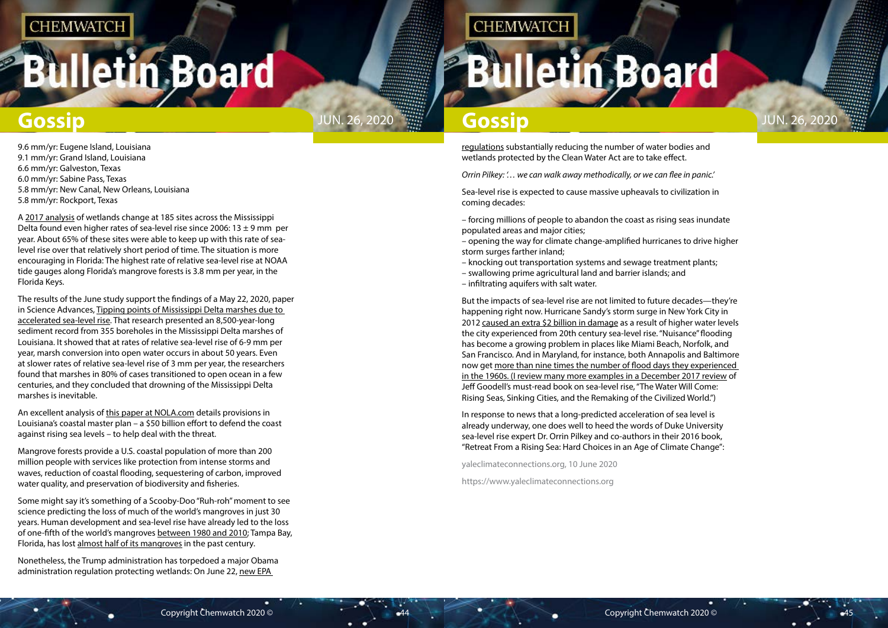9.6 mm/yr: Eugene Island, Louisiana
9.1 mm/yr: Grand Island, Louisiana
6.6 mm/yr: Galveston, Texas
6.0 mm/yr: Sabine Pass, Texas
5.8 mm/yr: New Canal, New Orleans, Louisiana
5.8 mm/yr: Rockport, Texas

A 2017 analysis of wetlands change at 185 sites across the Mississippi Delta found even higher rates of sea-level rise since 2006: 13 ± 9 mm per year. About 65% of these sites were able to keep up with this rate of sea-level rise over that relatively short period of time. The situation is more encouraging in Florida: The highest rate of relative sea-level rise at NOAA tide gauges along Florida's mangrove forests is 3.8 mm per year, in the Florida Keys.

The results of the June study support the findings of a May 22, 2020, paper in Science Advances, Tipping points of Mississippi Delta marshes due to accelerated sea-level rise. That research presented an 8,500-year-long sediment record from 355 boreholes in the Mississippi Delta marshes of Louisiana. It showed that at rates of relative sea-level rise of 6-9 mm per year, marsh conversion into open water occurs in about 50 years. Even at slower rates of relative sea-level rise of 3 mm per year, the researchers found that marshes in 80% of cases transitioned to open ocean in a few centuries, and they concluded that drowning of the Mississippi Delta marshes is inevitable.

An excellent analysis of this paper at NOLA.com details provisions in Louisiana's coastal master plan – a $50 billion effort to defend the coast against rising sea levels – to help deal with the threat.

Mangrove forests provide a U.S. coastal population of more than 200 million people with services like protection from intense storms and waves, reduction of coastal flooding, sequestering of carbon, improved water quality, and preservation of biodiversity and fisheries.

Some might say it's something of a Scooby-Doo "Ruh-roh" moment to see science predicting the loss of much of the world's mangroves in just 30 years. Human development and sea-level rise have already led to the loss of one-fifth of the world's mangroves between 1980 and 2010; Tampa Bay, Florida, has lost almost half of its mangroves in the past century.

Nonetheless, the Trump administration has torpedoed a major Obama administration regulation protecting wetlands: On June 22, new EPA regulations substantially reducing the number of water bodies and wetlands protected by the Clean Water Act are to take effect.

*Orrin Pilkey: '… we can walk away methodically, or we can flee in panic.'*

Sea-level rise is expected to cause massive upheavals to civilization in coming decades:

– forcing millions of people to abandon the coast as rising seas inundate populated areas and major cities;
– opening the way for climate change-amplified hurricanes to drive higher storm surges farther inland;
– knocking out transportation systems and sewage treatment plants;
– swallowing prime agricultural land and barrier islands; and
– infiltrating aquifers with salt water.

But the impacts of sea-level rise are not limited to future decades—they're happening right now. Hurricane Sandy's storm surge in New York City in 2012 caused an extra $2 billion in damage as a result of higher water levels the city experienced from 20th century sea-level rise. "Nuisance" flooding has become a growing problem in places like Miami Beach, Norfolk, and San Francisco. And in Maryland, for instance, both Annapolis and Baltimore now get more than nine times the number of flood days they experienced in the 1960s. (I review many more examples in a December 2017 review of Jeff Goodell's must-read book on sea-level rise, "The Water Will Come: Rising Seas, Sinking Cities, and the Remaking of the Civilized World.")

In response to news that a long-predicted acceleration of sea level is already underway, one does well to heed the words of Duke University sea-level rise expert Dr. Orrin Pilkey and co-authors in their 2016 book, "Retreat From a Rising Sea: Hard Choices in an Age of Climate Change":

yaleclimateconnections.org, 10 June 2020

https://www.yaleclimateconnections.org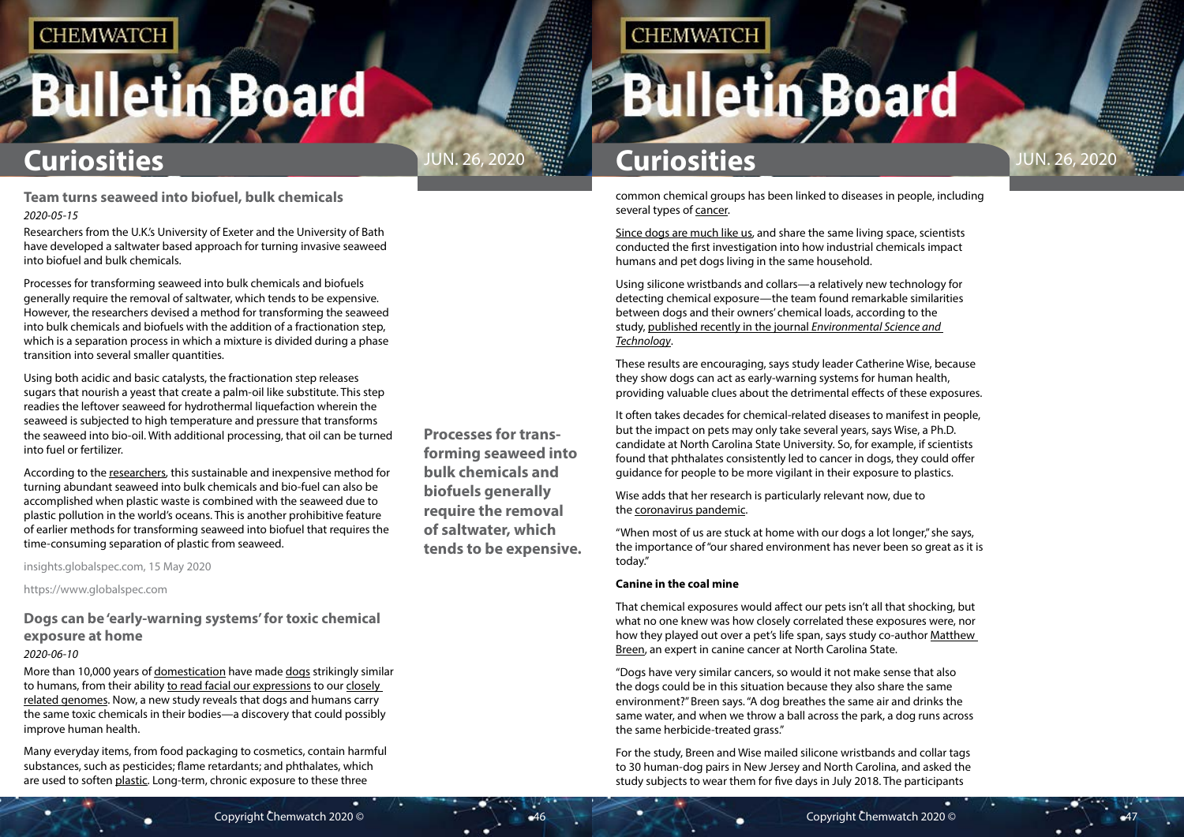## Team turns seaweed into biofuel, bulk chemicals

*2020-05-15*

Researchers from the U.K.'s University of Exeter and the University of Bath have developed a saltwater based approach for turning invasive seaweed into biofuel and bulk chemicals.

Processes for transforming seaweed into bulk chemicals and biofuels generally require the removal of saltwater, which tends to be expensive. However, the researchers devised a method for transforming the seaweed into bulk chemicals and biofuels with the addition of a fractionation step, which is a separation process in which a mixture is divided during a phase transition into several smaller quantities.

Using both acidic and basic catalysts, the fractionation step releases sugars that nourish a yeast that create a palm-oil like substitute. This step readies the leftover seaweed for hydrothermal liquefaction wherein the seaweed is subjected to high temperature and pressure that transforms the seaweed into bio-oil. With additional processing, that oil can be turned into fuel or fertilizer.

According to the researchers, this sustainable and inexpensive method for turning abundant seaweed into bulk chemicals and bio-fuel can also be accomplished when plastic waste is combined with the seaweed due to plastic pollution in the world's oceans. This is another prohibitive feature of earlier methods for transforming seaweed into biofuel that requires the time-consuming separation of plastic from seaweed.

**Processes for transforming seaweed into bulk chemicals and biofuels generally require the removal of saltwater, which tends to be expensive.**

insights.globalspec.com, 15 May 2020

https://www.globalspec.com

## Dogs can be 'early-warning systems' for toxic chemical exposure at home

*2020-06-10*

More than 10,000 years of domestication have made dogs strikingly similar to humans, from their ability to read facial our expressions to our closely related genomes. Now, a new study reveals that dogs and humans carry the same toxic chemicals in their bodies—a discovery that could possibly improve human health.

Many everyday items, from food packaging to cosmetics, contain harmful substances, such as pesticides; flame retardants; and phthalates, which are used to soften plastic. Long-term, chronic exposure to these three common chemical groups has been linked to diseases in people, including several types of cancer.

Since dogs are much like us, and share the same living space, scientists conducted the first investigation into how industrial chemicals impact humans and pet dogs living in the same household.

Using silicone wristbands and collars—a relatively new technology for detecting chemical exposure—the team found remarkable similarities between dogs and their owners' chemical loads, according to the study, published recently in the journal *Environmental Science and Technology*.

These results are encouraging, says study leader Catherine Wise, because they show dogs can act as early-warning systems for human health, providing valuable clues about the detrimental effects of these exposures.

It often takes decades for chemical-related diseases to manifest in people, but the impact on pets may only take several years, says Wise, a Ph.D. candidate at North Carolina State University. So, for example, if scientists found that phthalates consistently led to cancer in dogs, they could offer guidance for people to be more vigilant in their exposure to plastics.

Wise adds that her research is particularly relevant now, due to the coronavirus pandemic.

"When most of us are stuck at home with our dogs a lot longer," she says, the importance of "our shared environment has never been so great as it is today."

**Canine in the coal mine**

That chemical exposures would affect our pets isn't all that shocking, but what no one knew was how closely correlated these exposures were, nor how they played out over a pet's life span, says study co-author Matthew Breen, an expert in canine cancer at North Carolina State.

"Dogs have very similar cancers, so would it not make sense that also the dogs could be in this situation because they also share the same environment?" Breen says. "A dog breathes the same air and drinks the same water, and when we throw a ball across the park, a dog runs across the same herbicide-treated grass."

For the study, Breen and Wise mailed silicone wristbands and collar tags to 30 human-dog pairs in New Jersey and North Carolina, and asked the study subjects to wear them for five days in July 2018. The participants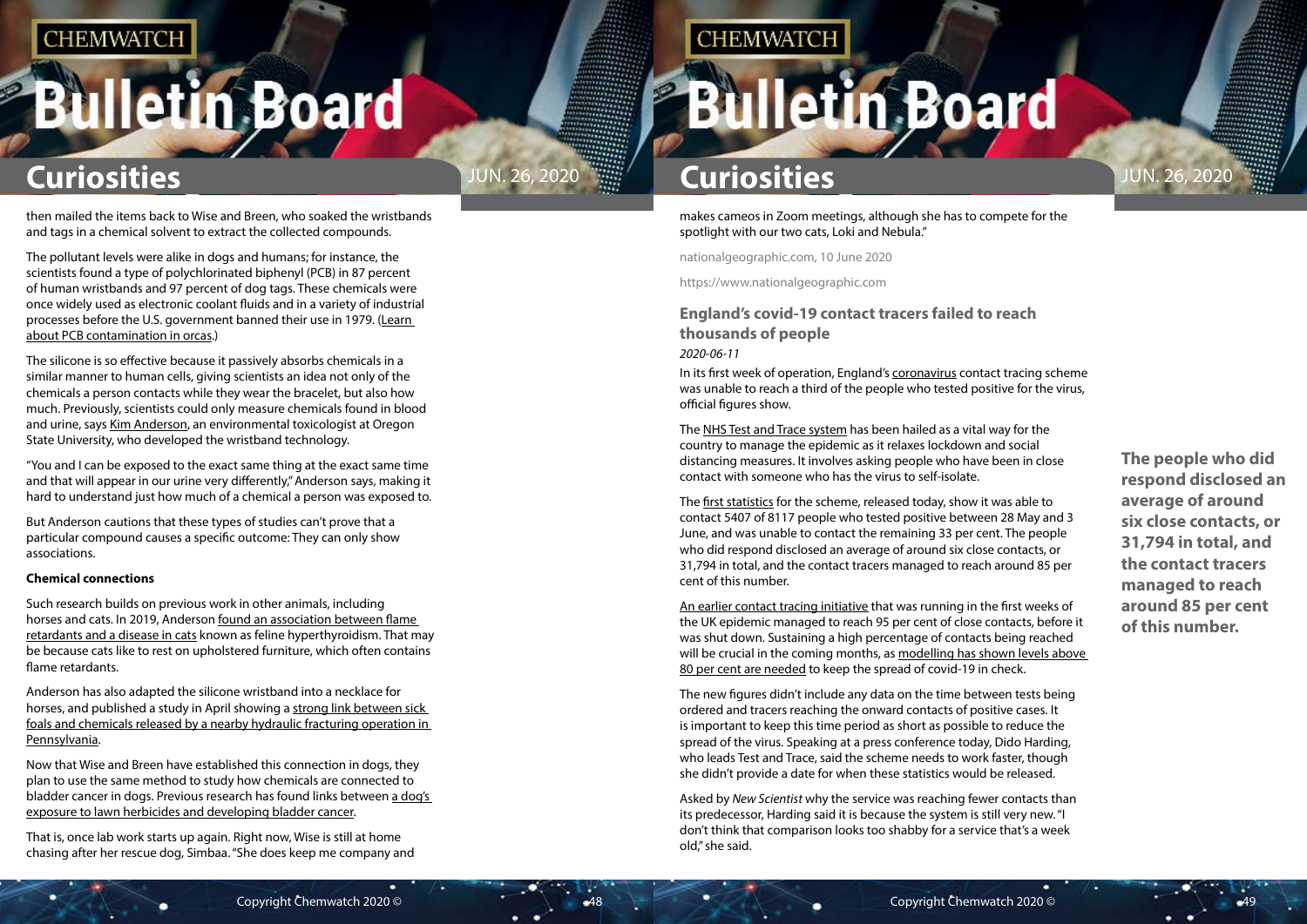then mailed the items back to Wise and Breen, who soaked the wristbands and tags in a chemical solvent to extract the collected compounds.

The pollutant levels were alike in dogs and humans; for instance, the scientists found a type of polychlorinated biphenyl (PCB) in 87 percent of human wristbands and 97 percent of dog tags. These chemicals were once widely used as electronic coolant fluids and in a variety of industrial processes before the U.S. government banned their use in 1979. (Learn about PCB contamination in orcas.)

The silicone is so effective because it passively absorbs chemicals in a similar manner to human cells, giving scientists an idea not only of the chemicals a person contacts while they wear the bracelet, but also how much. Previously, scientists could only measure chemicals found in blood and urine, says Kim Anderson, an environmental toxicologist at Oregon State University, who developed the wristband technology.

"You and I can be exposed to the exact same thing at the exact same time and that will appear in our urine very differently," Anderson says, making it hard to understand just how much of a chemical a person was exposed to.

But Anderson cautions that these types of studies can't prove that a particular compound causes a specific outcome: They can only show associations.

**Chemical connections**

Such research builds on previous work in other animals, including horses and cats. In 2019, Anderson found an association between flame retardants and a disease in cats known as feline hyperthyroidism. That may be because cats like to rest on upholstered furniture, which often contains flame retardants.

Anderson has also adapted the silicone wristband into a necklace for horses, and published a study in April showing a strong link between sick foals and chemicals released by a nearby hydraulic fracturing operation in Pennsylvania.

Now that Wise and Breen have established this connection in dogs, they plan to use the same method to study how chemicals are connected to bladder cancer in dogs. Previous research has found links between a dog's exposure to lawn herbicides and developing bladder cancer.

That is, once lab work starts up again. Right now, Wise is still at home chasing after her rescue dog, Simbaa. "She does keep me company and makes cameos in Zoom meetings, although she has to compete for the spotlight with our two cats, Loki and Nebula."

nationalgeographic.com, 10 June 2020

https://www.nationalgeographic.com

## England's covid-19 contact tracers failed to reach thousands of people

*2020-06-11*

In its first week of operation, England's coronavirus contact tracing scheme was unable to reach a third of the people who tested positive for the virus, official figures show.

The NHS Test and Trace system has been hailed as a vital way for the country to manage the epidemic as it relaxes lockdown and social distancing measures. It involves asking people who have been in close contact with someone who has the virus to self-isolate.

The first statistics for the scheme, released today, show it was able to contact 5407 of 8117 people who tested positive between 28 May and 3 June, and was unable to contact the remaining 33 per cent. The people who did respond disclosed an average of around six close contacts, or 31,794 in total, and the contact tracers managed to reach around 85 per cent of this number.

An earlier contact tracing initiative that was running in the first weeks of the UK epidemic managed to reach 95 per cent of close contacts, before it was shut down. Sustaining a high percentage of contacts being reached will be crucial in the coming months, as modelling has shown levels above 80 per cent are needed to keep the spread of covid-19 in check.

The new figures didn't include any data on the time between tests being ordered and tracers reaching the onward contacts of positive cases. It is important to keep this time period as short as possible to reduce the spread of the virus. Speaking at a press conference today, Dido Harding, who leads Test and Trace, said the scheme needs to work faster, though she didn't provide a date for when these statistics would be released.

Asked by *New Scientist* why the service was reaching fewer contacts than its predecessor, Harding said it is because the system is still very new. "I don't think that comparison looks too shabby for a service that's a week old," she said.

**The people who did respond disclosed an average of around six close contacts, or 31,794 in total, and the contact tracers managed to reach around 85 per cent of this number.**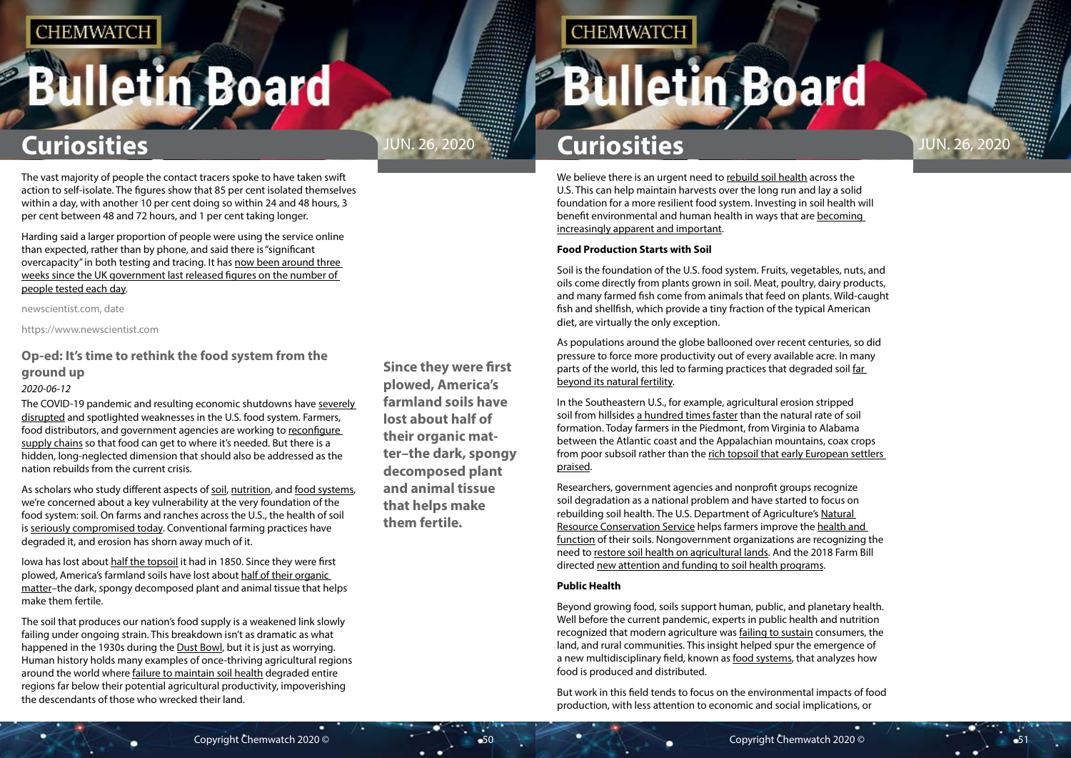The vast majority of people the contact tracers spoke to have taken swift action to self-isolate. The figures show that 85 per cent isolated themselves within a day, with another 10 per cent doing so within 24 and 48 hours, 3 per cent between 48 and 72 hours, and 1 per cent taking longer.

Harding said a larger proportion of people were using the service online than expected, rather than by phone, and said there is "significant overcapacity" in both testing and tracing. It has now been around three weeks since the UK government last released figures on the number of people tested each day.

newscientist.com, date

https://www.newscientist.com

## Op-ed: It's time to rethink the food system from the ground up

*2020-06-12*

The COVID-19 pandemic and resulting economic shutdowns have severely disrupted and spotlighted weaknesses in the U.S. food system. Farmers, food distributors, and government agencies are working to reconfigure supply chains so that food can get to where it's needed. But there is a hidden, long-neglected dimension that should also be addressed as the nation rebuilds from the current crisis.

As scholars who study different aspects of soil, nutrition, and food systems, we're concerned about a key vulnerability at the very foundation of the food system: soil. On farms and ranches across the U.S., the health of soil is seriously compromised today. Conventional farming practices have degraded it, and erosion has shorn away much of it.

Iowa has lost about half the topsoil it had in 1850. Since they were first plowed, America's farmland soils have lost about half of their organic matter–the dark, spongy decomposed plant and animal tissue that helps make them fertile.

**Since they were first plowed, America's farmland soils have lost about half of their organic matter–the dark, spongy decomposed plant and animal tissue that helps make them fertile.**

The soil that produces our nation's food supply is a weakened link slowly failing under ongoing strain. This breakdown isn't as dramatic as what happened in the 1930s during the Dust Bowl, but it is just as worrying. Human history holds many examples of once-thriving agricultural regions around the world where failure to maintain soil health degraded entire regions far below their potential agricultural productivity, impoverishing the descendants of those who wrecked their land.

We believe there is an urgent need to rebuild soil health across the U.S. This can help maintain harvests over the long run and lay a solid foundation for a more resilient food system. Investing in soil health will benefit environmental and human health in ways that are becoming increasingly apparent and important.

**Food Production Starts with Soil**

Soil is the foundation of the U.S. food system. Fruits, vegetables, nuts, and oils come directly from plants grown in soil. Meat, poultry, dairy products, and many farmed fish come from animals that feed on plants. Wild-caught fish and shellfish, which provide a tiny fraction of the typical American diet, are virtually the only exception.

As populations around the globe ballooned over recent centuries, so did pressure to force more productivity out of every available acre. In many parts of the world, this led to farming practices that degraded soil far beyond its natural fertility.

In the Southeastern U.S., for example, agricultural erosion stripped soil from hillsides a hundred times faster than the natural rate of soil formation. Today farmers in the Piedmont, from Virginia to Alabama between the Atlantic coast and the Appalachian mountains, coax crops from poor subsoil rather than the rich topsoil that early European settlers praised.

Researchers, government agencies and nonprofit groups recognize soil degradation as a national problem and have started to focus on rebuilding soil health. The U.S. Department of Agriculture's Natural Resource Conservation Service helps farmers improve the health and function of their soils. Nongovernment organizations are recognizing the need to restore soil health on agricultural lands. And the 2018 Farm Bill directed new attention and funding to soil health programs.

**Public Health**

Beyond growing food, soils support human, public, and planetary health. Well before the current pandemic, experts in public health and nutrition recognized that modern agriculture was failing to sustain consumers, the land, and rural communities. This insight helped spur the emergence of a new multidisciplinary field, known as food systems, that analyzes how food is produced and distributed.

But work in this field tends to focus on the environmental impacts of food production, with less attention to economic and social implications, or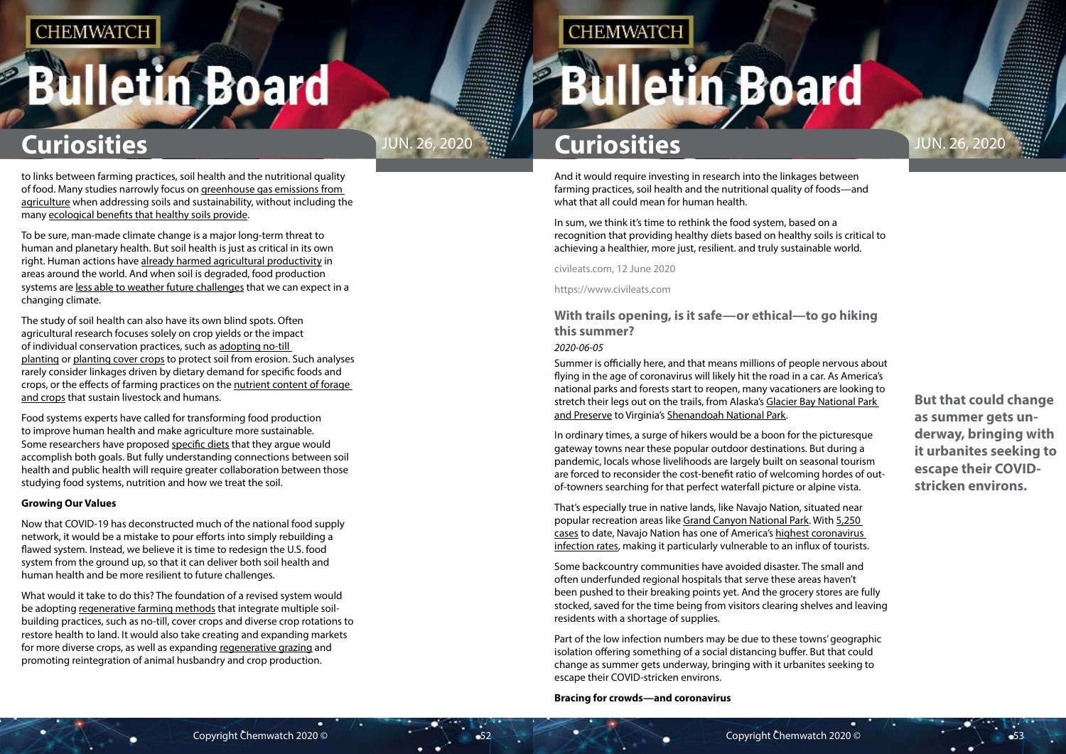to links between farming practices, soil health and the nutritional quality of food. Many studies narrowly focus on greenhouse gas emissions from agriculture when addressing soils and sustainability, without including the many ecological benefits that healthy soils provide.

To be sure, man-made climate change is a major long-term threat to human and planetary health. But soil health is just as critical in its own right. Human actions have already harmed agricultural productivity in areas around the world. And when soil is degraded, food production systems are less able to weather future challenges that we can expect in a changing climate.

The study of soil health can also have its own blind spots. Often agricultural research focuses solely on crop yields or the impact of individual conservation practices, such as adopting no-till planting or planting cover crops to protect soil from erosion. Such analyses rarely consider linkages driven by dietary demand for specific foods and crops, or the effects of farming practices on the nutrient content of forage and crops that sustain livestock and humans.

Food systems experts have called for transforming food production to improve human health and make agriculture more sustainable. Some researchers have proposed specific diets that they argue would accomplish both goals. But fully understanding connections between soil health and public health will require greater collaboration between those studying food systems, nutrition and how we treat the soil.

**Growing Our Values**

Now that COVID-19 has deconstructed much of the national food supply network, it would be a mistake to pour efforts into simply rebuilding a flawed system. Instead, we believe it is time to redesign the U.S. food system from the ground up, so that it can deliver both soil health and human health and be more resilient to future challenges.

What would it take to do this? The foundation of a revised system would be adopting regenerative farming methods that integrate multiple soil-building practices, such as no-till, cover crops and diverse crop rotations to restore health to land. It would also take creating and expanding markets for more diverse crops, as well as expanding regenerative grazing and promoting reintegration of animal husbandry and crop production.

And it would require investing in research into the linkages between farming practices, soil health and the nutritional quality of foods—and what that all could mean for human health.

In sum, we think it's time to rethink the food system, based on a recognition that providing healthy diets based on healthy soils is critical to achieving a healthier, more just, resilient. and truly sustainable world.

civileats.com, 12 June 2020

https://www.civileats.com

### With trails opening, is it safe—or ethical—to go hiking this summer?

*2020-06-05*

Summer is officially here, and that means millions of people nervous about flying in the age of coronavirus will likely hit the road in a car. As America's national parks and forests start to reopen, many vacationers are looking to stretch their legs out on the trails, from Alaska's Glacier Bay National Park and Preserve to Virginia's Shenandoah National Park.

In ordinary times, a surge of hikers would be a boon for the picturesque gateway towns near these popular outdoor destinations. But during a pandemic, locals whose livelihoods are largely built on seasonal tourism are forced to reconsider the cost-benefit ratio of welcoming hordes of out-of-towners searching for that perfect waterfall picture or alpine vista.

That's especially true in native lands, like Navajo Nation, situated near popular recreation areas like Grand Canyon National Park. With 5,250 cases to date, Navajo Nation has one of America's highest coronavirus infection rates, making it particularly vulnerable to an influx of tourists.

Some backcountry communities have avoided disaster. The small and often underfunded regional hospitals that serve these areas haven't been pushed to their breaking points yet. And the grocery stores are fully stocked, saved for the time being from visitors clearing shelves and leaving residents with a shortage of supplies.

Part of the low infection numbers may be due to these towns' geographic isolation offering something of a social distancing buffer. But that could change as summer gets underway, bringing with it urbanites seeking to escape their COVID-stricken environs.

**But that could change as summer gets underway, bringing with it urbanites seeking to escape their COVID-stricken environs.**

**Bracing for crowds—and coronavirus**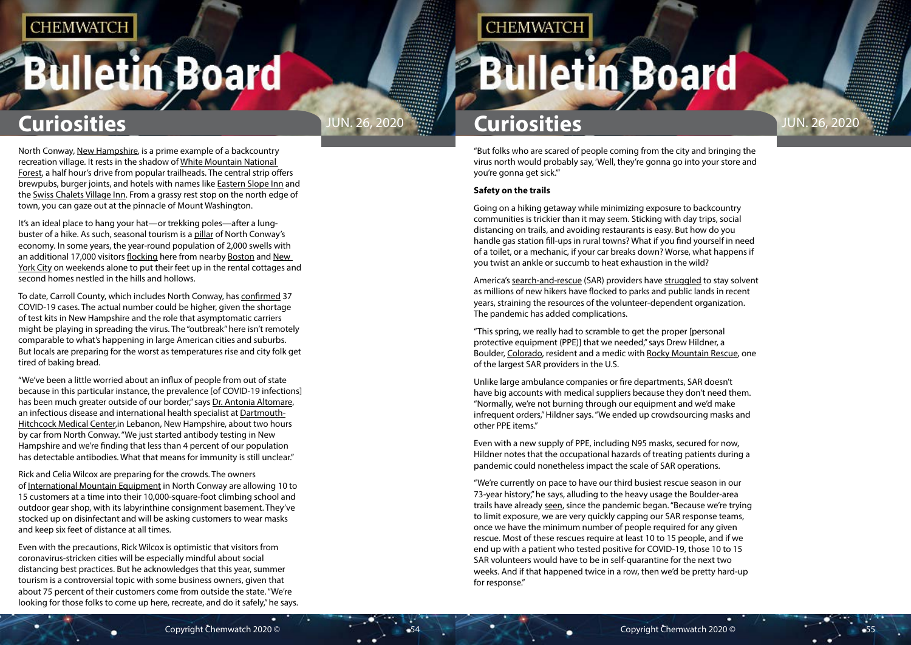North Conway, New Hampshire, is a prime example of a backcountry recreation village. It rests in the shadow of White Mountain National Forest, a half hour's drive from popular trailheads. The central strip offers brewpubs, burger joints, and hotels with names like Eastern Slope Inn and the Swiss Chalets Village Inn. From a grassy rest stop on the north edge of town, you can gaze out at the pinnacle of Mount Washington.

It's an ideal place to hang your hat—or trekking poles—after a lung-buster of a hike. As such, seasonal tourism is a pillar of North Conway's economy. In some years, the year-round population of 2,000 swells with an additional 17,000 visitors flocking here from nearby Boston and New York City on weekends alone to put their feet up in the rental cottages and second homes nestled in the hills and hollows.

To date, Carroll County, which includes North Conway, has confirmed 37 COVID-19 cases. The actual number could be higher, given the shortage of test kits in New Hampshire and the role that asymptomatic carriers might be playing in spreading the virus. The "outbreak" here isn't remotely comparable to what's happening in large American cities and suburbs. But locals are preparing for the worst as temperatures rise and city folk get tired of baking bread.

"We've been a little worried about an influx of people from out of state because in this particular instance, the prevalence [of COVID-19 infections] has been much greater outside of our border," says Dr. Antonia Altomare, an infectious disease and international health specialist at Dartmouth-Hitchcock Medical Center,in Lebanon, New Hampshire, about two hours by car from North Conway. "We just started antibody testing in New Hampshire and we're finding that less than 4 percent of our population has detectable antibodies. What that means for immunity is still unclear."

Rick and Celia Wilcox are preparing for the crowds. The owners of International Mountain Equipment in North Conway are allowing 10 to 15 customers at a time into their 10,000-square-foot climbing school and outdoor gear shop, with its labyrinthine consignment basement. They've stocked up on disinfectant and will be asking customers to wear masks and keep six feet of distance at all times.

Even with the precautions, Rick Wilcox is optimistic that visitors from coronavirus-stricken cities will be especially mindful about social distancing best practices. But he acknowledges that this year, summer tourism is a controversial topic with some business owners, given that about 75 percent of their customers come from outside the state. "We're looking for those folks to come up here, recreate, and do it safely," he says. "But folks who are scared of people coming from the city and bringing the virus north would probably say, 'Well, they're gonna go into your store and you're gonna get sick.'"

**Safety on the trails**

Going on a hiking getaway while minimizing exposure to backcountry communities is trickier than it may seem. Sticking with day trips, social distancing on trails, and avoiding restaurants is easy. But how do you handle gas station fill-ups in rural towns? What if you find yourself in need of a toilet, or a mechanic, if your car breaks down? Worse, what happens if you twist an ankle or succumb to heat exhaustion in the wild?

America's search-and-rescue (SAR) providers have struggled to stay solvent as millions of new hikers have flocked to parks and public lands in recent years, straining the resources of the volunteer-dependent organization. The pandemic has added complications.

"This spring, we really had to scramble to get the proper [personal protective equipment (PPE)] that we needed," says Drew Hildner, a Boulder, Colorado, resident and a medic with Rocky Mountain Rescue, one of the largest SAR providers in the U.S.

Unlike large ambulance companies or fire departments, SAR doesn't have big accounts with medical suppliers because they don't need them. "Normally, we're not burning through our equipment and we'd make infrequent orders," Hildner says. "We ended up crowdsourcing masks and other PPE items."

Even with a new supply of PPE, including N95 masks, secured for now, Hildner notes that the occupational hazards of treating patients during a pandemic could nonetheless impact the scale of SAR operations.

"We're currently on pace to have our third busiest rescue season in our 73-year history," he says, alluding to the heavy usage the Boulder-area trails have already seen, since the pandemic began. "Because we're trying to limit exposure, we are very quickly capping our SAR response teams, once we have the minimum number of people required for any given rescue. Most of these rescues require at least 10 to 15 people, and if we end up with a patient who tested positive for COVID-19, those 10 to 15 SAR volunteers would have to be in self-quarantine for the next two weeks. And if that happened twice in a row, then we'd be pretty hard-up for response."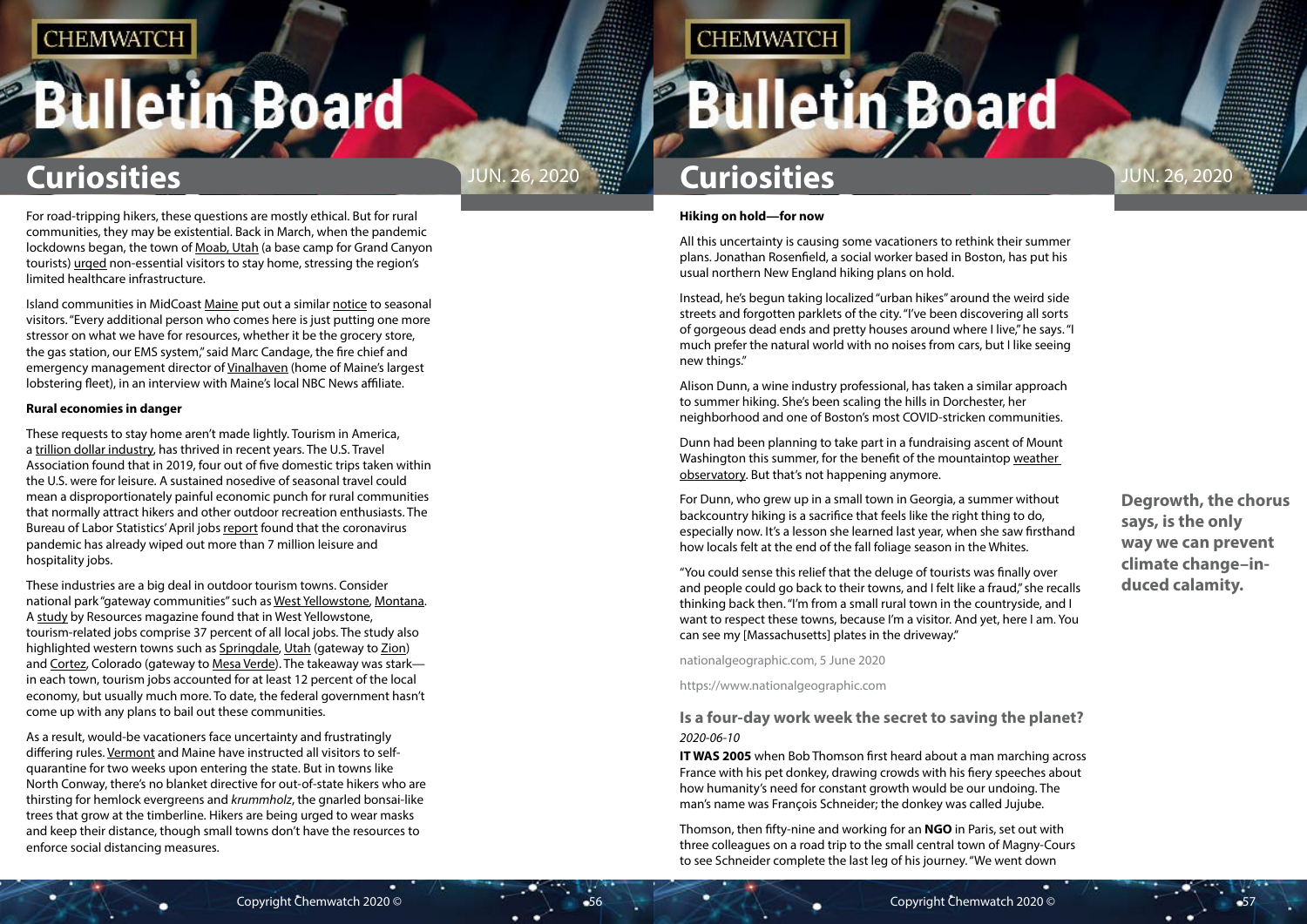For road-tripping hikers, these questions are mostly ethical. But for rural communities, they may be existential. Back in March, when the pandemic lockdowns began, the town of Moab, Utah (a base camp for Grand Canyon tourists) urged non-essential visitors to stay home, stressing the region's limited healthcare infrastructure.

Island communities in MidCoast Maine put out a similar notice to seasonal visitors. "Every additional person who comes here is just putting one more stressor on what we have for resources, whether it be the grocery store, the gas station, our EMS system," said Marc Candage, the fire chief and emergency management director of Vinalhaven (home of Maine's largest lobstering fleet), in an interview with Maine's local NBC News affiliate.

**Rural economies in danger**

These requests to stay home aren't made lightly. Tourism in America, a trillion dollar industry, has thrived in recent years. The U.S. Travel Association found that in 2019, four out of five domestic trips taken within the U.S. were for leisure. A sustained nosedive of seasonal travel could mean a disproportionately painful economic punch for rural communities that normally attract hikers and other outdoor recreation enthusiasts. The Bureau of Labor Statistics' April jobs report found that the coronavirus pandemic has already wiped out more than 7 million leisure and hospitality jobs.

These industries are a big deal in outdoor tourism towns. Consider national park "gateway communities" such as West Yellowstone, Montana. A study by Resources magazine found that in West Yellowstone, tourism-related jobs comprise 37 percent of all local jobs. The study also highlighted western towns such as Springdale, Utah (gateway to Zion) and Cortez, Colorado (gateway to Mesa Verde). The takeaway was stark—in each town, tourism jobs accounted for at least 12 percent of the local economy, but usually much more. To date, the federal government hasn't come up with any plans to bail out these communities.

As a result, would-be vacationers face uncertainty and frustratingly differing rules. Vermont and Maine have instructed all visitors to self-quarantine for two weeks upon entering the state. But in towns like North Conway, there's no blanket directive for out-of-state hikers who are thirsting for hemlock evergreens and *krummholz*, the gnarled bonsai-like trees that grow at the timberline. Hikers are being urged to wear masks and keep their distance, though small towns don't have the resources to enforce social distancing measures.

**Hiking on hold—for now**

All this uncertainty is causing some vacationers to rethink their summer plans. Jonathan Rosenfield, a social worker based in Boston, has put his usual northern New England hiking plans on hold.

Instead, he's begun taking localized "urban hikes" around the weird side streets and forgotten parklets of the city. "I've been discovering all sorts of gorgeous dead ends and pretty houses around where I live," he says. "I much prefer the natural world with no noises from cars, but I like seeing new things."

Alison Dunn, a wine industry professional, has taken a similar approach to summer hiking. She's been scaling the hills in Dorchester, her neighborhood and one of Boston's most COVID-stricken communities.

Dunn had been planning to take part in a fundraising ascent of Mount Washington this summer, for the benefit of the mountaintop weather observatory. But that's not happening anymore.

For Dunn, who grew up in a small town in Georgia, a summer without backcountry hiking is a sacrifice that feels like the right thing to do, especially now. It's a lesson she learned last year, when she saw firsthand how locals felt at the end of the fall foliage season in the Whites.

"You could sense this relief that the deluge of tourists was finally over and people could go back to their towns, and I felt like a fraud," she recalls thinking back then. "I'm from a small rural town in the countryside, and I want to respect these towns, because I'm a visitor. And yet, here I am. You can see my [Massachusetts] plates in the driveway."

nationalgeographic.com, 5 June 2020

https://www.nationalgeographic.com

## Is a four-day work week the secret to saving the planet?

*2020-06-10*

**IT WAS 2005** when Bob Thomson first heard about a man marching across France with his pet donkey, drawing crowds with his fiery speeches about how humanity's need for constant growth would be our undoing. The man's name was François Schneider; the donkey was called Jujube.

**Degrowth, the chorus says, is the only way we can prevent climate change–induced calamity.**

Thomson, then fifty-nine and working for an **NGO** in Paris, set out with three colleagues on a road trip to the small central town of Magny-Cours to see Schneider complete the last leg of his journey. "We went down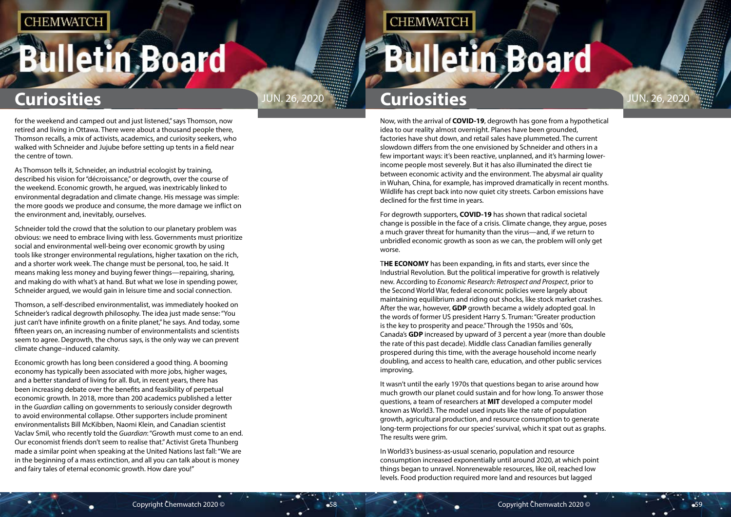for the weekend and camped out and just listened," says Thomson, now retired and living in Ottawa. There were about a thousand people there, Thomson recalls, a mix of activists, academics, and curiosity seekers, who walked with Schneider and Jujube before setting up tents in a field near the centre of town.

As Thomson tells it, Schneider, an industrial ecologist by training, described his vision for "décroissance," or degrowth, over the course of the weekend. Economic growth, he argued, was inextricably linked to environmental degradation and climate change. His message was simple: the more goods we produce and consume, the more damage we inflict on the environment and, inevitably, ourselves.

Schneider told the crowd that the solution to our planetary problem was obvious: we need to embrace living with less. Governments must prioritize social and environmental well-being over economic growth by using tools like stronger environmental regulations, higher taxation on the rich, and a shorter work week. The change must be personal, too, he said. It means making less money and buying fewer things—repairing, sharing, and making do with what's at hand. But what we lose in spending power, Schneider argued, we would gain in leisure time and social connection.

Thomson, a self-described environmentalist, was immediately hooked on Schneider's radical degrowth philosophy. The idea just made sense: "You just can't have infinite growth on a finite planet," he says. And today, some fifteen years on, an increasing number of environmentalists and scientists seem to agree. Degrowth, the chorus says, is the only way we can prevent climate change–induced calamity.

Economic growth has long been considered a good thing. A booming economy has typically been associated with more jobs, higher wages, and a better standard of living for all. But, in recent years, there has been increasing debate over the benefits and feasibility of perpetual economic growth. In 2018, more than 200 academics published a letter in the *Guardian* calling on governments to seriously consider degrowth to avoid environmental collapse. Other supporters include prominent environmentalists Bill McKibben, Naomi Klein, and Canadian scientist Vaclav Smil, who recently told the *Guardian*: "Growth must come to an end. Our economist friends don't seem to realise that." Activist Greta Thunberg made a similar point when speaking at the United Nations last fall: "We are in the beginning of a mass extinction, and all you can talk about is money and fairy tales of eternal economic growth. How dare you!"

Now, with the arrival of **COVID-19**, degrowth has gone from a hypothetical idea to our reality almost overnight. Planes have been grounded, factories have shut down, and retail sales have plummeted. The current slowdown differs from the one envisioned by Schneider and others in a few important ways: it's been reactive, unplanned, and it's harming lower-income people most severely. But it has also illuminated the direct tie between economic activity and the environment. The abysmal air quality in Wuhan, China, for example, has improved dramatically in recent months. Wildlife has crept back into now quiet city streets. Carbon emissions have declined for the first time in years.

For degrowth supporters, **COVID-19** has shown that radical societal change is possible in the face of a crisis. Climate change, they argue, poses a much graver threat for humanity than the virus—and, if we return to unbridled economic growth as soon as we can, the problem will only get worse.

T**HE ECONOMY** has been expanding, in fits and starts, ever since the Industrial Revolution. But the political imperative for growth is relatively new. According to *Economic Research: Retrospect and Prospect*, prior to the Second World War, federal economic policies were largely about maintaining equilibrium and riding out shocks, like stock market crashes. After the war, however, **GDP** growth became a widely adopted goal. In the words of former US president Harry S. Truman: "Greater production is the key to prosperity and peace." Through the 1950s and '60s, Canada's **GDP** increased by upward of 3 percent a year (more than double the rate of this past decade). Middle class Canadian families generally prospered during this time, with the average household income nearly doubling, and access to health care, education, and other public services improving.

It wasn't until the early 1970s that questions began to arise around how much growth our planet could sustain and for how long. To answer those questions, a team of researchers at **MIT** developed a computer model known as World3. The model used inputs like the rate of population growth, agricultural production, and resource consumption to generate long-term projections for our species' survival, which it spat out as graphs. The results were grim.

In World3's business-as-usual scenario, population and resource consumption increased exponentially until around 2020, at which point things began to unravel. Nonrenewable resources, like oil, reached low levels. Food production required more land and resources but lagged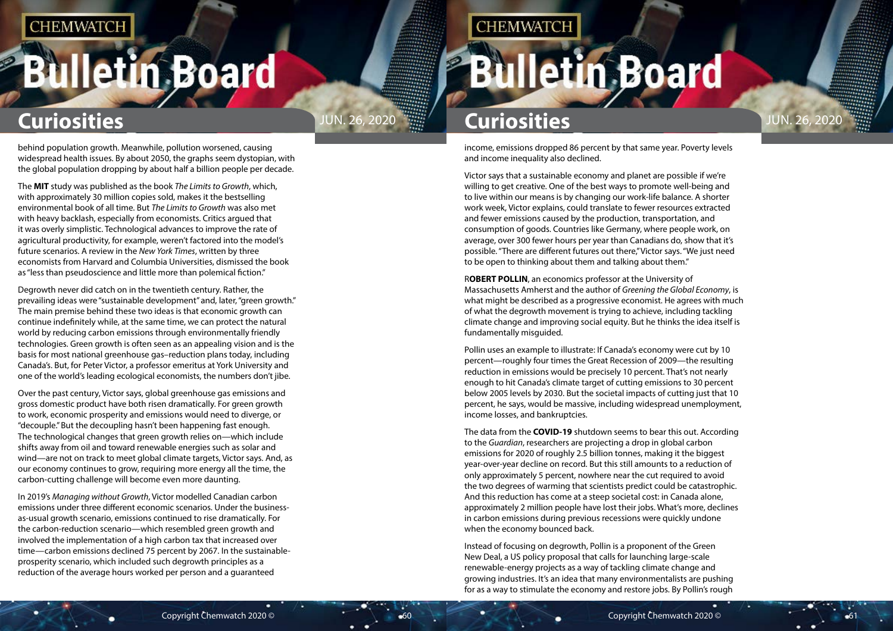behind population growth. Meanwhile, pollution worsened, causing widespread health issues. By about 2050, the graphs seem dystopian, with the global population dropping by about half a billion people per decade.

The **MIT** study was published as the book *The Limits to Growth*, which, with approximately 30 million copies sold, makes it the bestselling environmental book of all time. But *The Limits to Growth* was also met with heavy backlash, especially from economists. Critics argued that it was overly simplistic. Technological advances to improve the rate of agricultural productivity, for example, weren't factored into the model's future scenarios. A review in the *New York Times*, written by three economists from Harvard and Columbia Universities, dismissed the book as "less than pseudoscience and little more than polemical fiction."

Degrowth never did catch on in the twentieth century. Rather, the prevailing ideas were "sustainable development" and, later, "green growth." The main premise behind these two ideas is that economic growth can continue indefinitely while, at the same time, we can protect the natural world by reducing carbon emissions through environmentally friendly technologies. Green growth is often seen as an appealing vision and is the basis for most national greenhouse gas–reduction plans today, including Canada's. But, for Peter Victor, a professor emeritus at York University and one of the world's leading ecological economists, the numbers don't jibe.

Over the past century, Victor says, global greenhouse gas emissions and gross domestic product have both risen dramatically. For green growth to work, economic prosperity and emissions would need to diverge, or "decouple." But the decoupling hasn't been happening fast enough. The technological changes that green growth relies on—which include shifts away from oil and toward renewable energies such as solar and wind—are not on track to meet global climate targets, Victor says. And, as our economy continues to grow, requiring more energy all the time, the carbon-cutting challenge will become even more daunting.

In 2019's *Managing without Growth*, Victor modelled Canadian carbon emissions under three different economic scenarios. Under the business-as-usual growth scenario, emissions continued to rise dramatically. For the carbon-reduction scenario—which resembled green growth and involved the implementation of a high carbon tax that increased over time—carbon emissions declined 75 percent by 2067. In the sustainable-prosperity scenario, which included such degrowth principles as a reduction of the average hours worked per person and a guaranteed income, emissions dropped 86 percent by that same year. Poverty levels and income inequality also declined.

Victor says that a sustainable economy and planet are possible if we're willing to get creative. One of the best ways to promote well-being and to live within our means is by changing our work-life balance. A shorter work week, Victor explains, could translate to fewer resources extracted and fewer emissions caused by the production, transportation, and consumption of goods. Countries like Germany, where people work, on average, over 300 fewer hours per year than Canadians do, show that it's possible. "There are different futures out there," Victor says. "We just need to be open to thinking about them and talking about them."

R**OBERT POLLIN**, an economics professor at the University of Massachusetts Amherst and the author of *Greening the Global Economy*, is what might be described as a progressive economist. He agrees with much of what the degrowth movement is trying to achieve, including tackling climate change and improving social equity. But he thinks the idea itself is fundamentally misguided.

Pollin uses an example to illustrate: If Canada's economy were cut by 10 percent—roughly four times the Great Recession of 2009—the resulting reduction in emissions would be precisely 10 percent. That's not nearly enough to hit Canada's climate target of cutting emissions to 30 percent below 2005 levels by 2030. But the societal impacts of cutting just that 10 percent, he says, would be massive, including widespread unemployment, income losses, and bankruptcies.

The data from the **COVID-19** shutdown seems to bear this out. According to the *Guardian*, researchers are projecting a drop in global carbon emissions for 2020 of roughly 2.5 billion tonnes, making it the biggest year-over-year decline on record. But this still amounts to a reduction of only approximately 5 percent, nowhere near the cut required to avoid the two degrees of warming that scientists predict could be catastrophic. And this reduction has come at a steep societal cost: in Canada alone, approximately 2 million people have lost their jobs. What's more, declines in carbon emissions during previous recessions were quickly undone when the economy bounced back.

Instead of focusing on degrowth, Pollin is a proponent of the Green New Deal, a US policy proposal that calls for launching large-scale renewable-energy projects as a way of tackling climate change and growing industries. It's an idea that many environmentalists are pushing for as a way to stimulate the economy and restore jobs. By Pollin's rough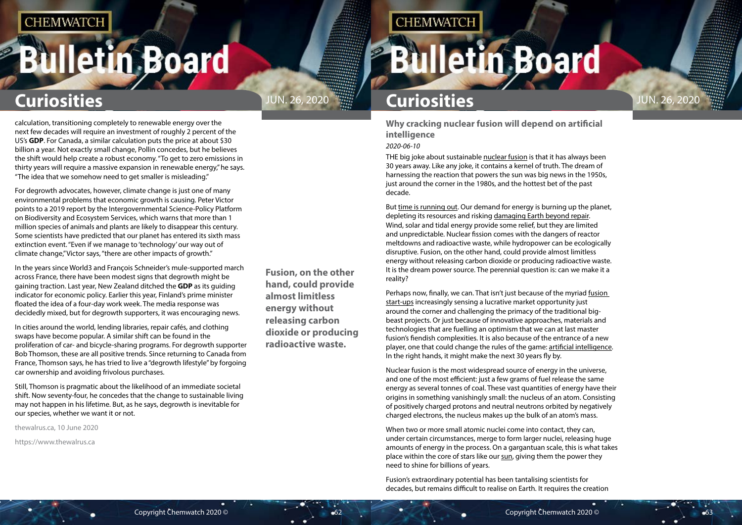calculation, transitioning completely to renewable energy over the next few decades will require an investment of roughly 2 percent of the US's **GDP**. For Canada, a similar calculation puts the price at about $30 billion a year. Not exactly small change, Pollin concedes, but he believes the shift would help create a robust economy. "To get to zero emissions in thirty years will require a massive expansion in renewable energy," he says. "The idea that we somehow need to get smaller is misleading."

For degrowth advocates, however, climate change is just one of many environmental problems that economic growth is causing. Peter Victor points to a 2019 report by the Intergovernmental Science-Policy Platform on Biodiversity and Ecosystem Services, which warns that more than 1 million species of animals and plants are likely to disappear this century. Some scientists have predicted that our planet has entered its sixth mass extinction event. "Even if we manage to 'technology' our way out of climate change," Victor says, "there are other impacts of growth."

In the years since World3 and François Schneider's mule-supported march across France, there have been modest signs that degrowth might be gaining traction. Last year, New Zealand ditched the **GDP** as its guiding indicator for economic policy. Earlier this year, Finland's prime minister floated the idea of a four-day work week. The media response was decidedly mixed, but for degrowth supporters, it was encouraging news.

In cities around the world, lending libraries, repair cafés, and clothing swaps have become popular. A similar shift can be found in the proliferation of car- and bicycle-sharing programs. For degrowth supporter Bob Thomson, these are all positive trends. Since returning to Canada from France, Thomson says, he has tried to live a "degrowth lifestyle" by forgoing car ownership and avoiding frivolous purchases.

Still, Thomson is pragmatic about the likelihood of an immediate societal shift. Now seventy-four, he concedes that the change to sustainable living may not happen in his lifetime. But, as he says, degrowth is inevitable for our species, whether we want it or not.

thewalrus.ca, 10 June 2020

https://www.thewalrus.ca

## Why cracking nuclear fusion will depend on artificial intelligence

*2020-06-10*

THE big joke about sustainable nuclear fusion is that it has always been 30 years away. Like any joke, it contains a kernel of truth. The dream of harnessing the reaction that powers the sun was big news in the 1950s, just around the corner in the 1980s, and the hottest bet of the past decade.

But time is running out. Our demand for energy is burning up the planet, depleting its resources and risking damaging Earth beyond repair. Wind, solar and tidal energy provide some relief, but they are limited and unpredictable. Nuclear fission comes with the dangers of reactor meltdowns and radioactive waste, while hydropower can be ecologically disruptive. Fusion, on the other hand, could provide almost limitless energy without releasing carbon dioxide or producing radioactive waste. It is the dream power source. The perennial question is: can we make it a reality?

**Fusion, on the other hand, could provide almost limitless energy without releasing carbon dioxide or producing radioactive waste.**

Perhaps now, finally, we can. That isn't just because of the myriad fusion start-ups increasingly sensing a lucrative market opportunity just around the corner and challenging the primacy of the traditional big-beast projects. Or just because of innovative approaches, materials and technologies that are fuelling an optimism that we can at last master fusion's fiendish complexities. It is also because of the entrance of a new player, one that could change the rules of the game: artificial intelligence. In the right hands, it might make the next 30 years fly by.

Nuclear fusion is the most widespread source of energy in the universe, and one of the most efficient: just a few grams of fuel release the same energy as several tonnes of coal. These vast quantities of energy have their origins in something vanishingly small: the nucleus of an atom. Consisting of positively charged protons and neutral neutrons orbited by negatively charged electrons, the nucleus makes up the bulk of an atom's mass.

When two or more small atomic nuclei come into contact, they can, under certain circumstances, merge to form larger nuclei, releasing huge amounts of energy in the process. On a gargantuan scale, this is what takes place within the core of stars like our sun, giving them the power they need to shine for billions of years.

Fusion's extraordinary potential has been tantalising scientists for decades, but remains difficult to realise on Earth. It requires the creation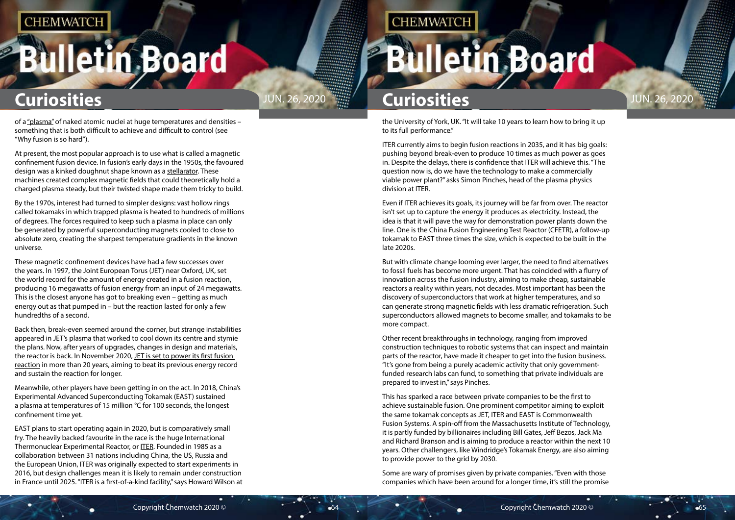of a "plasma" of naked atomic nuclei at huge temperatures and densities – something that is both difficult to achieve and difficult to control (see "Why fusion is so hard").

At present, the most popular approach is to use what is called a magnetic confinement fusion device. In fusion's early days in the 1950s, the favoured design was a kinked doughnut shape known as a stellarator. These machines created complex magnetic fields that could theoretically hold a charged plasma steady, but their twisted shape made them tricky to build.

By the 1970s, interest had turned to simpler designs: vast hollow rings called tokamaks in which trapped plasma is heated to hundreds of millions of degrees. The forces required to keep such a plasma in place can only be generated by powerful superconducting magnets cooled to close to absolute zero, creating the sharpest temperature gradients in the known universe.

These magnetic confinement devices have had a few successes over the years. In 1997, the Joint European Torus (JET) near Oxford, UK, set the world record for the amount of energy created in a fusion reaction, producing 16 megawatts of fusion energy from an input of 24 megawatts. This is the closest anyone has got to breaking even – getting as much energy out as that pumped in – but the reaction lasted for only a few hundredths of a second.

Back then, break-even seemed around the corner, but strange instabilities appeared in JET's plasma that worked to cool down its centre and stymie the plans. Now, after years of upgrades, changes in design and materials, the reactor is back. In November 2020, JET is set to power its first fusion reaction in more than 20 years, aiming to beat its previous energy record and sustain the reaction for longer.

Meanwhile, other players have been getting in on the act. In 2018, China's Experimental Advanced Superconducting Tokamak (EAST) sustained a plasma at temperatures of 15 million °C for 100 seconds, the longest confinement time yet.

EAST plans to start operating again in 2020, but is comparatively small fry. The heavily backed favourite in the race is the huge International Thermonuclear Experimental Reactor, or ITER. Founded in 1985 as a collaboration between 31 nations including China, the US, Russia and the European Union, ITER was originally expected to start experiments in 2016, but design challenges mean it is likely to remain under construction in France until 2025. "ITER is a first-of-a-kind facility," says Howard Wilson at the University of York, UK. "It will take 10 years to learn how to bring it up to its full performance."

ITER currently aims to begin fusion reactions in 2035, and it has big goals: pushing beyond break-even to produce 10 times as much power as goes in. Despite the delays, there is confidence that ITER will achieve this. "The question now is, do we have the technology to make a commercially viable power plant?" asks Simon Pinches, head of the plasma physics division at ITER.

Even if ITER achieves its goals, its journey will be far from over. The reactor isn't set up to capture the energy it produces as electricity. Instead, the idea is that it will pave the way for demonstration power plants down the line. One is the China Fusion Engineering Test Reactor (CFETR), a follow-up tokamak to EAST three times the size, which is expected to be built in the late 2020s.

But with climate change looming ever larger, the need to find alternatives to fossil fuels has become more urgent. That has coincided with a flurry of innovation across the fusion industry, aiming to make cheap, sustainable reactors a reality within years, not decades. Most important has been the discovery of superconductors that work at higher temperatures, and so can generate strong magnetic fields with less dramatic refrigeration. Such superconductors allowed magnets to become smaller, and tokamaks to be more compact.

Other recent breakthroughs in technology, ranging from improved construction techniques to robotic systems that can inspect and maintain parts of the reactor, have made it cheaper to get into the fusion business. "It's gone from being a purely academic activity that only government-funded research labs can fund, to something that private individuals are prepared to invest in," says Pinches.

This has sparked a race between private companies to be the first to achieve sustainable fusion. One prominent competitor aiming to exploit the same tokamak concepts as JET, ITER and EAST is Commonwealth Fusion Systems. A spin-off from the Massachusetts Institute of Technology, it is partly funded by billionaires including Bill Gates, Jeff Bezos, Jack Ma and Richard Branson and is aiming to produce a reactor within the next 10 years. Other challengers, like Windridge's Tokamak Energy, are also aiming to provide power to the grid by 2030.

Some are wary of promises given by private companies. "Even with those companies which have been around for a longer time, it's still the promise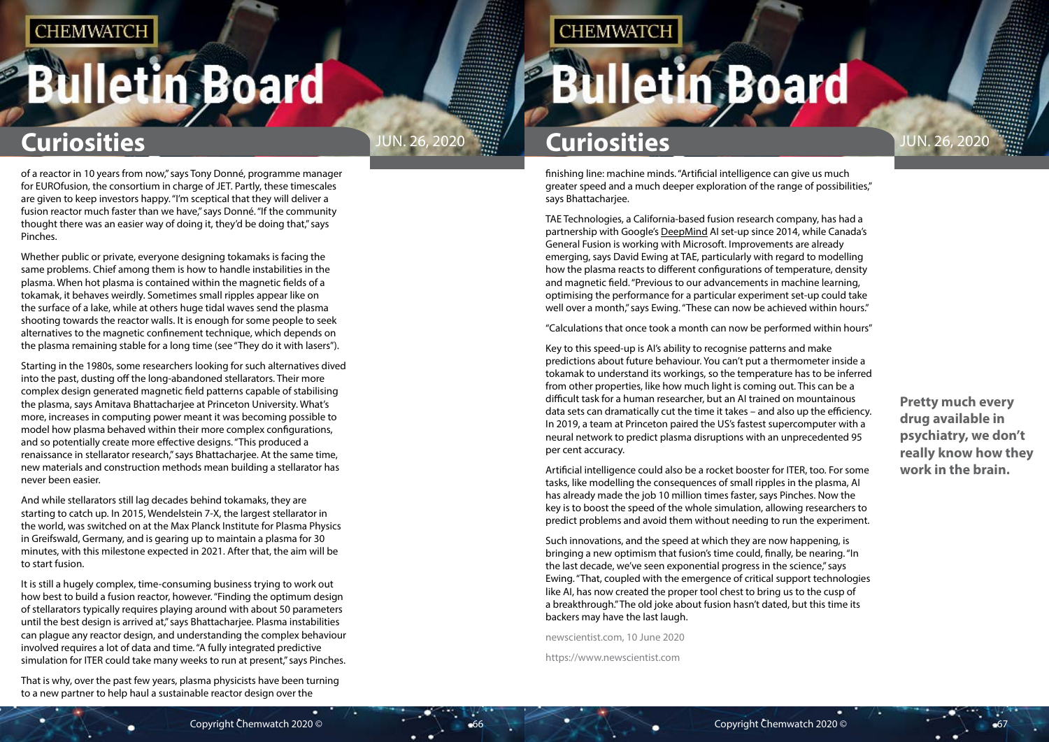of a reactor in 10 years from now," says Tony Donné, programme manager for EUROfusion, the consortium in charge of JET. Partly, these timescales are given to keep investors happy. "I'm sceptical that they will deliver a fusion reactor much faster than we have," says Donné. "If the community thought there was an easier way of doing it, they'd be doing that," says Pinches.

Whether public or private, everyone designing tokamaks is facing the same problems. Chief among them is how to handle instabilities in the plasma. When hot plasma is contained within the magnetic fields of a tokamak, it behaves weirdly. Sometimes small ripples appear like on the surface of a lake, while at others huge tidal waves send the plasma shooting towards the reactor walls. It is enough for some people to seek alternatives to the magnetic confinement technique, which depends on the plasma remaining stable for a long time (see "They do it with lasers").

Starting in the 1980s, some researchers looking for such alternatives dived into the past, dusting off the long-abandoned stellarators. Their more complex design generated magnetic field patterns capable of stabilising the plasma, says Amitava Bhattacharjee at Princeton University. What's more, increases in computing power meant it was becoming possible to model how plasma behaved within their more complex configurations, and so potentially create more effective designs. "This produced a renaissance in stellarator research," says Bhattacharjee. At the same time, new materials and construction methods mean building a stellarator has never been easier.

And while stellarators still lag decades behind tokamaks, they are starting to catch up. In 2015, Wendelstein 7-X, the largest stellarator in the world, was switched on at the Max Planck Institute for Plasma Physics in Greifswald, Germany, and is gearing up to maintain a plasma for 30 minutes, with this milestone expected in 2021. After that, the aim will be to start fusion.

It is still a hugely complex, time-consuming business trying to work out how best to build a fusion reactor, however. "Finding the optimum design of stellarators typically requires playing around with about 50 parameters until the best design is arrived at," says Bhattacharjee. Plasma instabilities can plague any reactor design, and understanding the complex behaviour involved requires a lot of data and time. "A fully integrated predictive simulation for ITER could take many weeks to run at present," says Pinches.

That is why, over the past few years, plasma physicists have been turning to a new partner to help haul a sustainable reactor design over the finishing line: machine minds. "Artificial intelligence can give us much greater speed and a much deeper exploration of the range of possibilities," says Bhattacharjee.

TAE Technologies, a California-based fusion research company, has had a partnership with Google's DeepMind AI set-up since 2014, while Canada's General Fusion is working with Microsoft. Improvements are already emerging, says David Ewing at TAE, particularly with regard to modelling how the plasma reacts to different configurations of temperature, density and magnetic field. "Previous to our advancements in machine learning, optimising the performance for a particular experiment set-up could take well over a month," says Ewing. "These can now be achieved within hours."

"Calculations that once took a month can now be performed within hours"

Key to this speed-up is AI's ability to recognise patterns and make predictions about future behaviour. You can't put a thermometer inside a tokamak to understand its workings, so the temperature has to be inferred from other properties, like how much light is coming out. This can be a difficult task for a human researcher, but an AI trained on mountainous data sets can dramatically cut the time it takes – and also up the efficiency. In 2019, a team at Princeton paired the US's fastest supercomputer with a neural network to predict plasma disruptions with an unprecedented 95 per cent accuracy.

Artificial intelligence could also be a rocket booster for ITER, too. For some tasks, like modelling the consequences of small ripples in the plasma, AI has already made the job 10 million times faster, says Pinches. Now the key is to boost the speed of the whole simulation, allowing researchers to predict problems and avoid them without needing to run the experiment.

Such innovations, and the speed at which they are now happening, is bringing a new optimism that fusion's time could, finally, be nearing. "In the last decade, we've seen exponential progress in the science," says Ewing. "That, coupled with the emergence of critical support technologies like AI, has now created the proper tool chest to bring us to the cusp of a breakthrough." The old joke about fusion hasn't dated, but this time its backers may have the last laugh.

newscientist.com, 10 June 2020

https://www.newscientist.com

**Pretty much every drug available in psychiatry, we don't really know how they work in the brain.**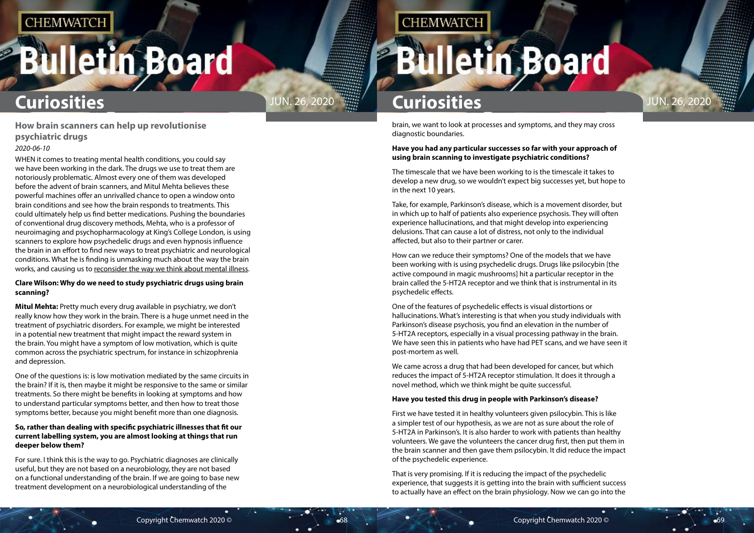## How brain scanners can help up revolutionise psychiatric drugs

*2020-06-10*

WHEN it comes to treating mental health conditions, you could say we have been working in the dark. The drugs we use to treat them are notoriously problematic. Almost every one of them was developed before the advent of brain scanners, and Mitul Mehta believes these powerful machines offer an unrivalled chance to open a window onto brain conditions and see how the brain responds to treatments. This could ultimately help us find better medications. Pushing the boundaries of conventional drug discovery methods, Mehta, who is a professor of neuroimaging and psychopharmacology at King's College London, is using scanners to explore how psychedelic drugs and even hypnosis influence the brain in an effort to find new ways to treat psychiatric and neurological conditions. What he is finding is unmasking much about the way the brain works, and causing us to reconsider the way we think about mental illness.

**Clare Wilson: Why do we need to study psychiatric drugs using brain scanning?**

**Mitul Mehta:** Pretty much every drug available in psychiatry, we don't really know how they work in the brain. There is a huge unmet need in the treatment of psychiatric disorders. For example, we might be interested in a potential new treatment that might impact the reward system in the brain. You might have a symptom of low motivation, which is quite common across the psychiatric spectrum, for instance in schizophrenia and depression.

One of the questions is: is low motivation mediated by the same circuits in the brain? If it is, then maybe it might be responsive to the same or similar treatments. So there might be benefits in looking at symptoms and how to understand particular symptoms better, and then how to treat those symptoms better, because you might benefit more than one diagnosis.

**So, rather than dealing with specific psychiatric illnesses that fit our current labelling system, you are almost looking at things that run deeper below them?**

For sure. I think this is the way to go. Psychiatric diagnoses are clinically useful, but they are not based on a neurobiology, they are not based on a functional understanding of the brain. If we are going to base new treatment development on a neurobiological understanding of the brain, we want to look at processes and symptoms, and they may cross diagnostic boundaries.

**Have you had any particular successes so far with your approach of using brain scanning to investigate psychiatric conditions?**

The timescale that we have been working to is the timescale it takes to develop a new drug, so we wouldn't expect big successes yet, but hope to in the next 10 years.

Take, for example, Parkinson's disease, which is a movement disorder, but in which up to half of patients also experience psychosis. They will often experience hallucinations, and that might develop into experiencing delusions. That can cause a lot of distress, not only to the individual affected, but also to their partner or carer.

How can we reduce their symptoms? One of the models that we have been working with is using psychedelic drugs. Drugs like psilocybin [the active compound in magic mushrooms] hit a particular receptor in the brain called the 5-HT2A receptor and we think that is instrumental in its psychedelic effects.

One of the features of psychedelic effects is visual distortions or hallucinations. What's interesting is that when you study individuals with Parkinson's disease psychosis, you find an elevation in the number of 5-HT2A receptors, especially in a visual processing pathway in the brain. We have seen this in patients who have had PET scans, and we have seen it post-mortem as well.

We came across a drug that had been developed for cancer, but which reduces the impact of 5-HT2A receptor stimulation. It does it through a novel method, which we think might be quite successful.

**Have you tested this drug in people with Parkinson's disease?**

First we have tested it in healthy volunteers given psilocybin. This is like a simpler test of our hypothesis, as we are not as sure about the role of 5-HT2A in Parkinson's. It is also harder to work with patients than healthy volunteers. We gave the volunteers the cancer drug first, then put them in the brain scanner and then gave them psilocybin. It did reduce the impact of the psychedelic experience.

That is very promising. If it is reducing the impact of the psychedelic experience, that suggests it is getting into the brain with sufficient success to actually have an effect on the brain physiology. Now we can go into the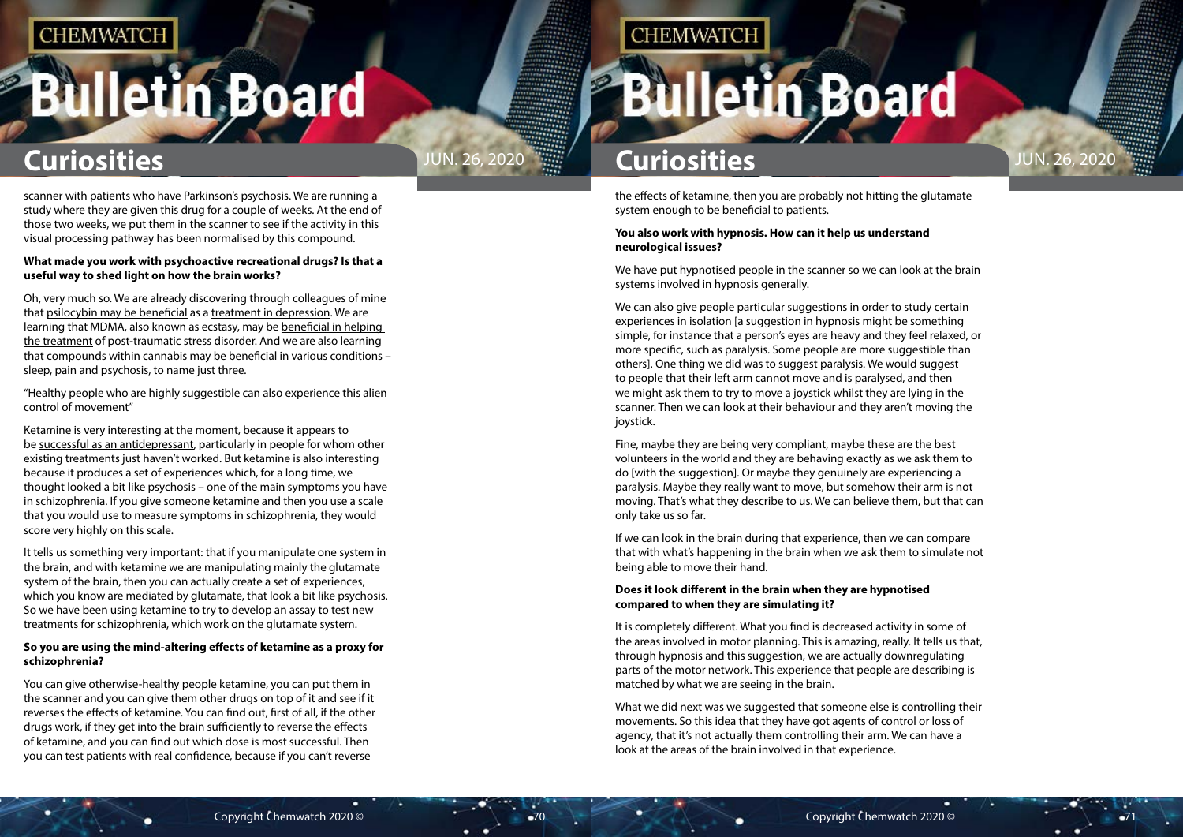scanner with patients who have Parkinson's psychosis. We are running a study where they are given this drug for a couple of weeks. At the end of those two weeks, we put them in the scanner to see if the activity in this visual processing pathway has been normalised by this compound.

**What made you work with psychoactive recreational drugs? Is that a useful way to shed light on how the brain works?**

Oh, very much so. We are already discovering through colleagues of mine that psilocybin may be beneficial as a treatment in depression. We are learning that MDMA, also known as ecstasy, may be beneficial in helping the treatment of post-traumatic stress disorder. And we are also learning that compounds within cannabis may be beneficial in various conditions – sleep, pain and psychosis, to name just three.

"Healthy people who are highly suggestible can also experience this alien control of movement"

Ketamine is very interesting at the moment, because it appears to be successful as an antidepressant, particularly in people for whom other existing treatments just haven't worked. But ketamine is also interesting because it produces a set of experiences which, for a long time, we thought looked a bit like psychosis – one of the main symptoms you have in schizophrenia. If you give someone ketamine and then you use a scale that you would use to measure symptoms in schizophrenia, they would score very highly on this scale.

It tells us something very important: that if you manipulate one system in the brain, and with ketamine we are manipulating mainly the glutamate system of the brain, then you can actually create a set of experiences, which you know are mediated by glutamate, that look a bit like psychosis. So we have been using ketamine to try to develop an assay to test new treatments for schizophrenia, which work on the glutamate system.

**So you are using the mind-altering effects of ketamine as a proxy for schizophrenia?**

You can give otherwise-healthy people ketamine, you can put them in the scanner and you can give them other drugs on top of it and see if it reverses the effects of ketamine. You can find out, first of all, if the other drugs work, if they get into the brain sufficiently to reverse the effects of ketamine, and you can find out which dose is most successful. Then you can test patients with real confidence, because if you can't reverse the effects of ketamine, then you are probably not hitting the glutamate system enough to be beneficial to patients.

**You also work with hypnosis. How can it help us understand neurological issues?**

We have put hypnotised people in the scanner so we can look at the brain systems involved in hypnosis generally.

We can also give people particular suggestions in order to study certain experiences in isolation [a suggestion in hypnosis might be something simple, for instance that a person's eyes are heavy and they feel relaxed, or more specific, such as paralysis. Some people are more suggestible than others]. One thing we did was to suggest paralysis. We would suggest to people that their left arm cannot move and is paralysed, and then we might ask them to try to move a joystick whilst they are lying in the scanner. Then we can look at their behaviour and they aren't moving the joystick.

Fine, maybe they are being very compliant, maybe these are the best volunteers in the world and they are behaving exactly as we ask them to do [with the suggestion]. Or maybe they genuinely are experiencing a paralysis. Maybe they really want to move, but somehow their arm is not moving. That's what they describe to us. We can believe them, but that can only take us so far.

If we can look in the brain during that experience, then we can compare that with what's happening in the brain when we ask them to simulate not being able to move their hand.

**Does it look different in the brain when they are hypnotised compared to when they are simulating it?**

It is completely different. What you find is decreased activity in some of the areas involved in motor planning. This is amazing, really. It tells us that, through hypnosis and this suggestion, we are actually downregulating parts of the motor network. This experience that people are describing is matched by what we are seeing in the brain.

What we did next was we suggested that someone else is controlling their movements. So this idea that they have got agents of control or loss of agency, that it's not actually them controlling their arm. We can have a look at the areas of the brain involved in that experience.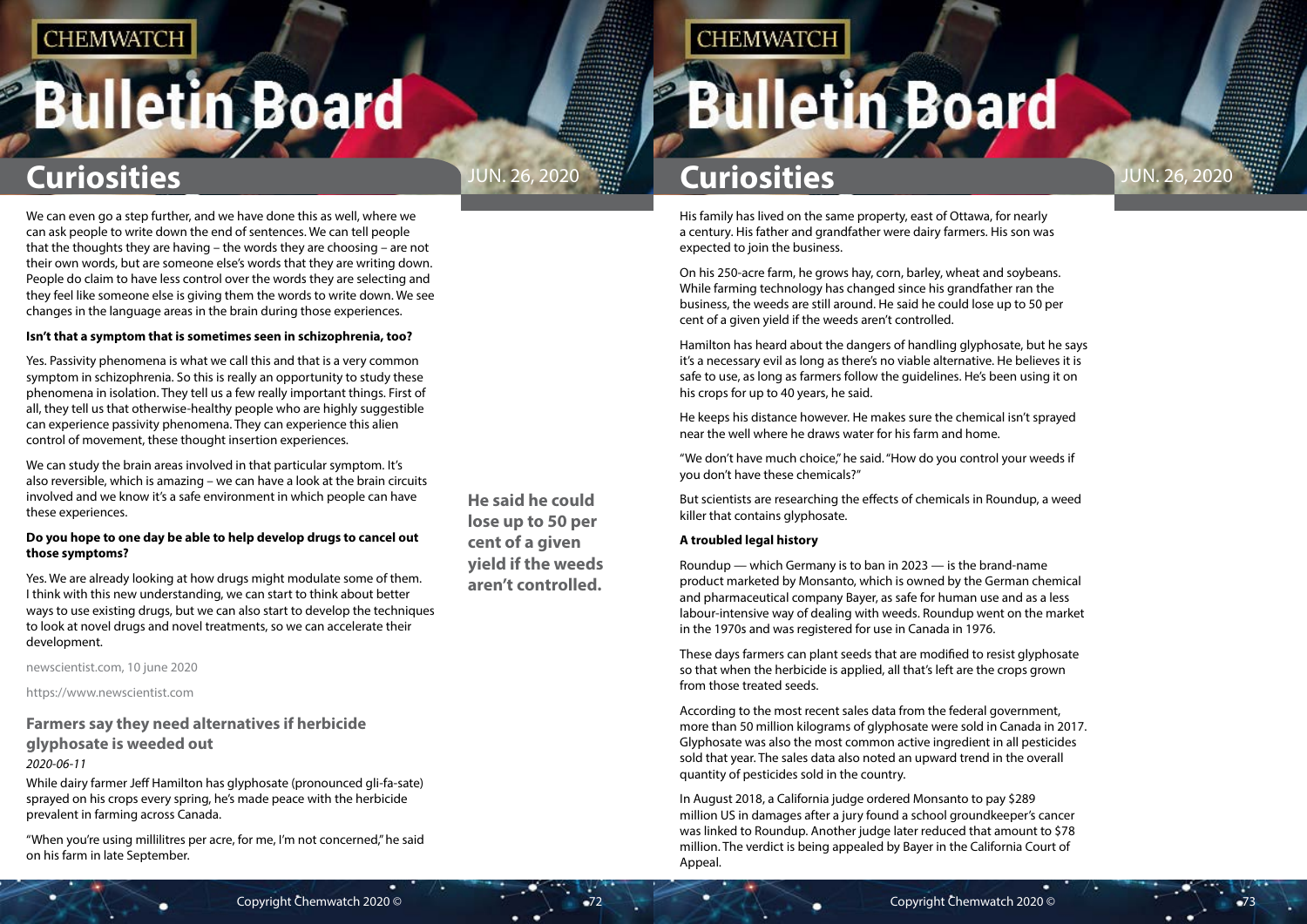We can even go a step further, and we have done this as well, where we can ask people to write down the end of sentences. We can tell people that the thoughts they are having – the words they are choosing – are not their own words, but are someone else's words that they are writing down. People do claim to have less control over the words they are selecting and they feel like someone else is giving them the words to write down. We see changes in the language areas in the brain during those experiences.

**Isn't that a symptom that is sometimes seen in schizophrenia, too?**

Yes. Passivity phenomena is what we call this and that is a very common symptom in schizophrenia. So this is really an opportunity to study these phenomena in isolation. They tell us a few really important things. First of all, they tell us that otherwise-healthy people who are highly suggestible can experience passivity phenomena. They can experience this alien control of movement, these thought insertion experiences.

We can study the brain areas involved in that particular symptom. It's also reversible, which is amazing – we can have a look at the brain circuits involved and we know it's a safe environment in which people can have these experiences.

**Do you hope to one day be able to help develop drugs to cancel out those symptoms?**

Yes. We are already looking at how drugs might modulate some of them. I think with this new understanding, we can start to think about better ways to use existing drugs, but we can also start to develop the techniques to look at novel drugs and novel treatments, so we can accelerate their development.

newscientist.com, 10 june 2020

https://www.newscientist.com

## Farmers say they need alternatives if herbicide glyphosate is weeded out

*2020-06-11*

While dairy farmer Jeff Hamilton has glyphosate (pronounced gli-fa-sate) sprayed on his crops every spring, he's made peace with the herbicide prevalent in farming across Canada.

"When you're using millilitres per acre, for me, I'm not concerned," he said on his farm in late September.

**He said he could lose up to 50 per cent of a given yield if the weeds aren't controlled.**

His family has lived on the same property, east of Ottawa, for nearly a century. His father and grandfather were dairy farmers. His son was expected to join the business.

On his 250-acre farm, he grows hay, corn, barley, wheat and soybeans. While farming technology has changed since his grandfather ran the business, the weeds are still around. He said he could lose up to 50 per cent of a given yield if the weeds aren't controlled.

Hamilton has heard about the dangers of handling glyphosate, but he says it's a necessary evil as long as there's no viable alternative. He believes it is safe to use, as long as farmers follow the guidelines. He's been using it on his crops for up to 40 years, he said.

He keeps his distance however. He makes sure the chemical isn't sprayed near the well where he draws water for his farm and home.

"We don't have much choice," he said. "How do you control your weeds if you don't have these chemicals?"

But scientists are researching the effects of chemicals in Roundup, a weed killer that contains glyphosate.

**A troubled legal history**

Roundup — which Germany is to ban in 2023 — is the brand-name product marketed by Monsanto, which is owned by the German chemical and pharmaceutical company Bayer, as safe for human use and as a less labour-intensive way of dealing with weeds. Roundup went on the market in the 1970s and was registered for use in Canada in 1976.

These days farmers can plant seeds that are modified to resist glyphosate so that when the herbicide is applied, all that's left are the crops grown from those treated seeds.

According to the most recent sales data from the federal government, more than 50 million kilograms of glyphosate were sold in Canada in 2017. Glyphosate was also the most common active ingredient in all pesticides sold that year. The sales data also noted an upward trend in the overall quantity of pesticides sold in the country.

In August 2018, a California judge ordered Monsanto to pay $289 million US in damages after a jury found a school groundkeeper's cancer was linked to Roundup. Another judge later reduced that amount to $78 million. The verdict is being appealed by Bayer in the California Court of Appeal.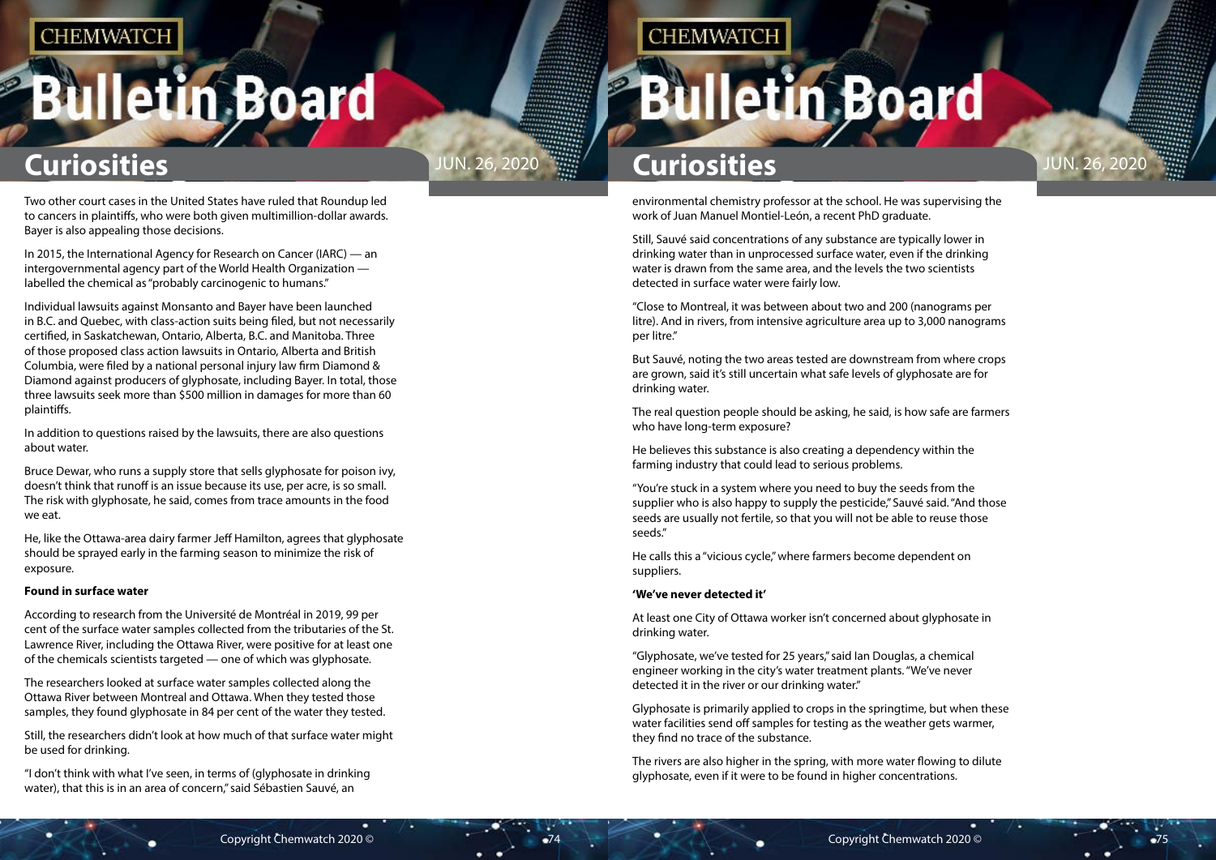Two other court cases in the United States have ruled that Roundup led to cancers in plaintiffs, who were both given multimillion-dollar awards. Bayer is also appealing those decisions.

In 2015, the International Agency for Research on Cancer (IARC) — an intergovernmental agency part of the World Health Organization — labelled the chemical as "probably carcinogenic to humans."

Individual lawsuits against Monsanto and Bayer have been launched in B.C. and Quebec, with class-action suits being filed, but not necessarily certified, in Saskatchewan, Ontario, Alberta, B.C. and Manitoba. Three of those proposed class action lawsuits in Ontario, Alberta and British Columbia, were filed by a national personal injury law firm Diamond & Diamond against producers of glyphosate, including Bayer. In total, those three lawsuits seek more than $500 million in damages for more than 60 plaintiffs.

In addition to questions raised by the lawsuits, there are also questions about water.

Bruce Dewar, who runs a supply store that sells glyphosate for poison ivy, doesn't think that runoff is an issue because its use, per acre, is so small. The risk with glyphosate, he said, comes from trace amounts in the food we eat.

He, like the Ottawa-area dairy farmer Jeff Hamilton, agrees that glyphosate should be sprayed early in the farming season to minimize the risk of exposure.

**Found in surface water**

According to research from the Université de Montréal in 2019, 99 per cent of the surface water samples collected from the tributaries of the St. Lawrence River, including the Ottawa River, were positive for at least one of the chemicals scientists targeted — one of which was glyphosate.

The researchers looked at surface water samples collected along the Ottawa River between Montreal and Ottawa. When they tested those samples, they found glyphosate in 84 per cent of the water they tested.

Still, the researchers didn't look at how much of that surface water might be used for drinking.

"I don't think with what I've seen, in terms of (glyphosate in drinking water), that this is in an area of concern," said Sébastien Sauvé, an environmental chemistry professor at the school. He was supervising the work of Juan Manuel Montiel-León, a recent PhD graduate.

Still, Sauvé said concentrations of any substance are typically lower in drinking water than in unprocessed surface water, even if the drinking water is drawn from the same area, and the levels the two scientists detected in surface water were fairly low.

"Close to Montreal, it was between about two and 200 (nanograms per litre). And in rivers, from intensive agriculture area up to 3,000 nanograms per litre."

But Sauvé, noting the two areas tested are downstream from where crops are grown, said it's still uncertain what safe levels of glyphosate are for drinking water.

The real question people should be asking, he said, is how safe are farmers who have long-term exposure?

He believes this substance is also creating a dependency within the farming industry that could lead to serious problems.

"You're stuck in a system where you need to buy the seeds from the supplier who is also happy to supply the pesticide," Sauvé said. "And those seeds are usually not fertile, so that you will not be able to reuse those seeds."

He calls this a "vicious cycle," where farmers become dependent on suppliers.

**'We've never detected it'**

At least one City of Ottawa worker isn't concerned about glyphosate in drinking water.

"Glyphosate, we've tested for 25 years," said Ian Douglas, a chemical engineer working in the city's water treatment plants. "We've never detected it in the river or our drinking water."

Glyphosate is primarily applied to crops in the springtime, but when these water facilities send off samples for testing as the weather gets warmer, they find no trace of the substance.

The rivers are also higher in the spring, with more water flowing to dilute glyphosate, even if it were to be found in higher concentrations.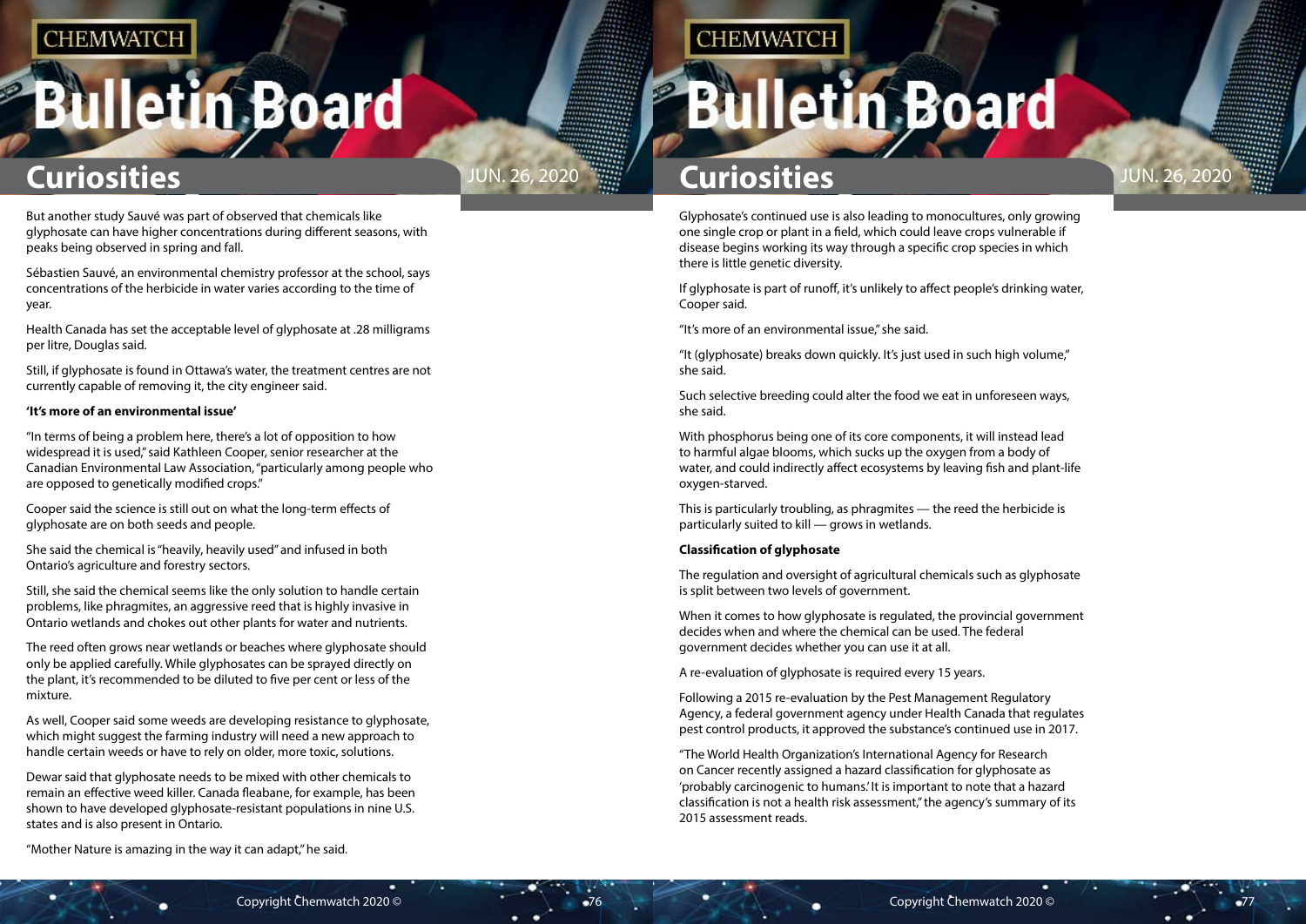But another study Sauvé was part of observed that chemicals like glyphosate can have higher concentrations during different seasons, with peaks being observed in spring and fall.

Sébastien Sauvé, an environmental chemistry professor at the school, says concentrations of the herbicide in water varies according to the time of year.

Health Canada has set the acceptable level of glyphosate at .28 milligrams per litre, Douglas said.

Still, if glyphosate is found in Ottawa's water, the treatment centres are not currently capable of removing it, the city engineer said.

**'It's more of an environmental issue'**

"In terms of being a problem here, there's a lot of opposition to how widespread it is used," said Kathleen Cooper, senior researcher at the Canadian Environmental Law Association, "particularly among people who are opposed to genetically modified crops."

Cooper said the science is still out on what the long-term effects of glyphosate are on both seeds and people.

She said the chemical is "heavily, heavily used" and infused in both Ontario's agriculture and forestry sectors.

Still, she said the chemical seems like the only solution to handle certain problems, like phragmites, an aggressive reed that is highly invasive in Ontario wetlands and chokes out other plants for water and nutrients.

The reed often grows near wetlands or beaches where glyphosate should only be applied carefully. While glyphosates can be sprayed directly on the plant, it's recommended to be diluted to five per cent or less of the mixture.

As well, Cooper said some weeds are developing resistance to glyphosate, which might suggest the farming industry will need a new approach to handle certain weeds or have to rely on older, more toxic, solutions.

Dewar said that glyphosate needs to be mixed with other chemicals to remain an effective weed killer. Canada fleabane, for example, has been shown to have developed glyphosate-resistant populations in nine U.S. states and is also present in Ontario.

"Mother Nature is amazing in the way it can adapt," he said.

Glyphosate's continued use is also leading to monocultures, only growing one single crop or plant in a field, which could leave crops vulnerable if disease begins working its way through a specific crop species in which there is little genetic diversity.

If glyphosate is part of runoff, it's unlikely to affect people's drinking water, Cooper said.

"It's more of an environmental issue," she said.

"It (glyphosate) breaks down quickly. It's just used in such high volume," she said.

Such selective breeding could alter the food we eat in unforeseen ways, she said.

With phosphorus being one of its core components, it will instead lead to harmful algae blooms, which sucks up the oxygen from a body of water, and could indirectly affect ecosystems by leaving fish and plant-life oxygen-starved.

This is particularly troubling, as phragmites — the reed the herbicide is particularly suited to kill — grows in wetlands.

**Classification of glyphosate**

The regulation and oversight of agricultural chemicals such as glyphosate is split between two levels of government.

When it comes to how glyphosate is regulated, the provincial government decides when and where the chemical can be used. The federal government decides whether you can use it at all.

A re-evaluation of glyphosate is required every 15 years.

Following a 2015 re-evaluation by the Pest Management Regulatory Agency, a federal government agency under Health Canada that regulates pest control products, it approved the substance's continued use in 2017.

"The World Health Organization's International Agency for Research on Cancer recently assigned a hazard classification for glyphosate as 'probably carcinogenic to humans.' It is important to note that a hazard classification is not a health risk assessment," the agency's summary of its 2015 assessment reads.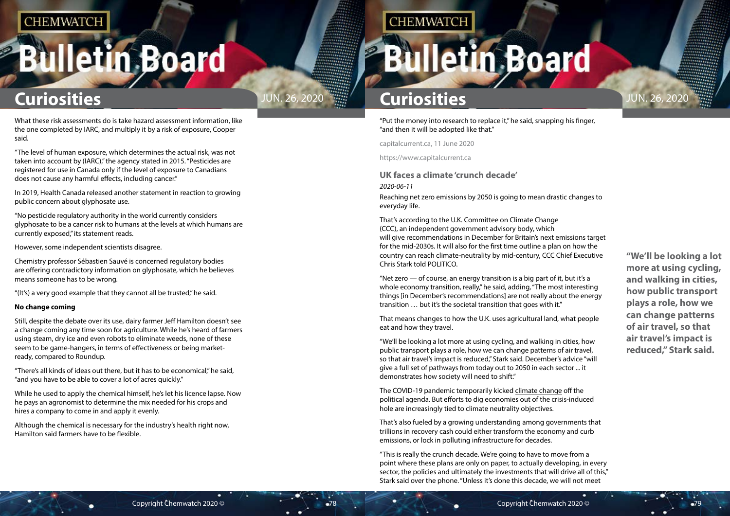What these risk assessments do is take hazard assessment information, like the one completed by IARC, and multiply it by a risk of exposure, Cooper said.

"The level of human exposure, which determines the actual risk, was not taken into account by (IARC)," the agency stated in 2015. "Pesticides are registered for use in Canada only if the level of exposure to Canadians does not cause any harmful effects, including cancer."

In 2019, Health Canada released another statement in reaction to growing public concern about glyphosate use.

"No pesticide regulatory authority in the world currently considers glyphosate to be a cancer risk to humans at the levels at which humans are currently exposed," its statement reads.

However, some independent scientists disagree.

Chemistry professor Sébastien Sauvé is concerned regulatory bodies are offering contradictory information on glyphosate, which he believes means someone has to be wrong.

"(It's) a very good example that they cannot all be trusted," he said.

**No change coming**

Still, despite the debate over its use, dairy farmer Jeff Hamilton doesn't see a change coming any time soon for agriculture. While he's heard of farmers using steam, dry ice and even robots to eliminate weeds, none of these seem to be game-hangers, in terms of effectiveness or being market-ready, compared to Roundup.

"There's all kinds of ideas out there, but it has to be economical," he said, "and you have to be able to cover a lot of acres quickly."

While he used to apply the chemical himself, he's let his licence lapse. Now he pays an agronomist to determine the mix needed for his crops and hires a company to come in and apply it evenly.

Although the chemical is necessary for the industry's health right now, Hamilton said farmers have to be flexible.

"Put the money into research to replace it," he said, snapping his finger, "and then it will be adopted like that."

capitalcurrent.ca, 11 June 2020

https://www.capitalcurrent.ca

## UK faces a climate 'crunch decade'

*2020-06-11*

Reaching net zero emissions by 2050 is going to mean drastic changes to everyday life.

That's according to the U.K. Committee on Climate Change (CCC), an independent government advisory body, which will give recommendations in December for Britain's next emissions target for the mid-2030s. It will also for the first time outline a plan on how the country can reach climate-neutrality by mid-century, CCC Chief Executive Chris Stark told POLITICO.

"Net zero — of course, an energy transition is a big part of it, but it's a whole economy transition, really," he said, adding, "The most interesting things [in December's recommendations] are not really about the energy transition … but it's the societal transition that goes with it."

That means changes to how the U.K. uses agricultural land, what people eat and how they travel.

"We'll be looking a lot more at using cycling, and walking in cities, how public transport plays a role, how we can change patterns of air travel, so that air travel's impact is reduced," Stark said. December's advice "will give a full set of pathways from today out to 2050 in each sector ... it demonstrates how society will need to shift."

**"We'll be looking a lot more at using cycling, and walking in cities, how public transport plays a role, how we can change patterns of air travel, so that air travel's impact is reduced," Stark said.**

The COVID-19 pandemic temporarily kicked climate change off the political agenda. But efforts to dig economies out of the crisis-induced hole are increasingly tied to climate neutrality objectives.

That's also fueled by a growing understanding among governments that trillions in recovery cash could either transform the economy and curb emissions, or lock in polluting infrastructure for decades.

"This is really the crunch decade. We're going to have to move from a point where these plans are only on paper, to actually developing, in every sector, the policies and ultimately the investments that will drive all of this," Stark said over the phone. "Unless it's done this decade, we will not meet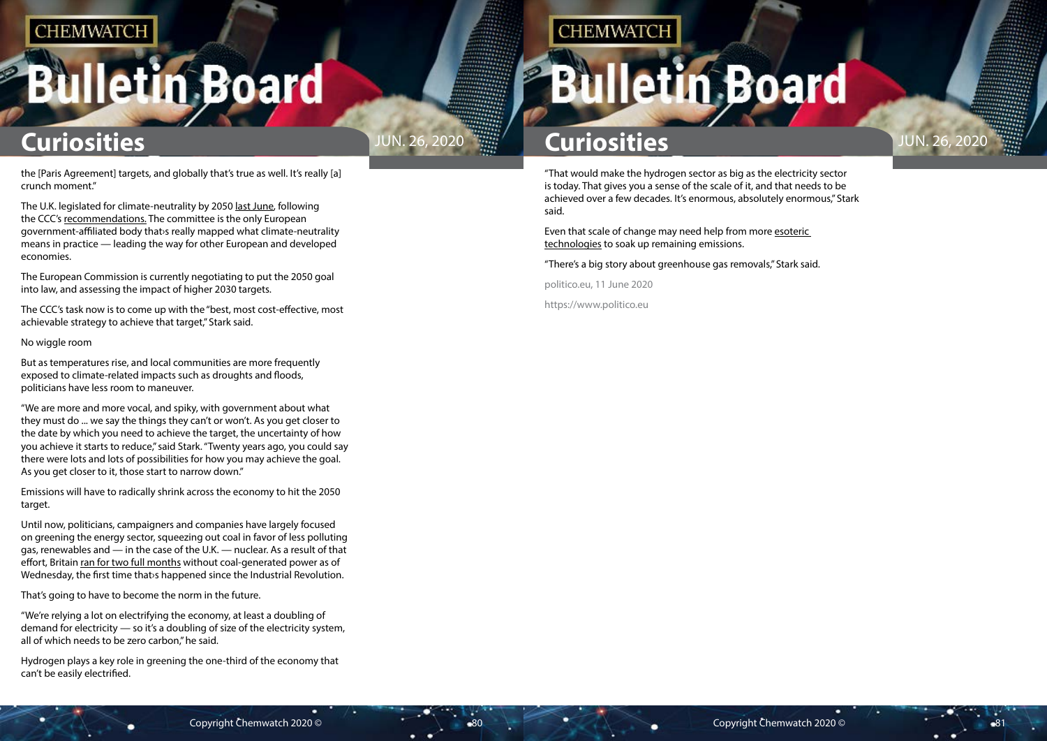the [Paris Agreement] targets, and globally that's true as well. It's really [a] crunch moment."

The U.K. legislated for climate-neutrality by 2050 last June, following the CCC's recommendations. The committee is the only European government-affiliated body that›s really mapped what climate-neutrality means in practice — leading the way for other European and developed economies.

The European Commission is currently negotiating to put the 2050 goal into law, and assessing the impact of higher 2030 targets.

The CCC's task now is to come up with the "best, most cost-effective, most achievable strategy to achieve that target," Stark said.

No wiggle room

But as temperatures rise, and local communities are more frequently exposed to climate-related impacts such as droughts and floods, politicians have less room to maneuver.

"We are more and more vocal, and spiky, with government about what they must do ... we say the things they can't or won't. As you get closer to the date by which you need to achieve the target, the uncertainty of how you achieve it starts to reduce," said Stark. "Twenty years ago, you could say there were lots and lots of possibilities for how you may achieve the goal. As you get closer to it, those start to narrow down."

Emissions will have to radically shrink across the economy to hit the 2050 target.

Until now, politicians, campaigners and companies have largely focused on greening the energy sector, squeezing out coal in favor of less polluting gas, renewables and — in the case of the U.K. — nuclear. As a result of that effort, Britain ran for two full months without coal-generated power as of Wednesday, the first time that›s happened since the Industrial Revolution.

That's going to have to become the norm in the future.

"We're relying a lot on electrifying the economy, at least a doubling of demand for electricity — so it's a doubling of size of the electricity system, all of which needs to be zero carbon," he said.

Hydrogen plays a key role in greening the one-third of the economy that can't be easily electrified.

"That would make the hydrogen sector as big as the electricity sector is today. That gives you a sense of the scale of it, and that needs to be achieved over a few decades. It's enormous, absolutely enormous," Stark said.

Even that scale of change may need help from more esoteric technologies to soak up remaining emissions.

"There's a big story about greenhouse gas removals," Stark said.

politico.eu, 11 June 2020

https://www.politico.eu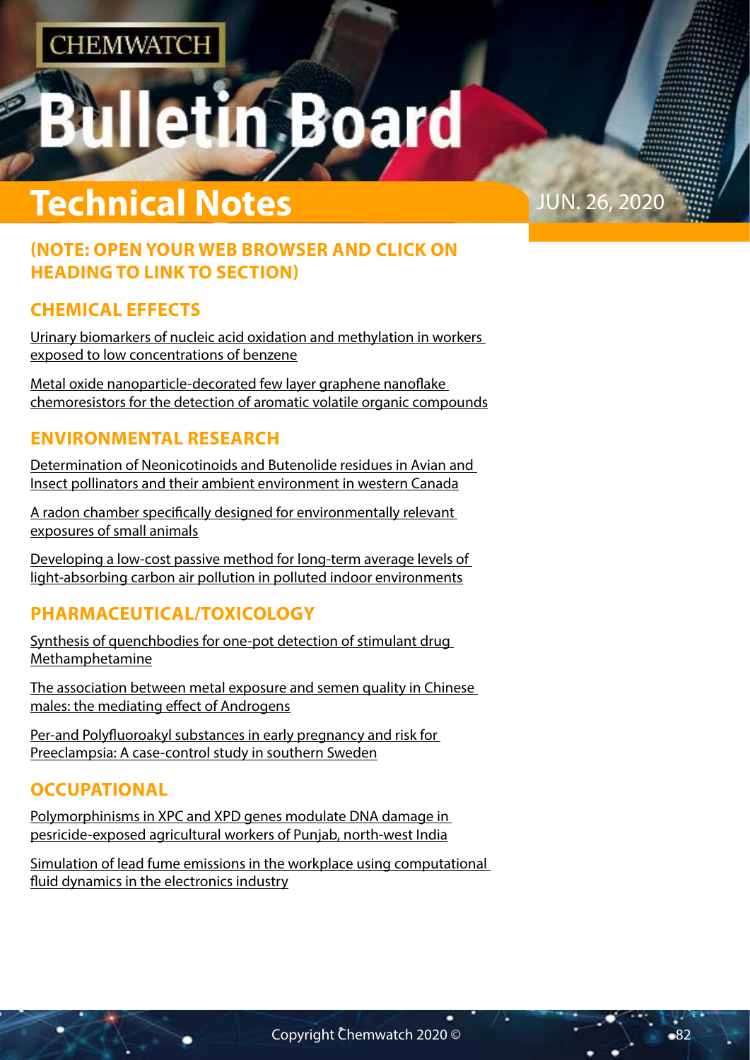CHEMWATCH

# Bulletin Board

## Technical Notes

JUN. 26, 2020

### (NOTE: OPEN YOUR WEB BROWSER AND CLICK ON HEADING TO LINK TO SECTION)

### CHEMICAL EFFECTS

Urinary biomarkers of nucleic acid oxidation and methylation in workers exposed to low concentrations of benzene

Metal oxide nanoparticle-decorated few layer graphene nanoflake chemoresistors for the detection of aromatic volatile organic compounds

### ENVIRONMENTAL RESEARCH

Determination of Neonicotinoids and Butenolide residues in Avian and Insect pollinators and their ambient environment in western Canada

A radon chamber specifically designed for environmentally relevant exposures of small animals

Developing a low-cost passive method for long-term average levels of light-absorbing carbon air pollution in polluted indoor environments

### PHARMACEUTICAL/TOXICOLOGY

Synthesis of quenchbodies for one-pot detection of stimulant drug Methamphetamine

The association between metal exposure and semen quality in Chinese males: the mediating effect of Androgens

Per-and Polyfluoroakyl substances in early pregnancy and risk for Preeclampsia: A case-control study in southern Sweden

### OCCUPATIONAL

Polymorphinisms in XPC and XPD genes modulate DNA damage in pesricide-exposed agricultural workers of Punjab, north-west India

Simulation of lead fume emissions in the workplace using computational fluid dynamics in the electronics industry